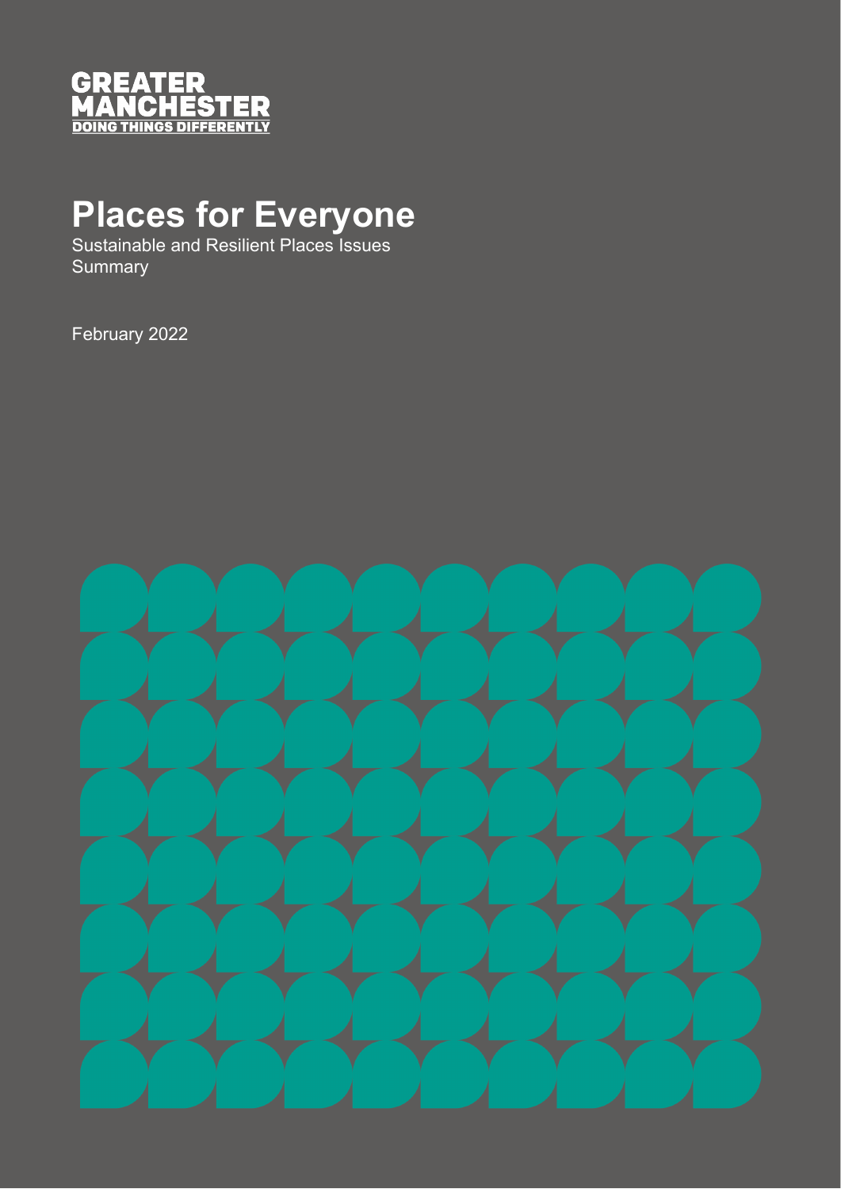GREATER MANCHESTER
DOING THINGS DIFFERENTLY

# Places for Everyone

Sustainable and Resilient Places Issues Summary

February 2022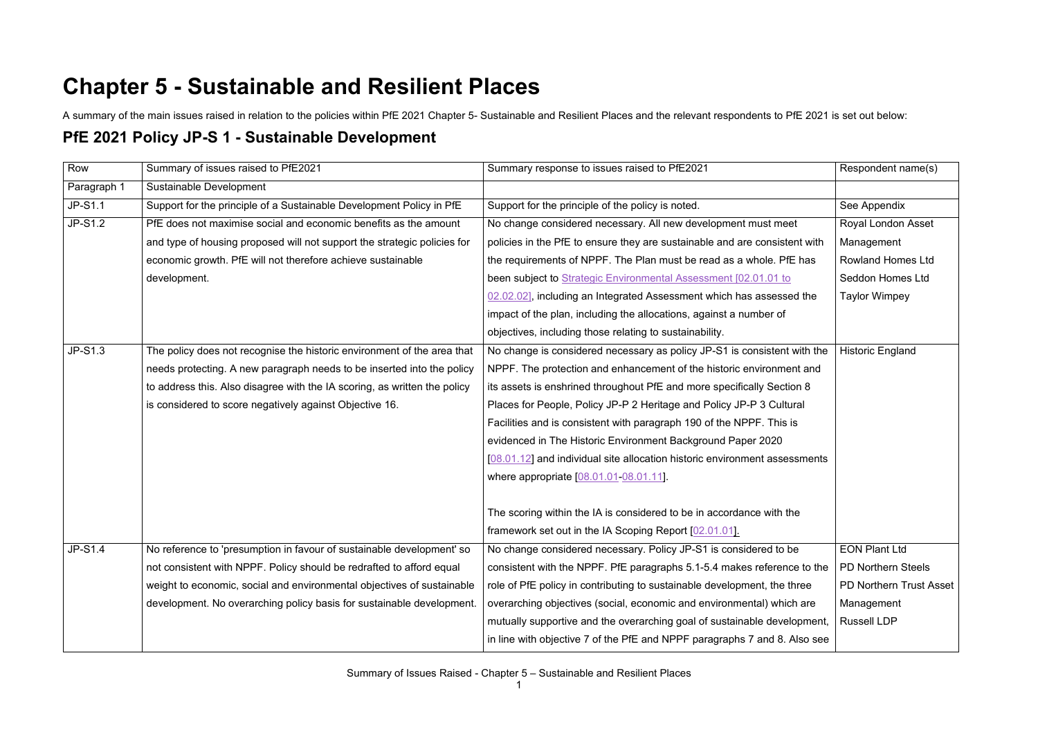# Chapter 5 - Sustainable and Resilient Places

A summary of the main issues raised in relation to the policies within PfE 2021 Chapter 5- Sustainable and Resilient Places and the relevant respondents to PfE 2021 is set out below:

## PfE 2021 Policy JP-S 1 - Sustainable Development

| Row | Summary of issues raised to PfE2021 | Summary response to issues raised to PfE2021 | Respondent name(s) |
|---|---|---|---|
| Paragraph 1 | Sustainable Development | | |
| JP-S1.1 | Support for the principle of a Sustainable Development Policy in PfE | Support for the principle of the policy is noted. | See Appendix |
| JP-S1.2 | PfE does not maximise social and economic benefits as the amount and type of housing proposed will not support the strategic policies for economic growth. PfE will not therefore achieve sustainable development. | No change considered necessary. All new development must meet policies in the PfE to ensure they are sustainable and are consistent with the requirements of NPPF. The Plan must be read as a whole. PfE has been subject to Strategic Environmental Assessment [02.01.01 to 02.02.02], including an Integrated Assessment which has assessed the impact of the plan, including the allocations, against a number of objectives, including those relating to sustainability. | Royal London Asset Management<br>Rowland Homes Ltd<br>Seddon Homes Ltd<br>Taylor Wimpey |
| JP-S1.3 | The policy does not recognise the historic environment of the area that needs protecting. A new paragraph needs to be inserted into the policy to address this. Also disagree with the IA scoring, as written the policy is considered to score negatively against Objective 16. | No change is considered necessary as policy JP-S1 is consistent with the NPPF. The protection and enhancement of the historic environment and its assets is enshrined throughout PfE and more specifically Section 8 Places for People, Policy JP-P 2 Heritage and Policy JP-P 3 Cultural Facilities and is consistent with paragraph 190 of the NPPF. This is evidenced in The Historic Environment Background Paper 2020 [08.01.12] and individual site allocation historic environment assessments where appropriate [08.01.01-08.01.11].<br><br>The scoring within the IA is considered to be in accordance with the framework set out in the IA Scoping Report [02.01.01]. | Historic England |
| JP-S1.4 | No reference to 'presumption in favour of sustainable development' so not consistent with NPPF. Policy should be redrafted to afford equal weight to economic, social and environmental objectives of sustainable development. No overarching policy basis for sustainable development. | No change considered necessary. Policy JP-S1 is considered to be consistent with the NPPF. PfE paragraphs 5.1-5.4 makes reference to the role of PfE policy in contributing to sustainable development, the three overarching objectives (social, economic and environmental) which are mutually supportive and the overarching goal of sustainable development, in line with objective 7 of the PfE and NPPF paragraphs 7 and 8. Also see | EON Plant Ltd<br>PD Northern Steels<br>PD Northern Trust Asset Management<br>Russell LDP |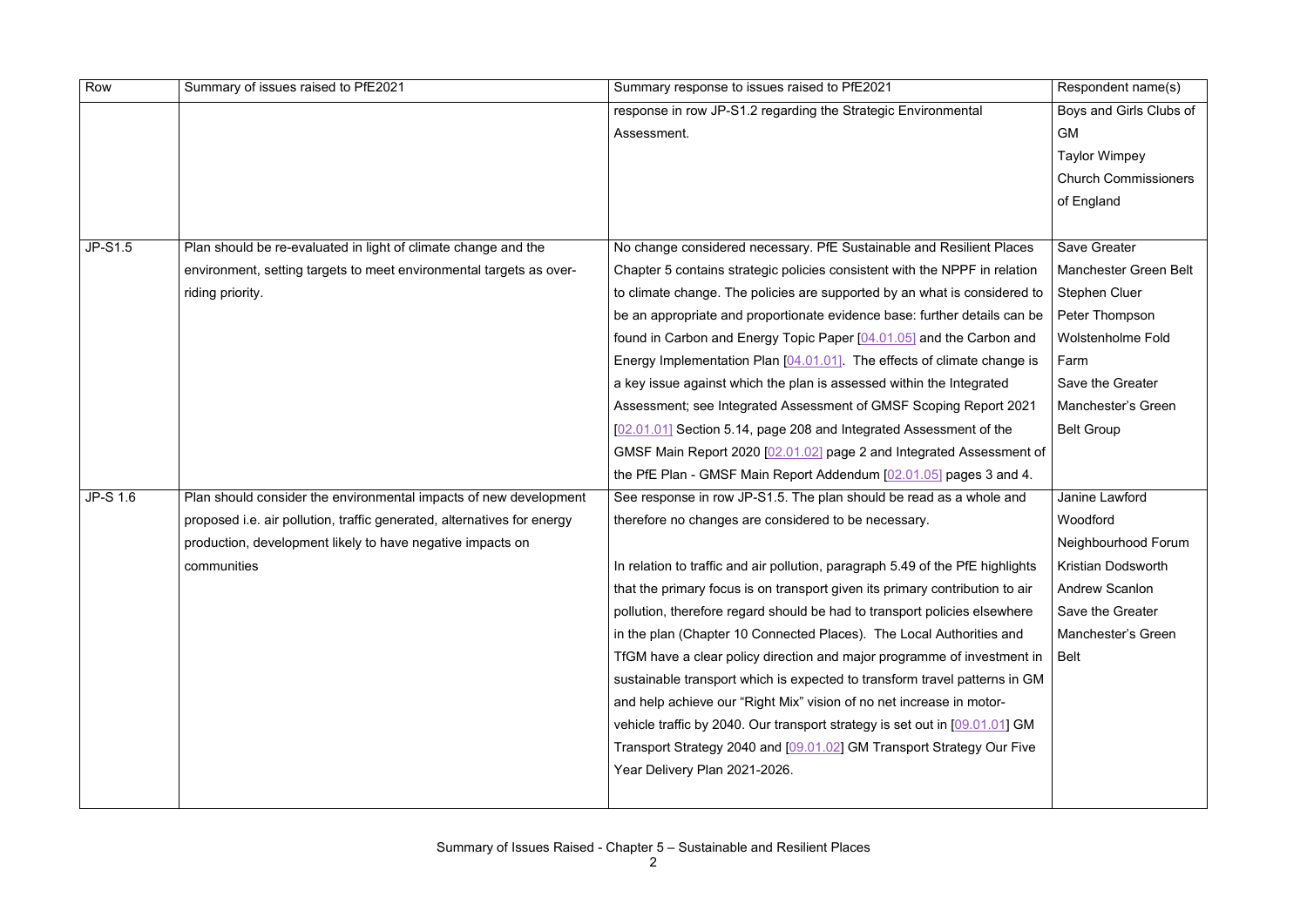| Row | Summary of issues raised to PfE2021 | Summary response to issues raised to PfE2021 | Respondent name(s) |
|---|---|---|---|
| | | response in row JP-S1.2 regarding the Strategic Environmental Assessment. | Boys and Girls Clubs of GM<br>Taylor Wimpey<br>Church Commissioners of England |
| JP-S1.5 | Plan should be re-evaluated in light of climate change and the environment, setting targets to meet environmental targets as over-riding priority. | No change considered necessary. PfE Sustainable and Resilient Places Chapter 5 contains strategic policies consistent with the NPPF in relation to climate change. The policies are supported by an what is considered to be an appropriate and proportionate evidence base: further details can be found in Carbon and Energy Topic Paper [04.01.05] and the Carbon and Energy Implementation Plan [04.01.01]. The effects of climate change is a key issue against which the plan is assessed within the Integrated Assessment; see Integrated Assessment of GMSF Scoping Report 2021 [02.01.01] Section 5.14, page 208 and Integrated Assessment of the GMSF Main Report 2020 [02.01.02] page 2 and Integrated Assessment of the PfE Plan - GMSF Main Report Addendum [02.01.05] pages 3 and 4. | Save Greater Manchester Green Belt<br>Stephen Cluer<br>Peter Thompson<br>Wolstenholme Fold Farm<br>Save the Greater Manchester's Green Belt Group |
| JP-S 1.6 | Plan should consider the environmental impacts of new development proposed i.e. air pollution, traffic generated, alternatives for energy production, development likely to have negative impacts on communities | See response in row JP-S1.5. The plan should be read as a whole and therefore no changes are considered to be necessary.<br><br>In relation to traffic and air pollution, paragraph 5.49 of the PfE highlights that the primary focus is on transport given its primary contribution to air pollution, therefore regard should be had to transport policies elsewhere in the plan (Chapter 10 Connected Places). The Local Authorities and TfGM have a clear policy direction and major programme of investment in sustainable transport which is expected to transform travel patterns in GM and help achieve our "Right Mix" vision of no net increase in motor-vehicle traffic by 2040. Our transport strategy is set out in [09.01.01] GM Transport Strategy 2040 and [09.01.02] GM Transport Strategy Our Five Year Delivery Plan 2021-2026. | Janine Lawford<br>Woodford Neighbourhood Forum<br>Kristian Dodsworth<br>Andrew Scanlon<br>Save the Greater Manchester's Green Belt |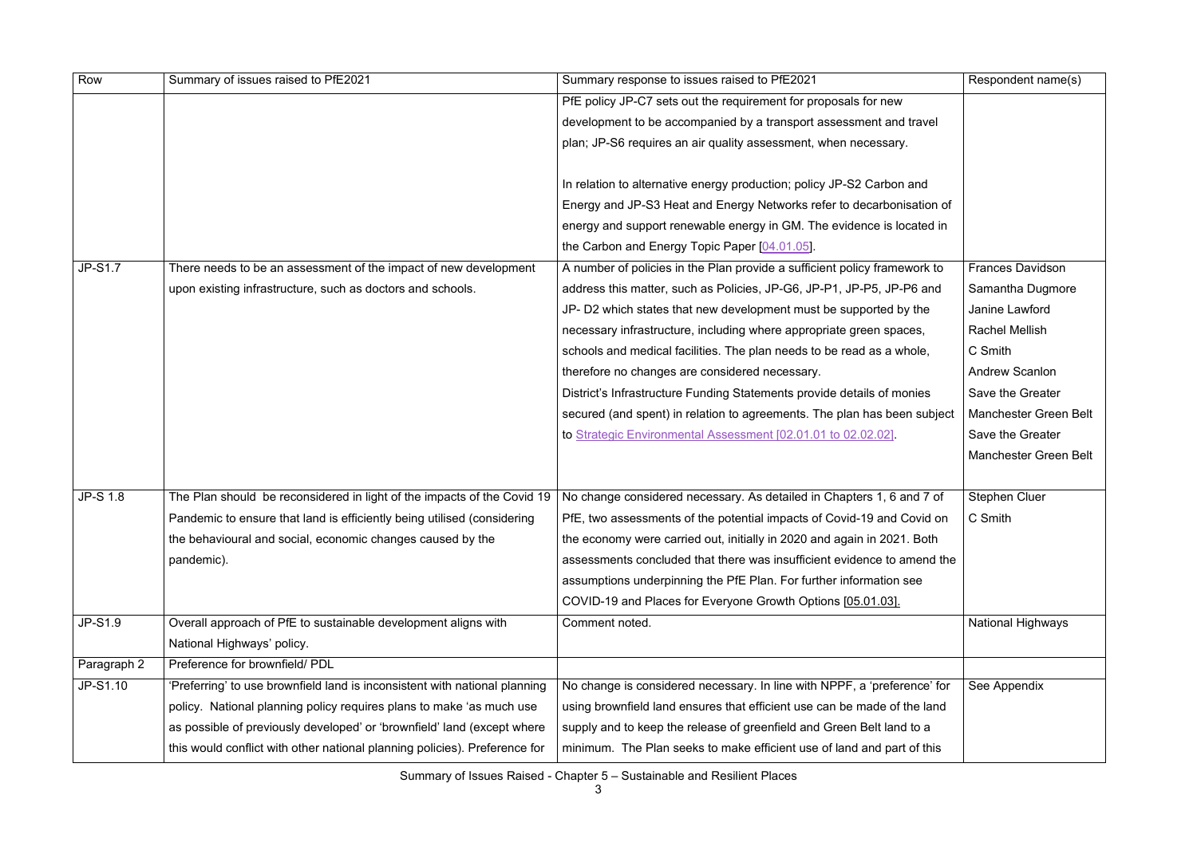| Row | Summary of issues raised to PfE2021 | Summary response to issues raised to PfE2021 | Respondent name(s) |
| --- | --- | --- | --- |
| | | PfE policy JP-C7 sets out the requirement for proposals for new development to be accompanied by a transport assessment and travel plan; JP-S6 requires an air quality assessment, when necessary.<br><br>In relation to alternative energy production; policy JP-S2 Carbon and Energy and JP-S3 Heat and Energy Networks refer to decarbonisation of energy and support renewable energy in GM. The evidence is located in the Carbon and Energy Topic Paper [04.01.05]. | |
| JP-S1.7 | There needs to be an assessment of the impact of new development upon existing infrastructure, such as doctors and schools. | A number of policies in the Plan provide a sufficient policy framework to address this matter, such as Policies, JP-G6, JP-P1, JP-P5, JP-P6 and JP- D2 which states that new development must be supported by the necessary infrastructure, including where appropriate green spaces, schools and medical facilities. The plan needs to be read as a whole, therefore no changes are considered necessary.<br>District's Infrastructure Funding Statements provide details of monies secured (and spent) in relation to agreements. The plan has been subject to Strategic Environmental Assessment [02.01.01 to 02.02.02]. | Frances Davidson<br>Samantha Dugmore<br>Janine Lawford<br>Rachel Mellish<br>C Smith<br>Andrew Scanlon<br>Save the Greater Manchester Green Belt<br>Save the Greater Manchester Green Belt |
| JP-S 1.8 | The Plan should be reconsidered in light of the impacts of the Covid 19 Pandemic to ensure that land is efficiently being utilised (considering the behavioural and social, economic changes caused by the pandemic). | No change considered necessary. As detailed in Chapters 1, 6 and 7 of PfE, two assessments of the potential impacts of Covid-19 and Covid on the economy were carried out, initially in 2020 and again in 2021. Both assessments concluded that there was insufficient evidence to amend the assumptions underpinning the PfE Plan. For further information see COVID-19 and Places for Everyone Growth Options [05.01.03]. | Stephen Cluer<br>C Smith |
| JP-S1.9 | Overall approach of PfE to sustainable development aligns with National Highways' policy. | Comment noted. | National Highways |
| Paragraph 2 | Preference for brownfield/ PDL | | |
| JP-S1.10 | 'Preferring' to use brownfield land is inconsistent with national planning policy. National planning policy requires plans to make 'as much use as possible of previously developed' or 'brownfield' land (except where this would conflict with other national planning policies). Preference for | No change is considered necessary. In line with NPPF, a 'preference' for using brownfield land ensures that efficient use can be made of the land supply and to keep the release of greenfield and Green Belt land to a minimum. The Plan seeks to make efficient use of land and part of this | See Appendix |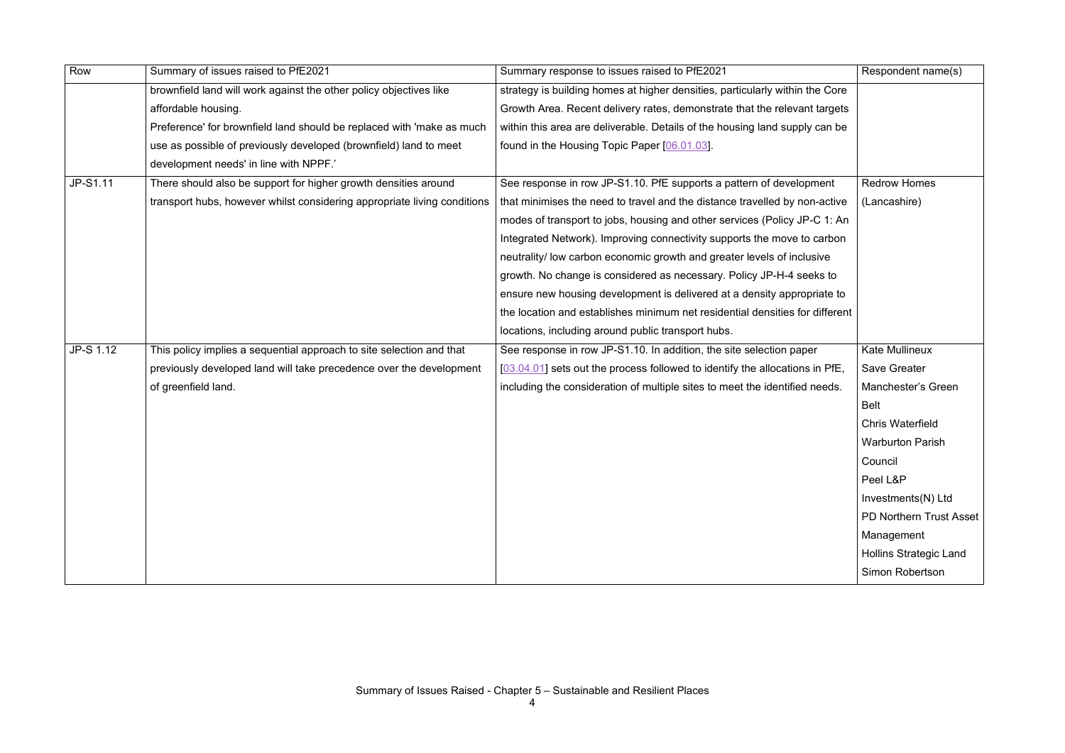| Row | Summary of issues raised to PfE2021 | Summary response to issues raised to PfE2021 | Respondent name(s) |
|---|---|---|---|
| | brownfield land will work against the other policy objectives like affordable housing. Preference' for brownfield land should be replaced with 'make as much use as possible of previously developed (brownfield) land to meet development needs' in line with NPPF.' | strategy is building homes at higher densities, particularly within the Core Growth Area. Recent delivery rates, demonstrate that the relevant targets within this area are deliverable. Details of the housing land supply can be found in the Housing Topic Paper [06.01.03]. | |
| JP-S1.11 | There should also be support for higher growth densities around transport hubs, however whilst considering appropriate living conditions | See response in row JP-S1.10. PfE supports a pattern of development that minimises the need to travel and the distance travelled by non-active modes of transport to jobs, housing and other services (Policy JP-C 1: An Integrated Network). Improving connectivity supports the move to carbon neutrality/ low carbon economic growth and greater levels of inclusive growth. No change is considered as necessary. Policy JP-H-4 seeks to ensure new housing development is delivered at a density appropriate to the location and establishes minimum net residential densities for different locations, including around public transport hubs. | Redrow Homes (Lancashire) |
| JP-S 1.12 | This policy implies a sequential approach to site selection and that previously developed land will take precedence over the development of greenfield land. | See response in row JP-S1.10. In addition, the site selection paper [03.04.01] sets out the process followed to identify the allocations in PfE, including the consideration of multiple sites to meet the identified needs. | Kate Mullineux<br>Save Greater Manchester's Green Belt<br>Chris Waterfield<br>Warburton Parish Council<br>Peel L&P Investments(N) Ltd<br>PD Northern Trust Asset Management<br>Hollins Strategic Land<br>Simon Robertson |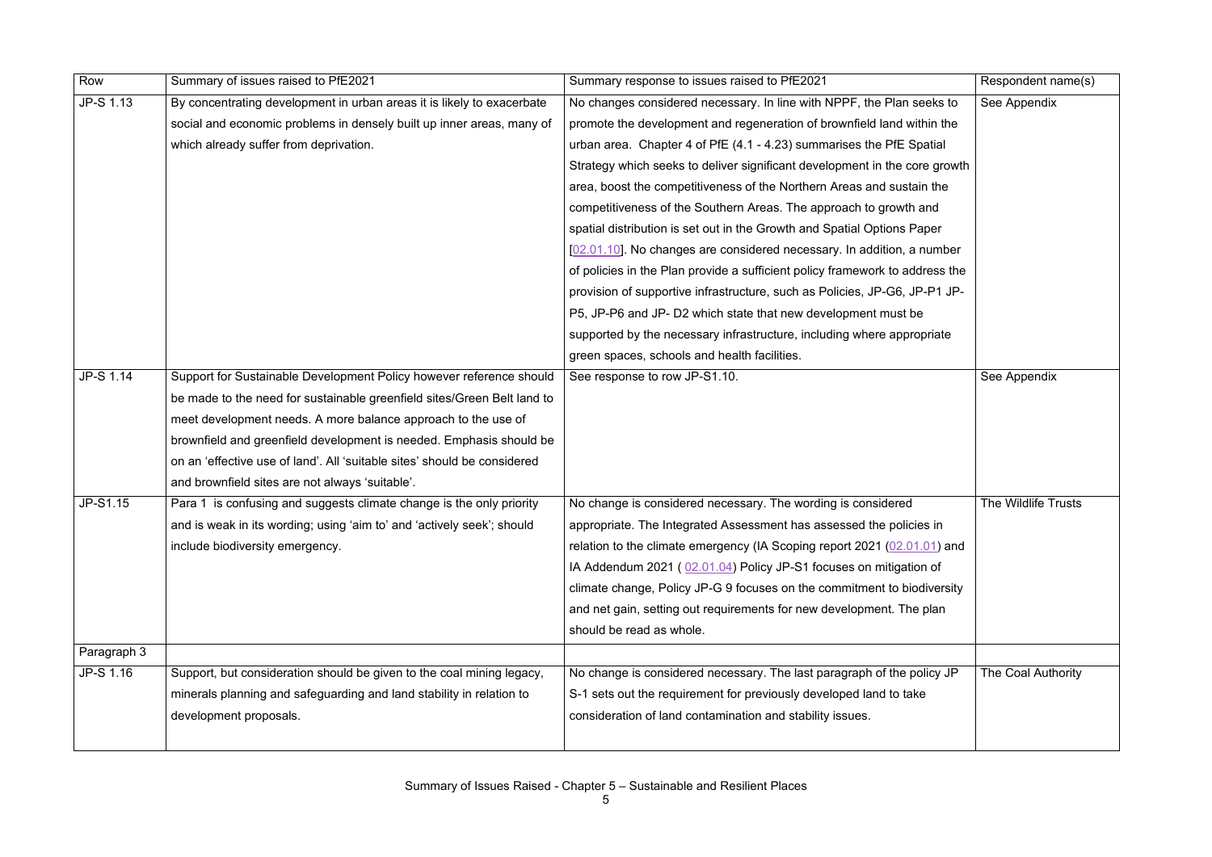| Row | Summary of issues raised to PfE2021 | Summary response to issues raised to PfE2021 | Respondent name(s) |
|---|---|---|---|
| JP-S 1.13 | By concentrating development in urban areas it is likely to exacerbate social and economic problems in densely built up inner areas, many of which already suffer from deprivation. | No changes considered necessary. In line with NPPF, the Plan seeks to promote the development and regeneration of brownfield land within the urban area. Chapter 4 of PfE (4.1 - 4.23) summarises the PfE Spatial Strategy which seeks to deliver significant development in the core growth area, boost the competitiveness of the Northern Areas and sustain the competitiveness of the Southern Areas. The approach to growth and spatial distribution is set out in the Growth and Spatial Options Paper [02.01.10]. No changes are considered necessary. In addition, a number of policies in the Plan provide a sufficient policy framework to address the provision of supportive infrastructure, such as Policies, JP-G6, JP-P1 JP-P5, JP-P6 and JP- D2 which state that new development must be supported by the necessary infrastructure, including where appropriate green spaces, schools and health facilities. | See Appendix |
| JP-S 1.14 | Support for Sustainable Development Policy however reference should be made to the need for sustainable greenfield sites/Green Belt land to meet development needs. A more balance approach to the use of brownfield and greenfield development is needed. Emphasis should be on an 'effective use of land'. All 'suitable sites' should be considered and brownfield sites are not always 'suitable'. | See response to row JP-S1.10. | See Appendix |
| JP-S1.15 | Para 1 is confusing and suggests climate change is the only priority and is weak in its wording; using 'aim to' and 'actively seek'; should include biodiversity emergency. | No change is considered necessary. The wording is considered appropriate. The Integrated Assessment has assessed the policies in relation to the climate emergency (IA Scoping report 2021 (02.01.01) and IA Addendum 2021 ( 02.01.04) Policy JP-S1 focuses on mitigation of climate change, Policy JP-G 9 focuses on the commitment to biodiversity and net gain, setting out requirements for new development. The plan should be read as whole. | The Wildlife Trusts |
| Paragraph 3 | | | |
| JP-S 1.16 | Support, but consideration should be given to the coal mining legacy, minerals planning and safeguarding and land stability in relation to development proposals. | No change is considered necessary. The last paragraph of the policy JP S-1 sets out the requirement for previously developed land to take consideration of land contamination and stability issues. | The Coal Authority |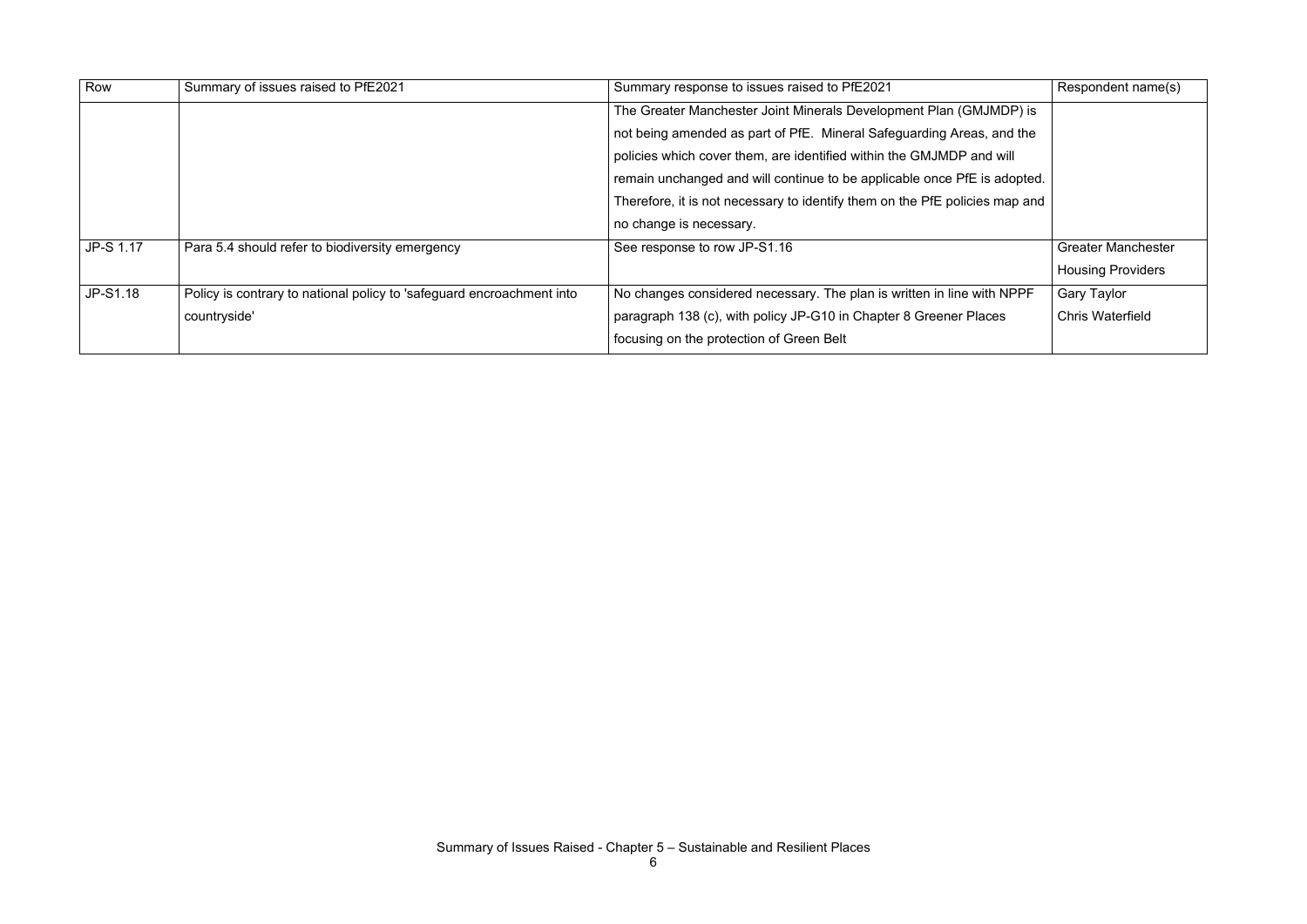| Row | Summary of issues raised to PfE2021 | Summary response to issues raised to PfE2021 | Respondent name(s) |
|---|---|---|---|
| | | The Greater Manchester Joint Minerals Development Plan (GMJMDP) is not being amended as part of PfE. Mineral Safeguarding Areas, and the policies which cover them, are identified within the GMJMDP and will remain unchanged and will continue to be applicable once PfE is adopted. Therefore, it is not necessary to identify them on the PfE policies map and no change is necessary. | |
| JP-S 1.17 | Para 5.4 should refer to biodiversity emergency | See response to row JP-S1.16 | Greater Manchester Housing Providers |
| JP-S1.18 | Policy is contrary to national policy to 'safeguard encroachment into countryside' | No changes considered necessary. The plan is written in line with NPPF paragraph 138 (c), with policy JP-G10 in Chapter 8 Greener Places focusing on the protection of Green Belt | Gary Taylor<br>Chris Waterfield |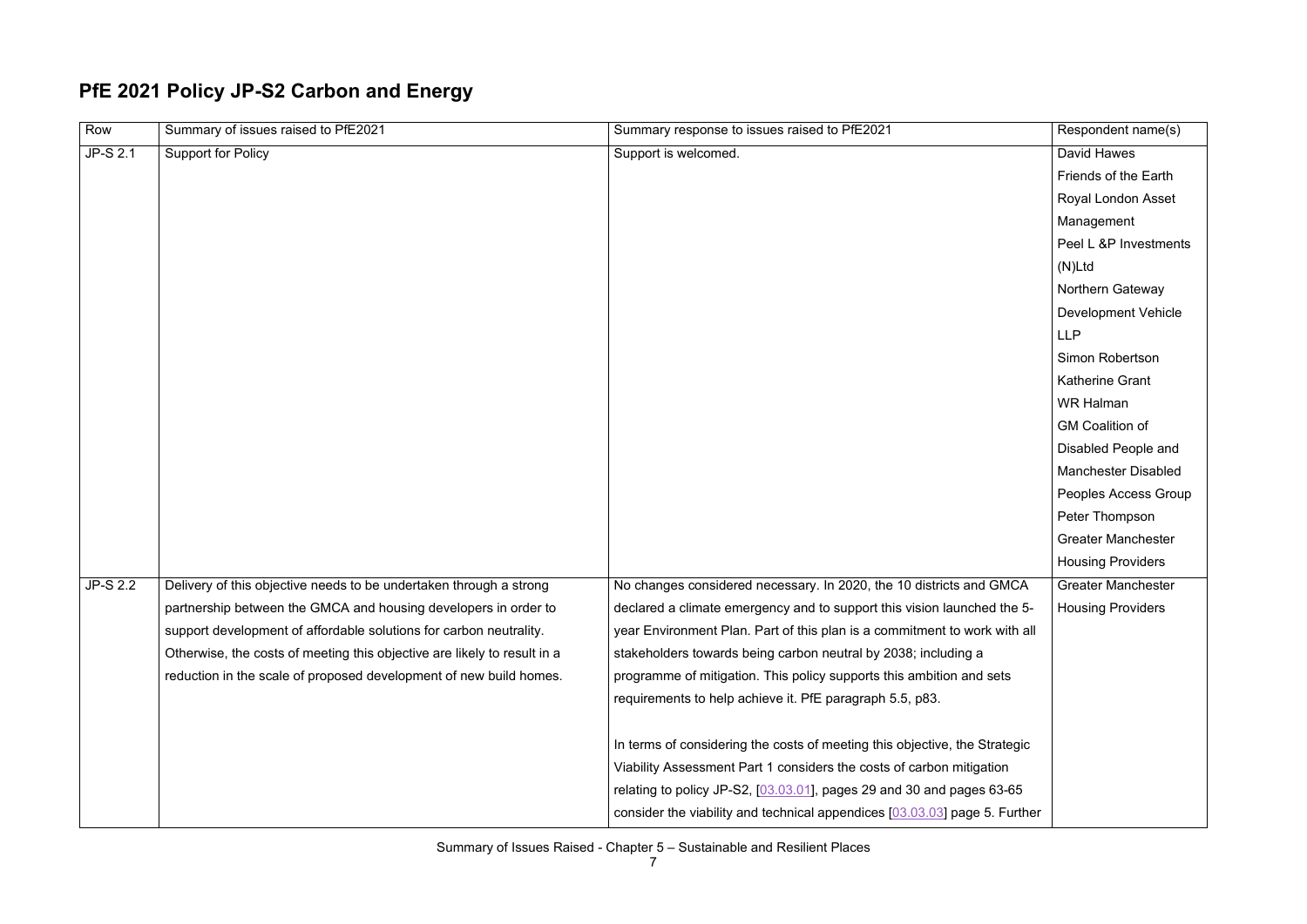## PfE 2021 Policy JP-S2 Carbon and Energy

| Row | Summary of issues raised to PfE2021 | Summary response to issues raised to PfE2021 | Respondent name(s) |
|---|---|---|---|
| JP-S 2.1 | Support for Policy | Support is welcomed. | David Hawes<br>Friends of the Earth<br>Royal London Asset Management<br>Peel L &P Investments (N)Ltd<br>Northern Gateway Development Vehicle LLP<br>Simon Robertson<br>Katherine Grant<br>WR Halman<br>GM Coalition of Disabled People and Manchester Disabled Peoples Access Group<br>Peter Thompson<br>Greater Manchester Housing Providers |
| JP-S 2.2 | Delivery of this objective needs to be undertaken through a strong partnership between the GMCA and housing developers in order to support development of affordable solutions for carbon neutrality. Otherwise, the costs of meeting this objective are likely to result in a reduction in the scale of proposed development of new build homes. | No changes considered necessary. In 2020, the 10 districts and GMCA declared a climate emergency and to support this vision launched the 5-year Environment Plan. Part of this plan is a commitment to work with all stakeholders towards being carbon neutral by 2038; including a programme of mitigation. This policy supports this ambition and sets requirements to help achieve it. PfE paragraph 5.5, p83.<br><br>In terms of considering the costs of meeting this objective, the Strategic Viability Assessment Part 1 considers the costs of carbon mitigation relating to policy JP-S2, [03.03.01], pages 29 and 30 and pages 63-65 consider the viability and technical appendices [03.03.03] page 5. Further | Greater Manchester Housing Providers |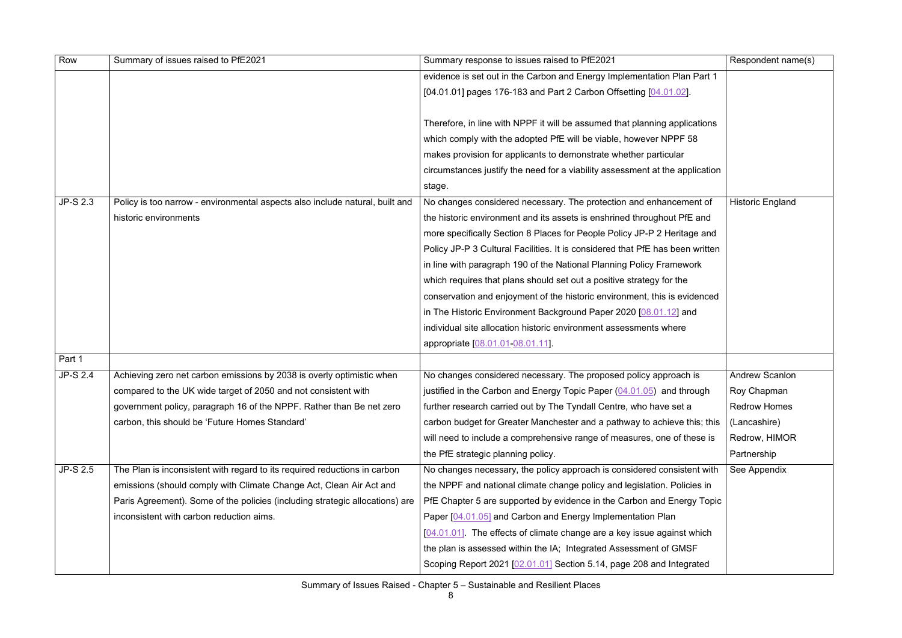| Row | Summary of issues raised to PfE2021 | Summary response to issues raised to PfE2021 | Respondent name(s) |
|---|---|---|---|
| | | evidence is set out in the Carbon and Energy Implementation Plan Part 1 [04.01.01] pages 176-183 and Part 2 Carbon Offsetting [04.01.02].<br><br>Therefore, in line with NPPF it will be assumed that planning applications which comply with the adopted PfE will be viable, however NPPF 58 makes provision for applicants to demonstrate whether particular circumstances justify the need for a viability assessment at the application stage. | |
| JP-S 2.3 | Policy is too narrow - environmental aspects also include natural, built and historic environments | No changes considered necessary. The protection and enhancement of the historic environment and its assets is enshrined throughout PfE and more specifically Section 8 Places for People Policy JP-P 2 Heritage and Policy JP-P 3 Cultural Facilities. It is considered that PfE has been written in line with paragraph 190 of the National Planning Policy Framework which requires that plans should set out a positive strategy for the conservation and enjoyment of the historic environment, this is evidenced in The Historic Environment Background Paper 2020 [08.01.12] and individual site allocation historic environment assessments where appropriate [08.01.01-08.01.11]. | Historic England |
| Part 1 | | | |
| JP-S 2.4 | Achieving zero net carbon emissions by 2038 is overly optimistic when compared to the UK wide target of 2050 and not consistent with government policy, paragraph 16 of the NPPF. Rather than Be net zero carbon, this should be 'Future Homes Standard' | No changes considered necessary. The proposed policy approach is justified in the Carbon and Energy Topic Paper (04.01.05) and through further research carried out by The Tyndall Centre, who have set a carbon budget for Greater Manchester and a pathway to achieve this; this will need to include a comprehensive range of measures, one of these is the PfE strategic planning policy. | Andrew Scanlon<br>Roy Chapman<br>Redrow Homes (Lancashire)<br>Redrow, HIMOR Partnership |
| JP-S 2.5 | The Plan is inconsistent with regard to its required reductions in carbon emissions (should comply with Climate Change Act, Clean Air Act and Paris Agreement). Some of the policies (including strategic allocations) are inconsistent with carbon reduction aims. | No changes necessary, the policy approach is considered consistent with the NPPF and national climate change policy and legislation. Policies in PfE Chapter 5 are supported by evidence in the Carbon and Energy Topic Paper [04.01.05] and Carbon and Energy Implementation Plan [04.01.01]. The effects of climate change are a key issue against which the plan is assessed within the IA; Integrated Assessment of GMSF Scoping Report 2021 [02.01.01] Section 5.14, page 208 and Integrated | See Appendix |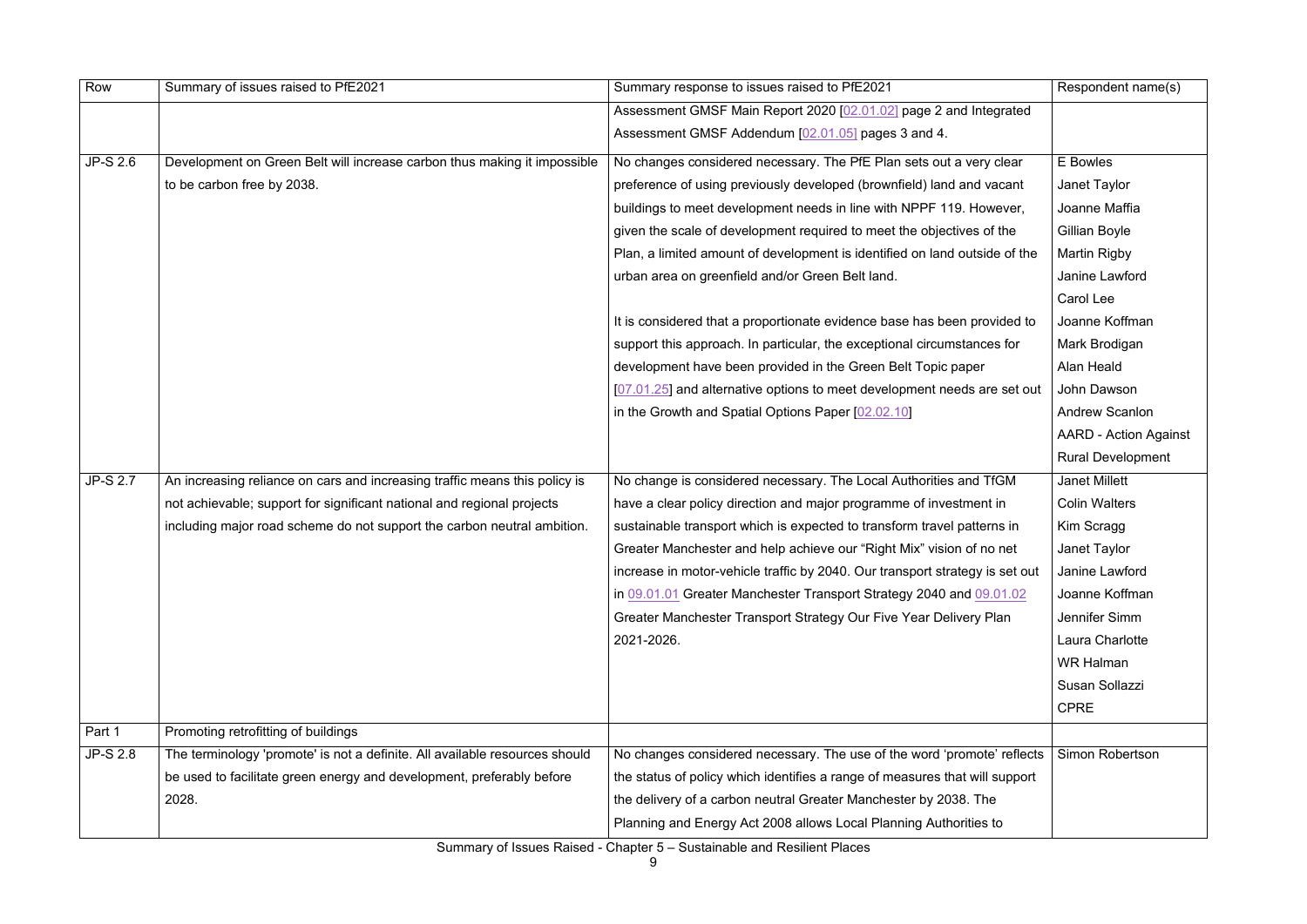| Row | Summary of issues raised to PfE2021 | Summary response to issues raised to PfE2021 | Respondent name(s) |
|---|---|---|---|
| | | Assessment GMSF Main Report 2020 [02.01.02] page 2 and Integrated Assessment GMSF Addendum [02.01.05] pages 3 and 4. | |
| JP-S 2.6 | Development on Green Belt will increase carbon thus making it impossible to be carbon free by 2038. | No changes considered necessary. The PfE Plan sets out a very clear preference of using previously developed (brownfield) land and vacant buildings to meet development needs in line with NPPF 119. However, given the scale of development required to meet the objectives of the Plan, a limited amount of development is identified on land outside of the urban area on greenfield and/or Green Belt land.<br><br>It is considered that a proportionate evidence base has been provided to support this approach. In particular, the exceptional circumstances for development have been provided in the Green Belt Topic paper [07.01.25] and alternative options to meet development needs are set out in the Growth and Spatial Options Paper [02.02.10] | E Bowles<br>Janet Taylor<br>Joanne Maffia<br>Gillian Boyle<br>Martin Rigby<br>Janine Lawford<br>Carol Lee<br>Joanne Koffman<br>Mark Brodigan<br>Alan Heald<br>John Dawson<br>Andrew Scanlon<br>AARD - Action Against Rural Development |
| JP-S 2.7 | An increasing reliance on cars and increasing traffic means this policy is not achievable; support for significant national and regional projects including major road scheme do not support the carbon neutral ambition. | No change is considered necessary. The Local Authorities and TfGM have a clear policy direction and major programme of investment in sustainable transport which is expected to transform travel patterns in Greater Manchester and help achieve our "Right Mix" vision of no net increase in motor-vehicle traffic by 2040. Our transport strategy is set out in 09.01.01 Greater Manchester Transport Strategy 2040 and 09.01.02 Greater Manchester Transport Strategy Our Five Year Delivery Plan 2021-2026. | Janet Millett<br>Colin Walters<br>Kim Scragg<br>Janet Taylor<br>Janine Lawford<br>Joanne Koffman<br>Jennifer Simm<br>Laura Charlotte<br>WR Halman<br>Susan Sollazzi<br>CPRE |
| Part 1 | Promoting retrofitting of buildings | | |
| JP-S 2.8 | The terminology 'promote' is not a definite. All available resources should be used to facilitate green energy and development, preferably before 2028. | No changes considered necessary. The use of the word 'promote' reflects the status of policy which identifies a range of measures that will support the delivery of a carbon neutral Greater Manchester by 2038. The Planning and Energy Act 2008 allows Local Planning Authorities to | Simon Robertson |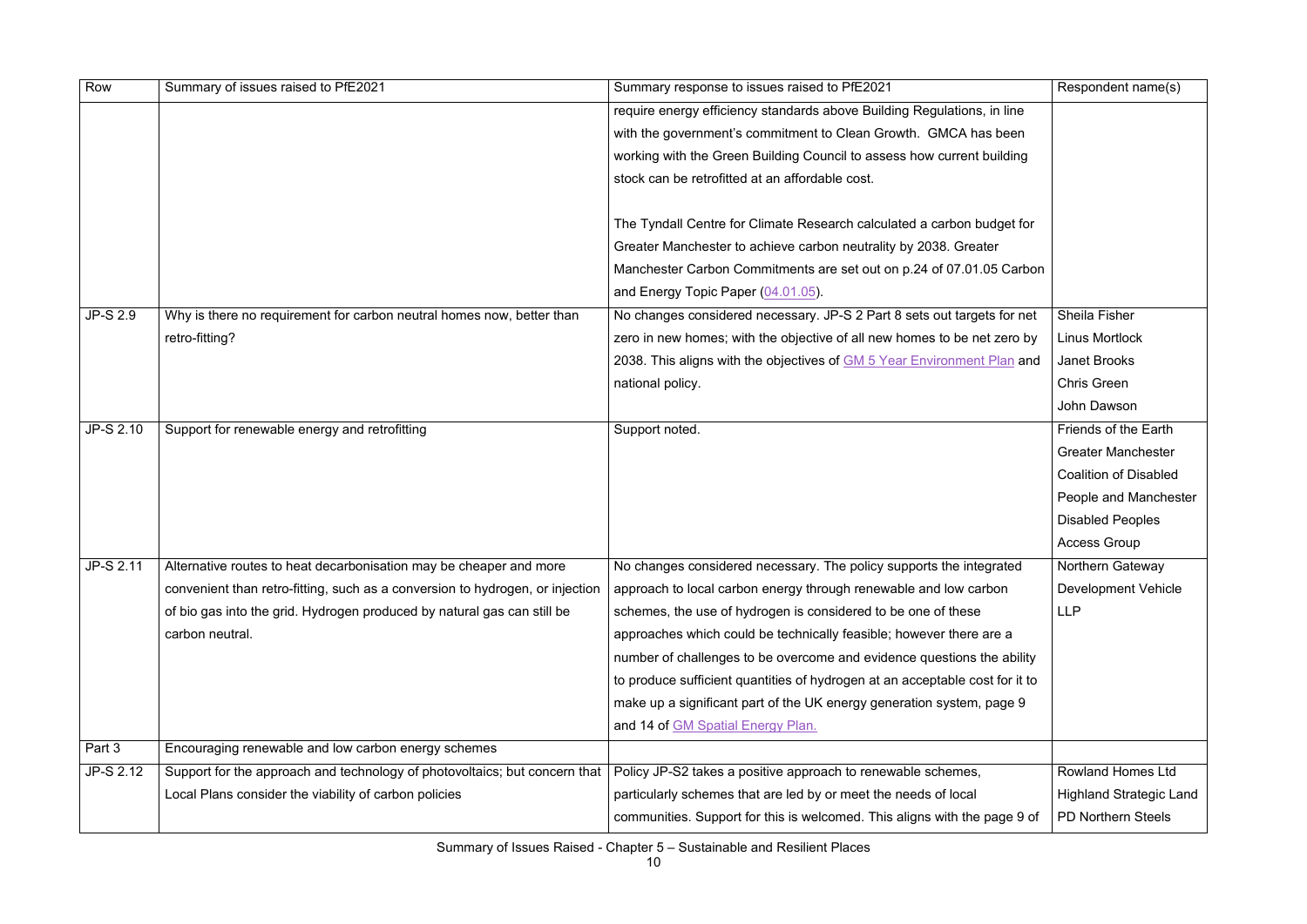| Row | Summary of issues raised to PfE2021 | Summary response to issues raised to PfE2021 | Respondent name(s) |
|---|---|---|---|
| | | require energy efficiency standards above Building Regulations, in line with the government's commitment to Clean Growth. GMCA has been working with the Green Building Council to assess how current building stock can be retrofitted at an affordable cost.<br><br>The Tyndall Centre for Climate Research calculated a carbon budget for Greater Manchester to achieve carbon neutrality by 2038. Greater Manchester Carbon Commitments are set out on p.24 of 07.01.05 Carbon and Energy Topic Paper (04.01.05). | |
| JP-S 2.9 | Why is there no requirement for carbon neutral homes now, better than retro-fitting? | No changes considered necessary. JP-S 2 Part 8 sets out targets for net zero in new homes; with the objective of all new homes to be net zero by 2038. This aligns with the objectives of GM 5 Year Environment Plan and national policy. | Sheila Fisher<br>Linus Mortlock<br>Janet Brooks<br>Chris Green<br>John Dawson |
| JP-S 2.10 | Support for renewable energy and retrofitting | Support noted. | Friends of the Earth Greater Manchester<br>Coalition of Disabled People and Manchester Disabled Peoples Access Group |
| JP-S 2.11 | Alternative routes to heat decarbonisation may be cheaper and more convenient than retro-fitting, such as a conversion to hydrogen, or injection of bio gas into the grid. Hydrogen produced by natural gas can still be carbon neutral. | No changes considered necessary. The policy supports the integrated approach to local carbon energy through renewable and low carbon schemes, the use of hydrogen is considered to be one of these approaches which could be technically feasible; however there are a number of challenges to be overcome and evidence questions the ability to produce sufficient quantities of hydrogen at an acceptable cost for it to make up a significant part of the UK energy generation system, page 9 and 14 of GM Spatial Energy Plan. | Northern Gateway Development Vehicle LLP |
| Part 3 | Encouraging renewable and low carbon energy schemes | | |
| JP-S 2.12 | Support for the approach and technology of photovoltaics; but concern that Local Plans consider the viability of carbon policies | Policy JP-S2 takes a positive approach to renewable schemes, particularly schemes that are led by or meet the needs of local communities. Support for this is welcomed. This aligns with the page 9 of | Rowland Homes Ltd<br>Highland Strategic Land<br>PD Northern Steels |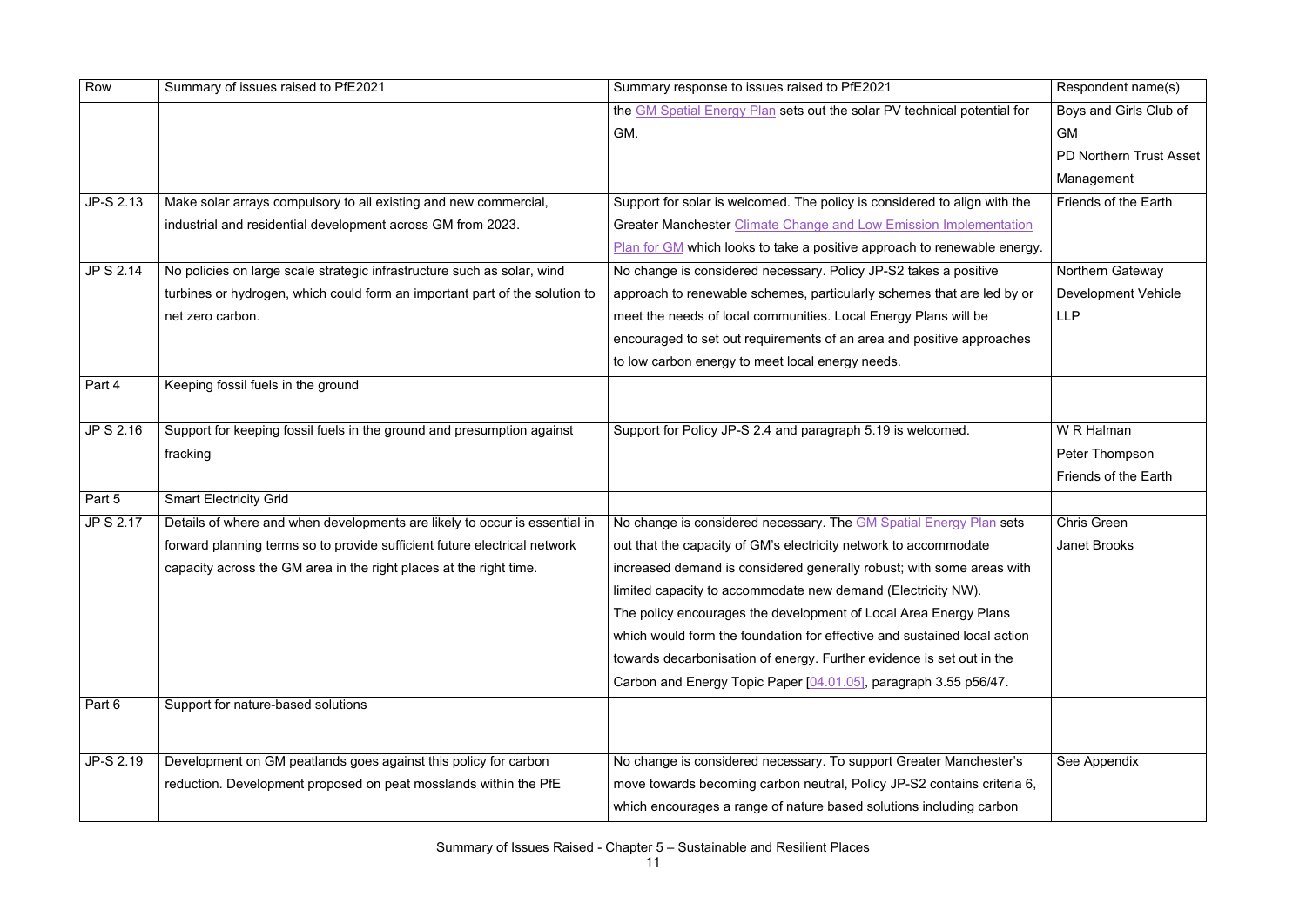| Row | Summary of issues raised to PfE2021 | Summary response to issues raised to PfE2021 | Respondent name(s) |
|---|---|---|---|
| | | the GM Spatial Energy Plan sets out the solar PV technical potential for GM. | Boys and Girls Club of GM<br>PD Northern Trust Asset Management |
| JP-S 2.13 | Make solar arrays compulsory to all existing and new commercial, industrial and residential development across GM from 2023. | Support for solar is welcomed. The policy is considered to align with the Greater Manchester Climate Change and Low Emission Implementation Plan for GM which looks to take a positive approach to renewable energy. | Friends of the Earth |
| JP S 2.14 | No policies on large scale strategic infrastructure such as solar, wind turbines or hydrogen, which could form an important part of the solution to net zero carbon. | No change is considered necessary. Policy JP-S2 takes a positive approach to renewable schemes, particularly schemes that are led by or meet the needs of local communities. Local Energy Plans will be encouraged to set out requirements of an area and positive approaches to low carbon energy to meet local energy needs. | Northern Gateway Development Vehicle LLP |
| Part 4 | Keeping fossil fuels in the ground | | |
| JP S 2.16 | Support for keeping fossil fuels in the ground and presumption against fracking | Support for Policy JP-S 2.4 and paragraph 5.19 is welcomed. | W R Halman<br>Peter Thompson<br>Friends of the Earth |
| Part 5 | Smart Electricity Grid | | |
| JP S 2.17 | Details of where and when developments are likely to occur is essential in forward planning terms so to provide sufficient future electrical network capacity across the GM area in the right places at the right time. | No change is considered necessary. The GM Spatial Energy Plan sets out that the capacity of GM's electricity network to accommodate increased demand is considered generally robust; with some areas with limited capacity to accommodate new demand (Electricity NW).<br>The policy encourages the development of Local Area Energy Plans which would form the foundation for effective and sustained local action towards decarbonisation of energy. Further evidence is set out in the Carbon and Energy Topic Paper [04.01.05], paragraph 3.55 p56/47. | Chris Green<br>Janet Brooks |
| Part 6 | Support for nature-based solutions | | |
| JP-S 2.19 | Development on GM peatlands goes against this policy for carbon reduction. Development proposed on peat mosslands within the PfE | No change is considered necessary. To support Greater Manchester's move towards becoming carbon neutral, Policy JP-S2 contains criteria 6, which encourages a range of nature based solutions including carbon | See Appendix |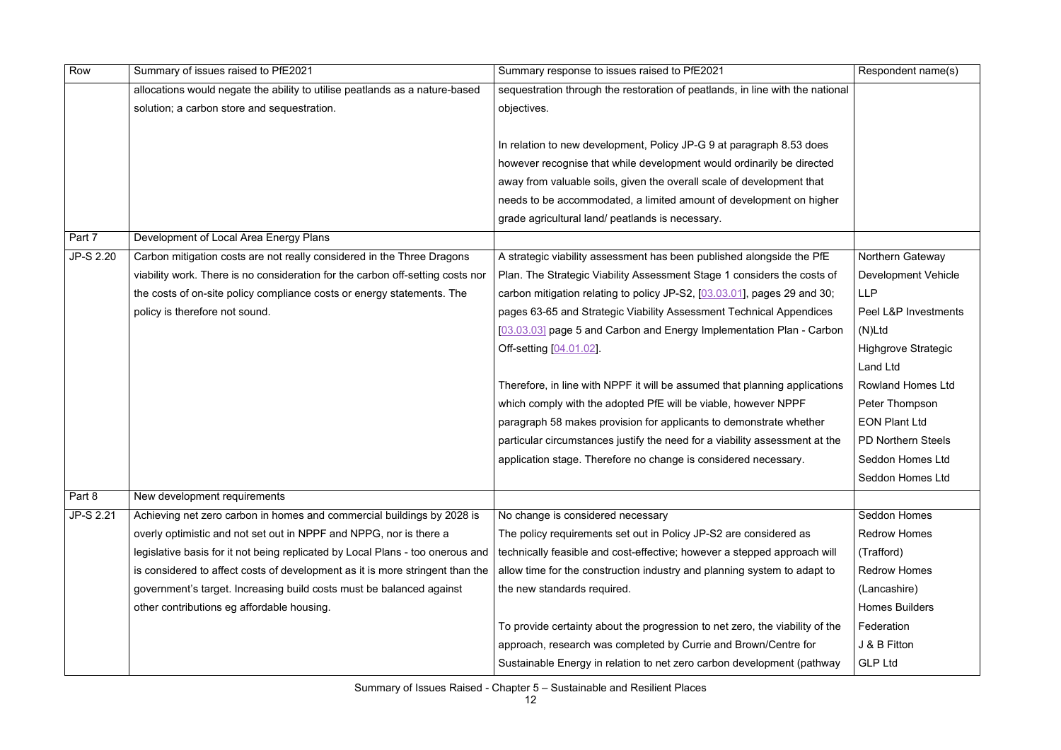| Row | Summary of issues raised to PfE2021 | Summary response to issues raised to PfE2021 | Respondent name(s) |
|---|---|---|---|
| | allocations would negate the ability to utilise peatlands as a nature-based solution; a carbon store and sequestration. | sequestration through the restoration of peatlands, in line with the national objectives.<br><br>In relation to new development, Policy JP-G 9 at paragraph 8.53 does however recognise that while development would ordinarily be directed away from valuable soils, given the overall scale of development that needs to be accommodated, a limited amount of development on higher grade agricultural land/ peatlands is necessary. | |
| Part 7 | Development of Local Area Energy Plans | | |
| JP-S 2.20 | Carbon mitigation costs are not really considered in the Three Dragons viability work. There is no consideration for the carbon off-setting costs nor the costs of on-site policy compliance costs or energy statements. The policy is therefore not sound. | A strategic viability assessment has been published alongside the PfE Plan. The Strategic Viability Assessment Stage 1 considers the costs of carbon mitigation relating to policy JP-S2, [03.03.01], pages 29 and 30; pages 63-65 and Strategic Viability Assessment Technical Appendices [03.03.03] page 5 and Carbon and Energy Implementation Plan - Carbon Off-setting [04.01.02].<br><br>Therefore, in line with NPPF it will be assumed that planning applications which comply with the adopted PfE will be viable, however NPPF paragraph 58 makes provision for applicants to demonstrate whether particular circumstances justify the need for a viability assessment at the application stage. Therefore no change is considered necessary. | Northern Gateway Development Vehicle LLP<br>Peel L&P Investments (N)Ltd<br>Highgrove Strategic Land Ltd<br>Rowland Homes Ltd<br>Peter Thompson<br>EON Plant Ltd<br>PD Northern Steels<br>Seddon Homes Ltd<br>Seddon Homes Ltd |
| Part 8 | New development requirements | | |
| JP-S 2.21 | Achieving net zero carbon in homes and commercial buildings by 2028 is overly optimistic and not set out in NPPF and NPPG, nor is there a legislative basis for it not being replicated by Local Plans - too onerous and is considered to affect costs of development as it is more stringent than the government's target. Increasing build costs must be balanced against other contributions eg affordable housing. | No change is considered necessary<br>The policy requirements set out in Policy JP-S2 are considered as technically feasible and cost-effective; however a stepped approach will allow time for the construction industry and planning system to adapt to the new standards required.<br><br>To provide certainty about the progression to net zero, the viability of the approach, research was completed by Currie and Brown/Centre for Sustainable Energy in relation to net zero carbon development (pathway | Seddon Homes<br>Redrow Homes (Trafford)<br>Redrow Homes (Lancashire)<br>Homes Builders Federation<br>J & B Fitton<br>GLP Ltd |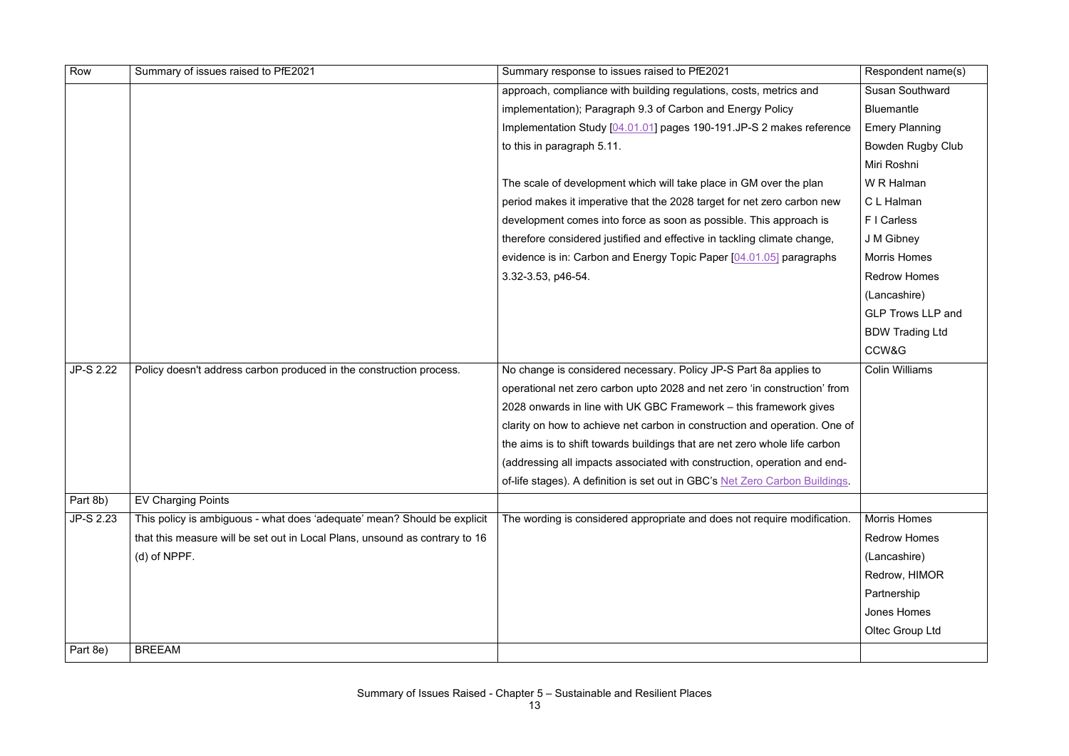| Row | Summary of issues raised to PfE2021 | Summary response to issues raised to PfE2021 | Respondent name(s) |
|---|---|---|---|
| | | approach, compliance with building regulations, costs, metrics and implementation); Paragraph 9.3 of Carbon and Energy Policy Implementation Study [04.01.01] pages 190-191.JP-S 2 makes reference to this in paragraph 5.11.<br><br>The scale of development which will take place in GM over the plan period makes it imperative that the 2028 target for net zero carbon new development comes into force as soon as possible. This approach is therefore considered justified and effective in tackling climate change, evidence is in: Carbon and Energy Topic Paper [04.01.05] paragraphs 3.32-3.53, p46-54. | Susan Southward<br>Bluemantle<br>Emery Planning<br>Bowden Rugby Club<br>Miri Roshni<br>W R Halman<br>C L Halman<br>F I Carless<br>J M Gibney<br>Morris Homes<br>Redrow Homes (Lancashire)<br>GLP Trows LLP and BDW Trading Ltd<br>CCW&G |
| JP-S 2.22 | Policy doesn't address carbon produced in the construction process. | No change is considered necessary. Policy JP-S Part 8a applies to operational net zero carbon upto 2028 and net zero 'in construction' from 2028 onwards in line with UK GBC Framework – this framework gives clarity on how to achieve net carbon in construction and operation. One of the aims is to shift towards buildings that are net zero whole life carbon (addressing all impacts associated with construction, operation and end-of-life stages). A definition is set out in GBC's Net Zero Carbon Buildings. | Colin Williams |
| Part 8b) | EV Charging Points | | |
| JP-S 2.23 | This policy is ambiguous - what does 'adequate' mean? Should be explicit that this measure will be set out in Local Plans, unsound as contrary to 16 (d) of NPPF. | The wording is considered appropriate and does not require modification. | Morris Homes<br>Redrow Homes (Lancashire)<br>Redrow, HIMOR Partnership<br>Jones Homes<br>Oltec Group Ltd |
| Part 8e) | BREEAM | | |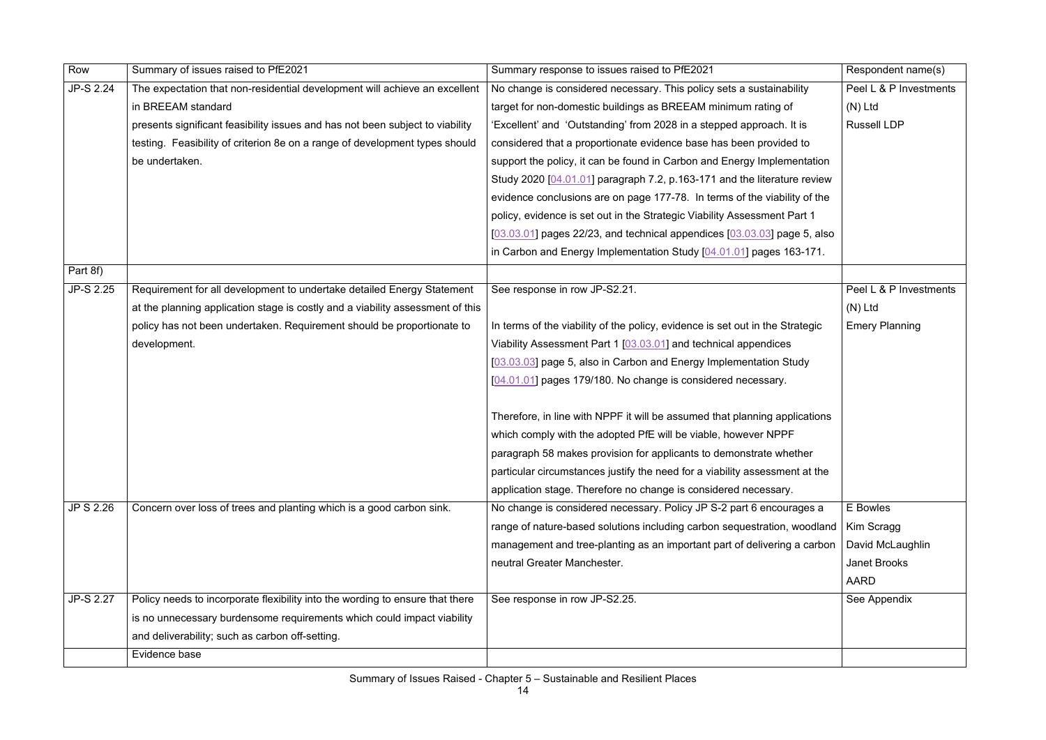| Row | Summary of issues raised to PfE2021 | Summary response to issues raised to PfE2021 | Respondent name(s) |
|---|---|---|---|
| JP-S 2.24 | The expectation that non-residential development will achieve an excellent in BREEAM standard presents significant feasibility issues and has not been subject to viability testing. Feasibility of criterion 8e on a range of development types should be undertaken. | No change is considered necessary. This policy sets a sustainability target for non-domestic buildings as BREEAM minimum rating of 'Excellent' and 'Outstanding' from 2028 in a stepped approach. It is considered that a proportionate evidence base has been provided to support the policy, it can be found in Carbon and Energy Implementation Study 2020 [04.01.01] paragraph 7.2, p.163-171 and the literature review evidence conclusions are on page 177-78. In terms of the viability of the policy, evidence is set out in the Strategic Viability Assessment Part 1 [03.03.01] pages 22/23, and technical appendices [03.03.03] page 5, also in Carbon and Energy Implementation Study [04.01.01] pages 163-171. | Peel L & P Investments (N) Ltd<br>Russell LDP |
| Part 8f) | | | |
| JP-S 2.25 | Requirement for all development to undertake detailed Energy Statement at the planning application stage is costly and a viability assessment of this policy has not been undertaken. Requirement should be proportionate to development. | See response in row JP-S2.21.<br><br>In terms of the viability of the policy, evidence is set out in the Strategic Viability Assessment Part 1 [03.03.01] and technical appendices [03.03.03] page 5, also in Carbon and Energy Implementation Study [04.01.01] pages 179/180. No change is considered necessary.<br><br>Therefore, in line with NPPF it will be assumed that planning applications which comply with the adopted PfE will be viable, however NPPF paragraph 58 makes provision for applicants to demonstrate whether particular circumstances justify the need for a viability assessment at the application stage. Therefore no change is considered necessary. | Peel L & P Investments (N) Ltd<br>Emery Planning |
| JP S 2.26 | Concern over loss of trees and planting which is a good carbon sink. | No change is considered necessary. Policy JP S-2 part 6 encourages a range of nature-based solutions including carbon sequestration, woodland management and tree-planting as an important part of delivering a carbon neutral Greater Manchester. | E Bowles<br>Kim Scragg<br>David McLaughlin<br>Janet Brooks<br>AARD |
| JP-S 2.27 | Policy needs to incorporate flexibility into the wording to ensure that there is no unnecessary burdensome requirements which could impact viability and deliverability; such as carbon off-setting. | See response in row JP-S2.25. | See Appendix |
| | Evidence base | | |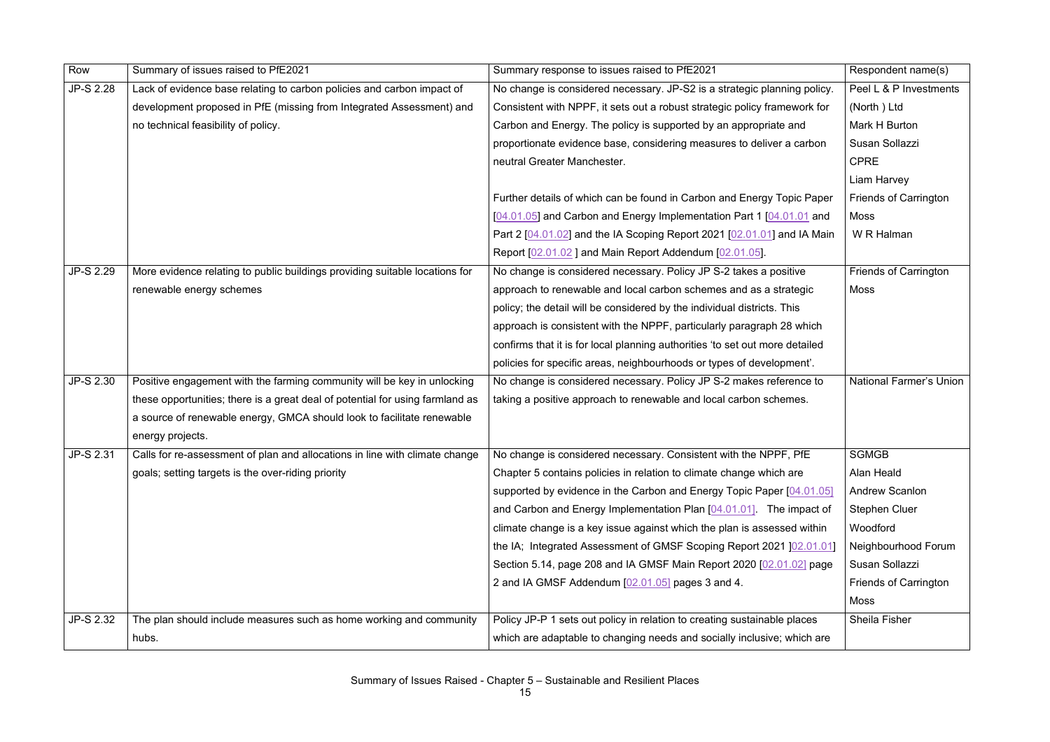| Row | Summary of issues raised to PfE2021 | Summary response to issues raised to PfE2021 | Respondent name(s) |
|---|---|---|---|
| JP-S 2.28 | Lack of evidence base relating to carbon policies and carbon impact of development proposed in PfE (missing from Integrated Assessment) and no technical feasibility of policy. | No change is considered necessary. JP-S2 is a strategic planning policy. Consistent with NPPF, it sets out a robust strategic policy framework for Carbon and Energy. The policy is supported by an appropriate and proportionate evidence base, considering measures to deliver a carbon neutral Greater Manchester.<br><br>Further details of which can be found in Carbon and Energy Topic Paper [04.01.05] and Carbon and Energy Implementation Part 1 [04.01.01 and Part 2 [04.01.02] and the IA Scoping Report 2021 [02.01.01] and IA Main Report [02.01.02 ] and Main Report Addendum [02.01.05]. | Peel L & P Investments (North ) Ltd<br>Mark H Burton<br>Susan Sollazzi<br>CPRE<br>Liam Harvey<br>Friends of Carrington Moss<br>W R Halman |
| JP-S 2.29 | More evidence relating to public buildings providing suitable locations for renewable energy schemes | No change is considered necessary. Policy JP S-2 takes a positive approach to renewable and local carbon schemes and as a strategic policy; the detail will be considered by the individual districts. This approach is consistent with the NPPF, particularly paragraph 28 which confirms that it is for local planning authorities 'to set out more detailed policies for specific areas, neighbourhoods or types of development'. | Friends of Carrington Moss |
| JP-S 2.30 | Positive engagement with the farming community will be key in unlocking these opportunities; there is a great deal of potential for using farmland as a source of renewable energy, GMCA should look to facilitate renewable energy projects. | No change is considered necessary. Policy JP S-2 makes reference to taking a positive approach to renewable and local carbon schemes. | National Farmer's Union |
| JP-S 2.31 | Calls for re-assessment of plan and allocations in line with climate change goals; setting targets is the over-riding priority | No change is considered necessary. Consistent with the NPPF, PfE Chapter 5 contains policies in relation to climate change which are supported by evidence in the Carbon and Energy Topic Paper [04.01.05] and Carbon and Energy Implementation Plan [04.01.01]. The impact of climate change is a key issue against which the plan is assessed within the IA; Integrated Assessment of GMSF Scoping Report 2021 ]02.01.01] Section 5.14, page 208 and IA GMSF Main Report 2020 [02.01.02] page 2 and IA GMSF Addendum [02.01.05] pages 3 and 4. | SGMGB<br>Alan Heald<br>Andrew Scanlon<br>Stephen Cluer<br>Woodford Neighbourhood Forum<br>Susan Sollazzi<br>Friends of Carrington Moss |
| JP-S 2.32 | The plan should include measures such as home working and community hubs. | Policy JP-P 1 sets out policy in relation to creating sustainable places which are adaptable to changing needs and socially inclusive; which are | Sheila Fisher |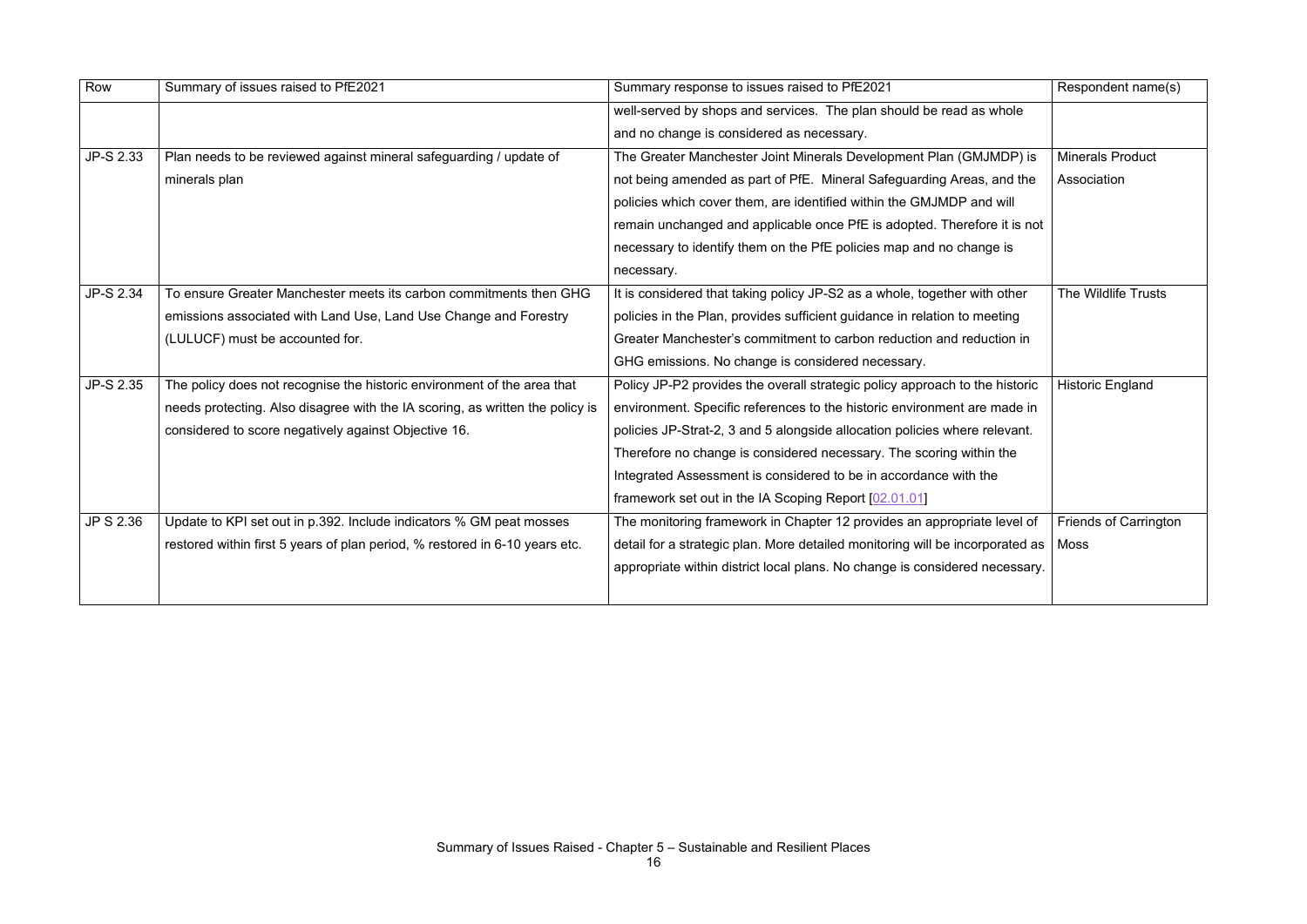| Row | Summary of issues raised to PfE2021 | Summary response to issues raised to PfE2021 | Respondent name(s) |
|---|---|---|---|
| | | well-served by shops and services. The plan should be read as whole and no change is considered as necessary. | |
| JP-S 2.33 | Plan needs to be reviewed against mineral safeguarding / update of minerals plan | The Greater Manchester Joint Minerals Development Plan (GMJMDP) is not being amended as part of PfE. Mineral Safeguarding Areas, and the policies which cover them, are identified within the GMJMDP and will remain unchanged and applicable once PfE is adopted. Therefore it is not necessary to identify them on the PfE policies map and no change is necessary. | Minerals Product Association |
| JP-S 2.34 | To ensure Greater Manchester meets its carbon commitments then GHG emissions associated with Land Use, Land Use Change and Forestry (LULUCF) must be accounted for. | It is considered that taking policy JP-S2 as a whole, together with other policies in the Plan, provides sufficient guidance in relation to meeting Greater Manchester's commitment to carbon reduction and reduction in GHG emissions. No change is considered necessary. | The Wildlife Trusts |
| JP-S 2.35 | The policy does not recognise the historic environment of the area that needs protecting. Also disagree with the IA scoring, as written the policy is considered to score negatively against Objective 16. | Policy JP-P2 provides the overall strategic policy approach to the historic environment. Specific references to the historic environment are made in policies JP-Strat-2, 3 and 5 alongside allocation policies where relevant. Therefore no change is considered necessary. The scoring within the Integrated Assessment is considered to be in accordance with the framework set out in the IA Scoping Report [02.01.01] | Historic England |
| JP S 2.36 | Update to KPI set out in p.392. Include indicators % GM peat mosses restored within first 5 years of plan period, % restored in 6-10 years etc. | The monitoring framework in Chapter 12 provides an appropriate level of detail for a strategic plan. More detailed monitoring will be incorporated as appropriate within district local plans. No change is considered necessary. | Friends of Carrington Moss |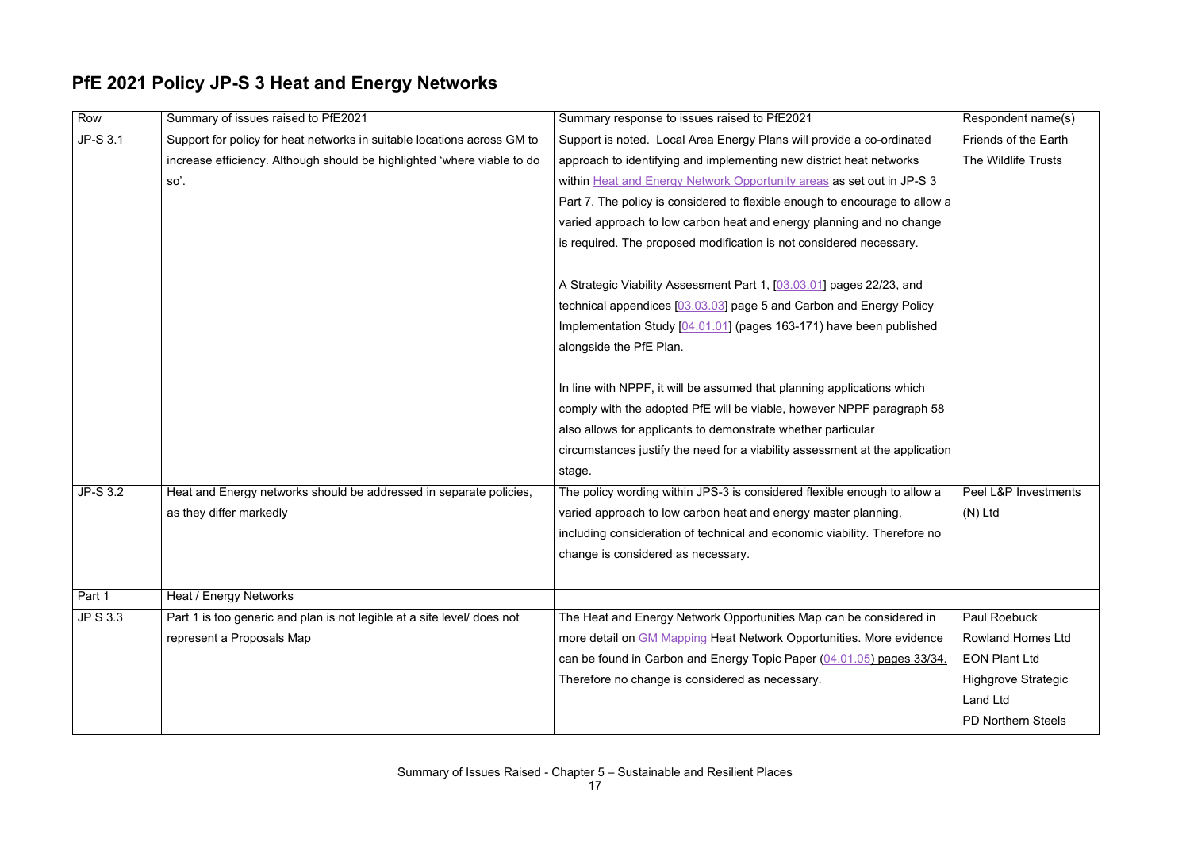## PfE 2021 Policy JP-S 3 Heat and Energy Networks

| Row | Summary of issues raised to PfE2021 | Summary response to issues raised to PfE2021 | Respondent name(s) |
|---|---|---|---|
| JP-S 3.1 | Support for policy for heat networks in suitable locations across GM to increase efficiency. Although should be highlighted 'where viable to do so'. | Support is noted. Local Area Energy Plans will provide a co-ordinated approach to identifying and implementing new district heat networks within Heat and Energy Network Opportunity areas as set out in JP-S 3 Part 7. The policy is considered to flexible enough to encourage to allow a varied approach to low carbon heat and energy planning and no change is required. The proposed modification is not considered necessary.<br><br>A Strategic Viability Assessment Part 1, [03.03.01] pages 22/23, and technical appendices [03.03.03] page 5 and Carbon and Energy Policy Implementation Study [04.01.01] (pages 163-171) have been published alongside the PfE Plan.<br><br>In line with NPPF, it will be assumed that planning applications which comply with the adopted PfE will be viable, however NPPF paragraph 58 also allows for applicants to demonstrate whether particular circumstances justify the need for a viability assessment at the application stage. | Friends of the Earth<br>The Wildlife Trusts |
| JP-S 3.2 | Heat and Energy networks should be addressed in separate policies, as they differ markedly | The policy wording within JPS-3 is considered flexible enough to allow a varied approach to low carbon heat and energy master planning, including consideration of technical and economic viability. Therefore no change is considered as necessary. | Peel L&P Investments (N) Ltd |
| Part 1 | Heat / Energy Networks | | |
| JP S 3.3 | Part 1 is too generic and plan is not legible at a site level/ does not represent a Proposals Map | The Heat and Energy Network Opportunities Map can be considered in more detail on GM Mapping Heat Network Opportunities. More evidence can be found in Carbon and Energy Topic Paper (04.01.05) pages 33/34. Therefore no change is considered as necessary. | Paul Roebuck<br>Rowland Homes Ltd<br>EON Plant Ltd<br>Highgrove Strategic Land Ltd<br>PD Northern Steels |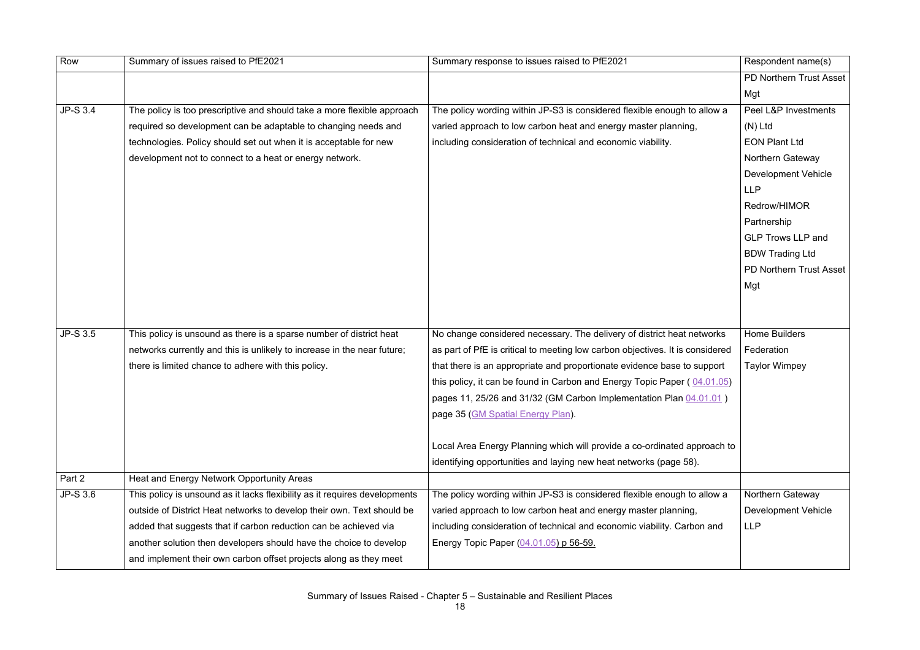| Row | Summary of issues raised to PfE2021 | Summary response to issues raised to PfE2021 | Respondent name(s) |
|---|---|---|---|
| | | | PD Northern Trust Asset Mgt |
| JP-S 3.4 | The policy is too prescriptive and should take a more flexible approach required so development can be adaptable to changing needs and technologies. Policy should set out when it is acceptable for new development not to connect to a heat or energy network. | The policy wording within JP-S3 is considered flexible enough to allow a varied approach to low carbon heat and energy master planning, including consideration of technical and economic viability. | Peel L&P Investments (N) Ltd<br>EON Plant Ltd<br>Northern Gateway Development Vehicle LLP<br>Redrow/HIMOR Partnership<br>GLP Trows LLP and BDW Trading Ltd<br>PD Northern Trust Asset Mgt |
| JP-S 3.5 | This policy is unsound as there is a sparse number of district heat networks currently and this is unlikely to increase in the near future; there is limited chance to adhere with this policy. | No change considered necessary. The delivery of district heat networks as part of PfE is critical to meeting low carbon objectives. It is considered that there is an appropriate and proportionate evidence base to support this policy, it can be found in Carbon and Energy Topic Paper ( 04.01.05) pages 11, 25/26 and 31/32 (GM Carbon Implementation Plan 04.01.01 ) page 35 (GM Spatial Energy Plan).<br><br>Local Area Energy Planning which will provide a co-ordinated approach to identifying opportunities and laying new heat networks (page 58). | Home Builders Federation<br>Taylor Wimpey |
| Part 2 | Heat and Energy Network Opportunity Areas | | |
| JP-S 3.6 | This policy is unsound as it lacks flexibility as it requires developments outside of District Heat networks to develop their own. Text should be added that suggests that if carbon reduction can be achieved via another solution then developers should have the choice to develop and implement their own carbon offset projects along as they meet | The policy wording within JP-S3 is considered flexible enough to allow a varied approach to low carbon heat and energy master planning, including consideration of technical and economic viability. Carbon and Energy Topic Paper (04.01.05) p 56-59. | Northern Gateway Development Vehicle LLP |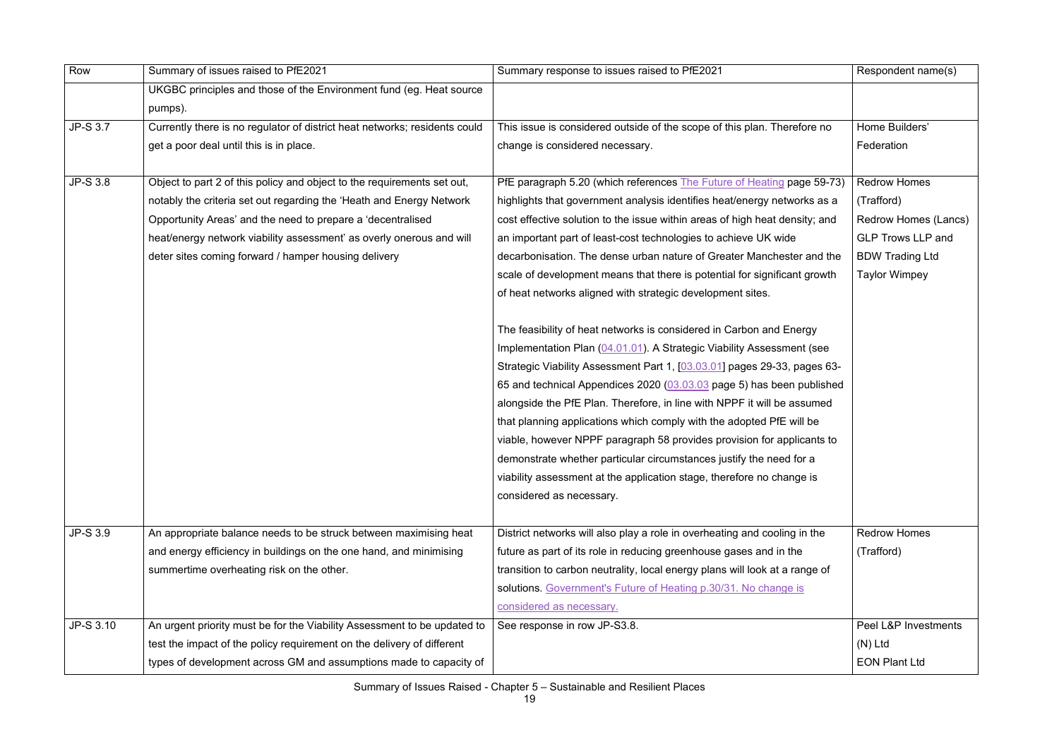| Row | Summary of issues raised to PfE2021 | Summary response to issues raised to PfE2021 | Respondent name(s) |
| --- | --- | --- | --- |
| | UKGBC principles and those of the Environment fund (eg. Heat source pumps). | | |
| JP-S 3.7 | Currently there is no regulator of district heat networks; residents could get a poor deal until this is in place. | This issue is considered outside of the scope of this plan. Therefore no change is considered necessary. | Home Builders' Federation |
| JP-S 3.8 | Object to part 2 of this policy and object to the requirements set out, notably the criteria set out regarding the 'Heath and Energy Network Opportunity Areas' and the need to prepare a 'decentralised heat/energy network viability assessment' as overly onerous and will deter sites coming forward / hamper housing delivery | PfE paragraph 5.20 (which references The Future of Heating page 59-73) highlights that government analysis identifies heat/energy networks as a cost effective solution to the issue within areas of high heat density; and an important part of least-cost technologies to achieve UK wide decarbonisation. The dense urban nature of Greater Manchester and the scale of development means that there is potential for significant growth of heat networks aligned with strategic development sites.<br><br>The feasibility of heat networks is considered in Carbon and Energy Implementation Plan (04.01.01). A Strategic Viability Assessment (see Strategic Viability Assessment Part 1, [03.03.01] pages 29-33, pages 63-65 and technical Appendices 2020 (03.03.03 page 5) has been published alongside the PfE Plan. Therefore, in line with NPPF it will be assumed that planning applications which comply with the adopted PfE will be viable, however NPPF paragraph 58 provides provision for applicants to demonstrate whether particular circumstances justify the need for a viability assessment at the application stage, therefore no change is considered as necessary. | Redrow Homes (Trafford)<br>Redrow Homes (Lancs)<br>GLP Trows LLP and BDW Trading Ltd<br>Taylor Wimpey |
| JP-S 3.9 | An appropriate balance needs to be struck between maximising heat and energy efficiency in buildings on the one hand, and minimising summertime overheating risk on the other. | District networks will also play a role in overheating and cooling in the future as part of its role in reducing greenhouse gases and in the transition to carbon neutrality, local energy plans will look at a range of solutions. Government's Future of Heating p.30/31. No change is considered as necessary. | Redrow Homes (Trafford) |
| JP-S 3.10 | An urgent priority must be for the Viability Assessment to be updated to test the impact of the policy requirement on the delivery of different types of development across GM and assumptions made to capacity of | See response in row JP-S3.8. | Peel L&P Investments (N) Ltd<br>EON Plant Ltd |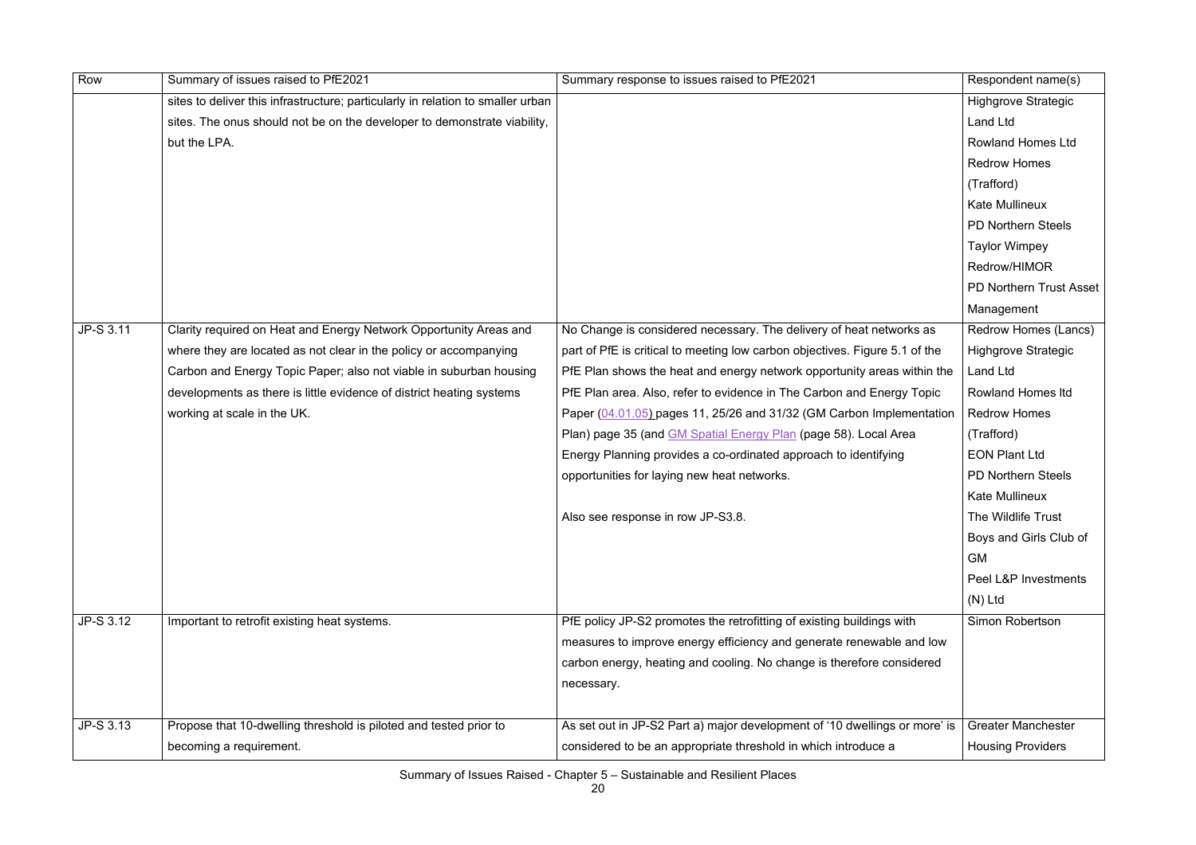| Row | Summary of issues raised to PfE2021 | Summary response to issues raised to PfE2021 | Respondent name(s) |
|---|---|---|---|
| | sites to deliver this infrastructure; particularly in relation to smaller urban sites. The onus should not be on the developer to demonstrate viability, but the LPA. | | Highgrove Strategic Land Ltd<br>Rowland Homes Ltd<br>Redrow Homes (Trafford)<br>Kate Mullineux<br>PD Northern Steels<br>Taylor Wimpey<br>Redrow/HIMOR<br>PD Northern Trust Asset Management |
| JP-S 3.11 | Clarity required on Heat and Energy Network Opportunity Areas and where they are located as not clear in the policy or accompanying Carbon and Energy Topic Paper; also not viable in suburban housing developments as there is little evidence of district heating systems working at scale in the UK. | No Change is considered necessary. The delivery of heat networks as part of PfE is critical to meeting low carbon objectives. Figure 5.1 of the PfE Plan shows the heat and energy network opportunity areas within the PfE Plan area. Also, refer to evidence in The Carbon and Energy Topic Paper (04.01.05) pages 11, 25/26 and 31/32 (GM Carbon Implementation Plan) page 35 (and GM Spatial Energy Plan (page 58). Local Area Energy Planning provides a co-ordinated approach to identifying opportunities for laying new heat networks.<br><br>Also see response in row JP-S3.8. | Redrow Homes (Lancs)<br>Highgrove Strategic Land Ltd<br>Rowland Homes ltd<br>Redrow Homes (Trafford)<br>EON Plant Ltd<br>PD Northern Steels<br>Kate Mullineux<br>The Wildlife Trust<br>Boys and Girls Club of GM<br>Peel L&P Investments (N) Ltd |
| JP-S 3.12 | Important to retrofit existing heat systems. | PfE policy JP-S2 promotes the retrofitting of existing buildings with measures to improve energy efficiency and generate renewable and low carbon energy, heating and cooling. No change is therefore considered necessary. | Simon Robertson |
| JP-S 3.13 | Propose that 10-dwelling threshold is piloted and tested prior to becoming a requirement. | As set out in JP-S2 Part a) major development of '10 dwellings or more' is considered to be an appropriate threshold in which introduce a | Greater Manchester Housing Providers |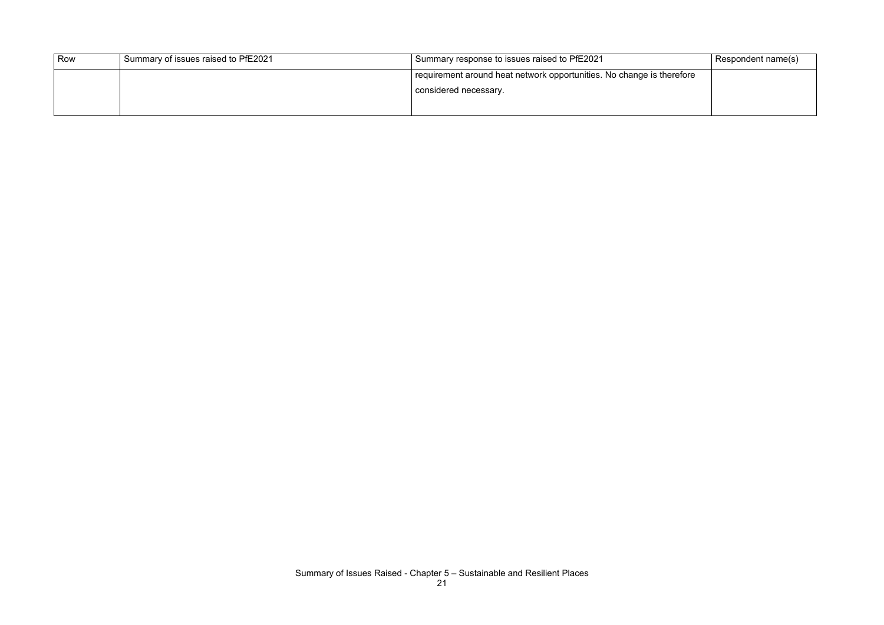| Row | Summary of issues raised to PfE2021 | Summary response to issues raised to PfE2021 | Respondent name(s) |
| --- | --- | --- | --- |
| | | requirement around heat network opportunities. No change is therefore considered necessary. | |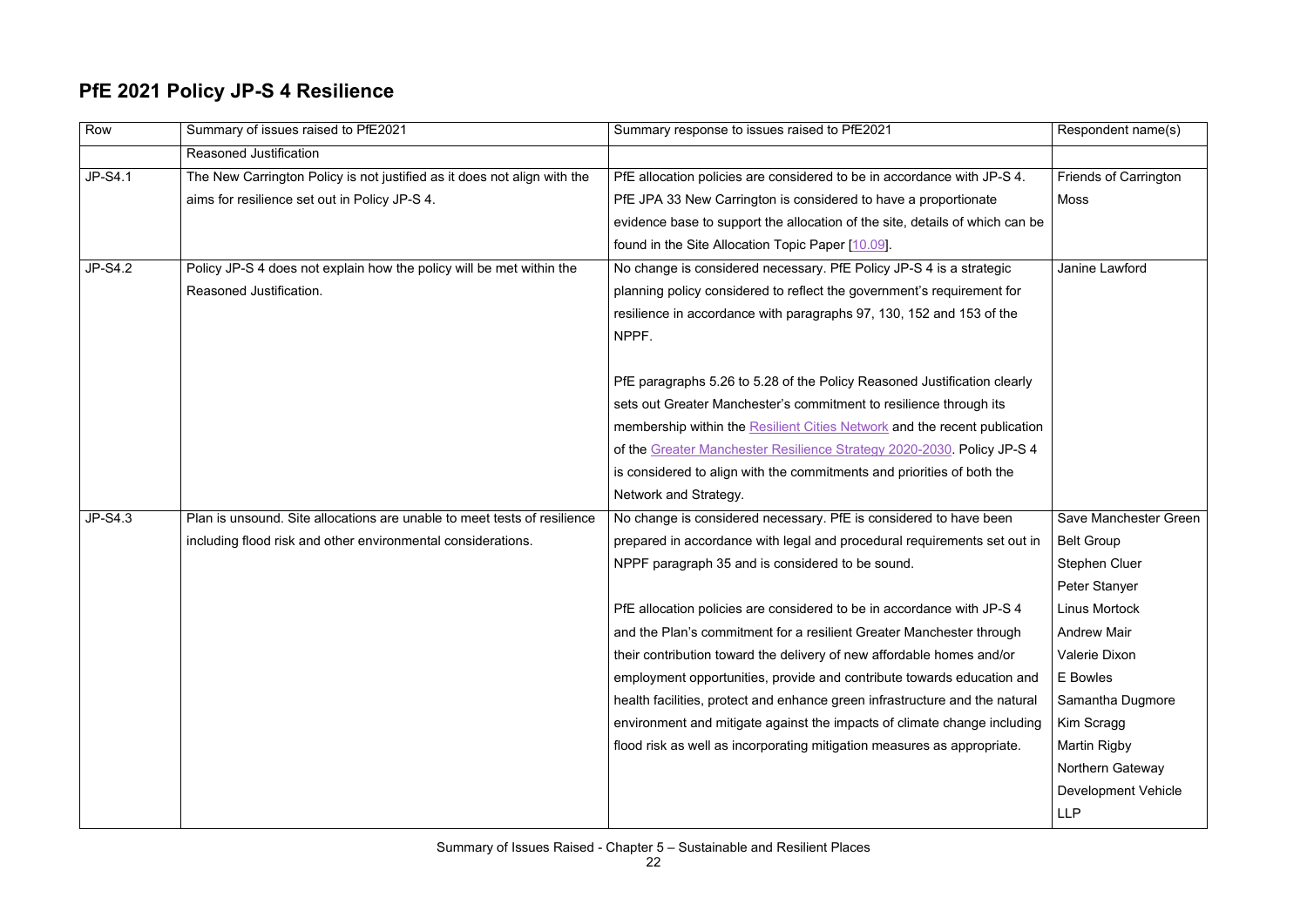## PfE 2021 Policy JP-S 4 Resilience

| Row | Summary of issues raised to PfE2021 | Summary response to issues raised to PfE2021 | Respondent name(s) |
|---|---|---|---|
| | Reasoned Justification | | |
| JP-S4.1 | The New Carrington Policy is not justified as it does not align with the aims for resilience set out in Policy JP-S 4. | PfE allocation policies are considered to be in accordance with JP-S 4. PfE JPA 33 New Carrington is considered to have a proportionate evidence base to support the allocation of the site, details of which can be found in the Site Allocation Topic Paper [10.09]. | Friends of Carrington Moss |
| JP-S4.2 | Policy JP-S 4 does not explain how the policy will be met within the Reasoned Justification. | No change is considered necessary. PfE Policy JP-S 4 is a strategic planning policy considered to reflect the government's requirement for resilience in accordance with paragraphs 97, 130, 152 and 153 of the NPPF.<br><br>PfE paragraphs 5.26 to 5.28 of the Policy Reasoned Justification clearly sets out Greater Manchester's commitment to resilience through its membership within the Resilient Cities Network and the recent publication of the Greater Manchester Resilience Strategy 2020-2030. Policy JP-S 4 is considered to align with the commitments and priorities of both the Network and Strategy. | Janine Lawford |
| JP-S4.3 | Plan is unsound. Site allocations are unable to meet tests of resilience including flood risk and other environmental considerations. | No change is considered necessary. PfE is considered to have been prepared in accordance with legal and procedural requirements set out in NPPF paragraph 35 and is considered to be sound.<br><br>PfE allocation policies are considered to be in accordance with JP-S 4 and the Plan's commitment for a resilient Greater Manchester through their contribution toward the delivery of new affordable homes and/or employment opportunities, provide and contribute towards education and health facilities, protect and enhance green infrastructure and the natural environment and mitigate against the impacts of climate change including flood risk as well as incorporating mitigation measures as appropriate. | Save Manchester Green Belt Group<br>Stephen Cluer<br>Peter Stanyer<br>Linus Mortock<br>Andrew Mair<br>Valerie Dixon<br>E Bowles<br>Samantha Dugmore<br>Kim Scragg<br>Martin Rigby<br>Northern Gateway Development Vehicle LLP |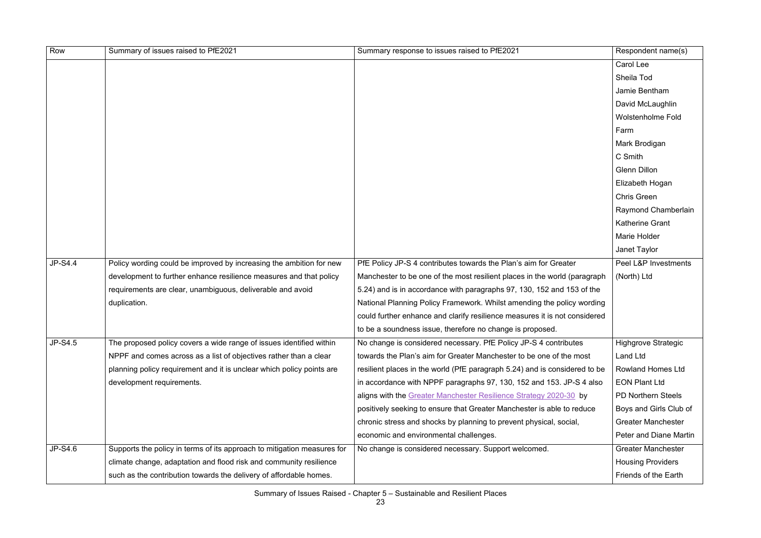| Row | Summary of issues raised to PfE2021 | Summary response to issues raised to PfE2021 | Respondent name(s) |
|---|---|---|---|
| | | | Carol Lee<br>Sheila Tod<br>Jamie Bentham<br>David McLaughlin<br>Wolstenholme Fold Farm<br>Mark Brodigan<br>C Smith<br>Glenn Dillon<br>Elizabeth Hogan<br>Chris Green<br>Raymond Chamberlain<br>Katherine Grant<br>Marie Holder<br>Janet Taylor |
| JP-S4.4 | Policy wording could be improved by increasing the ambition for new development to further enhance resilience measures and that policy requirements are clear, unambiguous, deliverable and avoid duplication. | PfE Policy JP-S 4 contributes towards the Plan's aim for Greater Manchester to be one of the most resilient places in the world (paragraph 5.24) and is in accordance with paragraphs 97, 130, 152 and 153 of the National Planning Policy Framework. Whilst amending the policy wording could further enhance and clarify resilience measures it is not considered to be a soundness issue, therefore no change is proposed. | Peel L&P Investments (North) Ltd |
| JP-S4.5 | The proposed policy covers a wide range of issues identified within NPPF and comes across as a list of objectives rather than a clear planning policy requirement and it is unclear which policy points are development requirements. | No change is considered necessary. PfE Policy JP-S 4 contributes towards the Plan's aim for Greater Manchester to be one of the most resilient places in the world (PfE paragraph 5.24) and is considered to be in accordance with NPPF paragraphs 97, 130, 152 and 153. JP-S 4 also aligns with the Greater Manchester Resilience Strategy 2020-30 by positively seeking to ensure that Greater Manchester is able to reduce chronic stress and shocks by planning to prevent physical, social, economic and environmental challenges. | Highgrove Strategic Land Ltd<br>Rowland Homes Ltd<br>EON Plant Ltd<br>PD Northern Steels<br>Boys and Girls Club of Greater Manchester<br>Peter and Diane Martin |
| JP-S4.6 | Supports the policy in terms of its approach to mitigation measures for climate change, adaptation and flood risk and community resilience such as the contribution towards the delivery of affordable homes. | No change is considered necessary. Support welcomed. | Greater Manchester Housing Providers<br>Friends of the Earth |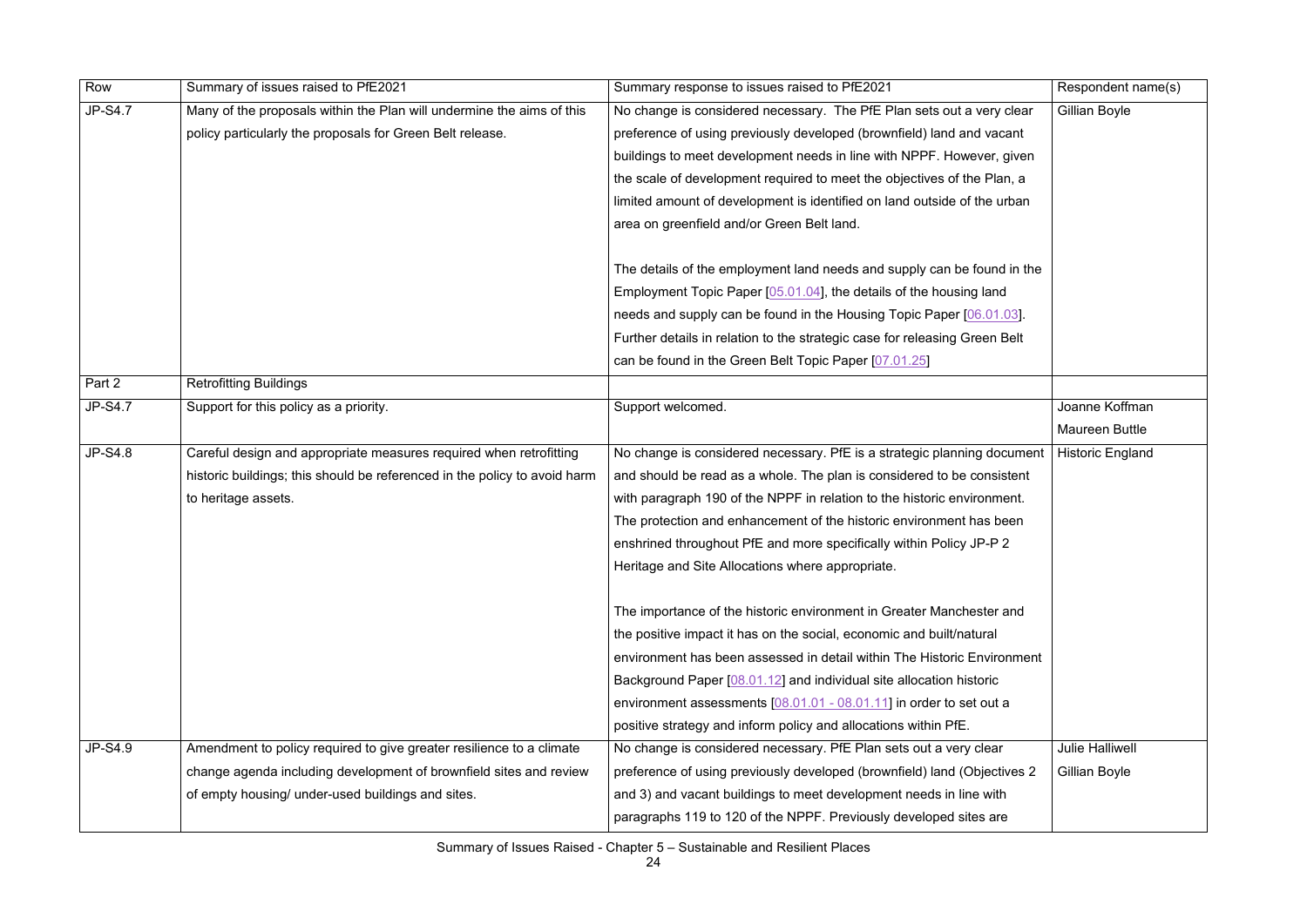| Row | Summary of issues raised to PfE2021 | Summary response to issues raised to PfE2021 | Respondent name(s) |
|---|---|---|---|
| JP-S4.7 | Many of the proposals within the Plan will undermine the aims of this policy particularly the proposals for Green Belt release. | No change is considered necessary. The PfE Plan sets out a very clear preference of using previously developed (brownfield) land and vacant buildings to meet development needs in line with NPPF. However, given the scale of development required to meet the objectives of the Plan, a limited amount of development is identified on land outside of the urban area on greenfield and/or Green Belt land.<br><br>The details of the employment land needs and supply can be found in the Employment Topic Paper [05.01.04], the details of the housing land needs and supply can be found in the Housing Topic Paper [06.01.03]. Further details in relation to the strategic case for releasing Green Belt can be found in the Green Belt Topic Paper [07.01.25] | Gillian Boyle |
| Part 2 | Retrofitting Buildings | | |
| JP-S4.7 | Support for this policy as a priority. | Support welcomed. | Joanne Koffman<br>Maureen Buttle |
| JP-S4.8 | Careful design and appropriate measures required when retrofitting historic buildings; this should be referenced in the policy to avoid harm to heritage assets. | No change is considered necessary. PfE is a strategic planning document and should be read as a whole. The plan is considered to be consistent with paragraph 190 of the NPPF in relation to the historic environment. The protection and enhancement of the historic environment has been enshrined throughout PfE and more specifically within Policy JP-P 2 Heritage and Site Allocations where appropriate.<br><br>The importance of the historic environment in Greater Manchester and the positive impact it has on the social, economic and built/natural environment has been assessed in detail within The Historic Environment Background Paper [08.01.12] and individual site allocation historic environment assessments [08.01.01 - 08.01.11] in order to set out a positive strategy and inform policy and allocations within PfE. | Historic England |
| JP-S4.9 | Amendment to policy required to give greater resilience to a climate change agenda including development of brownfield sites and review of empty housing/ under-used buildings and sites. | No change is considered necessary. PfE Plan sets out a very clear preference of using previously developed (brownfield) land (Objectives 2 and 3) and vacant buildings to meet development needs in line with paragraphs 119 to 120 of the NPPF. Previously developed sites are | Julie Halliwell<br>Gillian Boyle |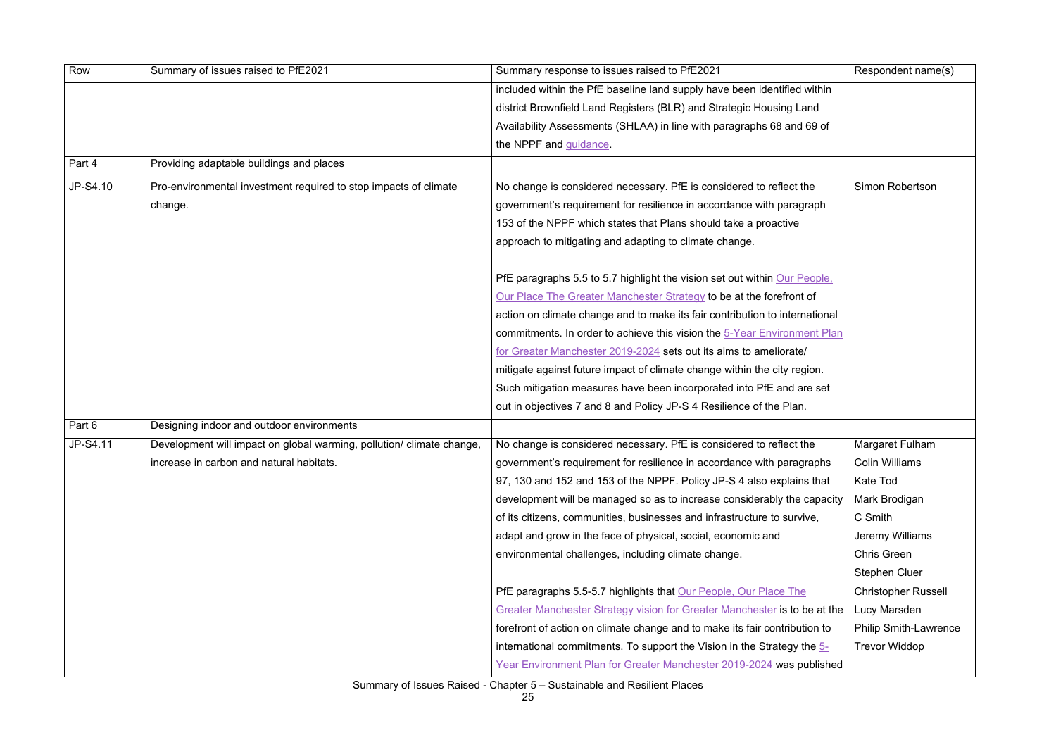| Row | Summary of issues raised to PfE2021 | Summary response to issues raised to PfE2021 | Respondent name(s) |
|---|---|---|---|
| | | included within the PfE baseline land supply have been identified within district Brownfield Land Registers (BLR) and Strategic Housing Land Availability Assessments (SHLAA) in line with paragraphs 68 and 69 of the NPPF and guidance. | |
| Part 4 | Providing adaptable buildings and places | | |
| JP-S4.10 | Pro-environmental investment required to stop impacts of climate change. | No change is considered necessary. PfE is considered to reflect the government's requirement for resilience in accordance with paragraph 153 of the NPPF which states that Plans should take a proactive approach to mitigating and adapting to climate change.<br><br>PfE paragraphs 5.5 to 5.7 highlight the vision set out within Our People, Our Place The Greater Manchester Strategy to be at the forefront of action on climate change and to make its fair contribution to international commitments. In order to achieve this vision the 5-Year Environment Plan for Greater Manchester 2019-2024 sets out its aims to ameliorate/ mitigate against future impact of climate change within the city region. Such mitigation measures have been incorporated into PfE and are set out in objectives 7 and 8 and Policy JP-S 4 Resilience of the Plan. | Simon Robertson |
| Part 6 | Designing indoor and outdoor environments | | |
| JP-S4.11 | Development will impact on global warming, pollution/ climate change, increase in carbon and natural habitats. | No change is considered necessary. PfE is considered to reflect the government's requirement for resilience in accordance with paragraphs 97, 130 and 152 and 153 of the NPPF. Policy JP-S 4 also explains that development will be managed so as to increase considerably the capacity of its citizens, communities, businesses and infrastructure to survive, adapt and grow in the face of physical, social, economic and environmental challenges, including climate change.<br><br>PfE paragraphs 5.5-5.7 highlights that Our People, Our Place The Greater Manchester Strategy vision for Greater Manchester is to be at the forefront of action on climate change and to make its fair contribution to international commitments. To support the Vision in the Strategy the 5-Year Environment Plan for Greater Manchester 2019-2024 was published | Margaret Fulham<br>Colin Williams<br>Kate Tod<br>Mark Brodigan<br>C Smith<br>Jeremy Williams<br>Chris Green<br>Stephen Cluer<br>Christopher Russell<br>Lucy Marsden<br>Philip Smith-Lawrence<br>Trevor Widdop |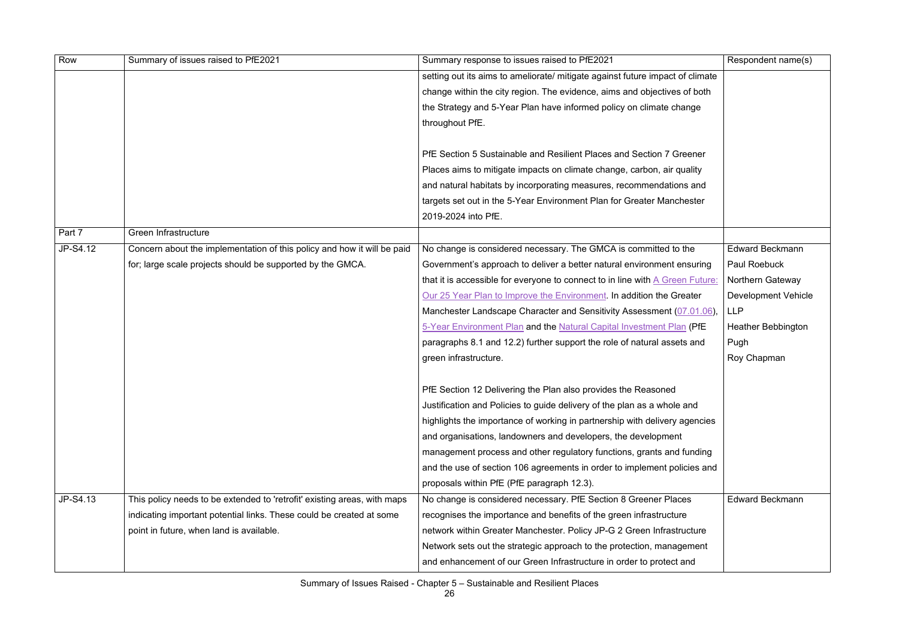| Row | Summary of issues raised to PfE2021 | Summary response to issues raised to PfE2021 | Respondent name(s) |
|---|---|---|---|
| | | setting out its aims to ameliorate/ mitigate against future impact of climate change within the city region. The evidence, aims and objectives of both the Strategy and 5-Year Plan have informed policy on climate change throughout PfE.<br><br>PfE Section 5 Sustainable and Resilient Places and Section 7 Greener Places aims to mitigate impacts on climate change, carbon, air quality and natural habitats by incorporating measures, recommendations and targets set out in the 5-Year Environment Plan for Greater Manchester 2019-2024 into PfE. | |
| Part 7 | Green Infrastructure | | |
| JP-S4.12 | Concern about the implementation of this policy and how it will be paid for; large scale projects should be supported by the GMCA. | No change is considered necessary. The GMCA is committed to the Government's approach to deliver a better natural environment ensuring that it is accessible for everyone to connect to in line with A Green Future: Our 25 Year Plan to Improve the Environment. In addition the Greater Manchester Landscape Character and Sensitivity Assessment (07.01.06), 5-Year Environment Plan and the Natural Capital Investment Plan (PfE paragraphs 8.1 and 12.2) further support the role of natural assets and green infrastructure.<br><br>PfE Section 12 Delivering the Plan also provides the Reasoned Justification and Policies to guide delivery of the plan as a whole and highlights the importance of working in partnership with delivery agencies and organisations, landowners and developers, the development management process and other regulatory functions, grants and funding and the use of section 106 agreements in order to implement policies and proposals within PfE (PfE paragraph 12.3). | Edward Beckmann<br>Paul Roebuck<br>Northern Gateway Development Vehicle LLP<br>Heather Bebbington Pugh<br>Roy Chapman |
| JP-S4.13 | This policy needs to be extended to 'retrofit' existing areas, with maps indicating important potential links. These could be created at some point in future, when land is available. | No change is considered necessary. PfE Section 8 Greener Places recognises the importance and benefits of the green infrastructure network within Greater Manchester. Policy JP-G 2 Green Infrastructure Network sets out the strategic approach to the protection, management and enhancement of our Green Infrastructure in order to protect and | Edward Beckmann |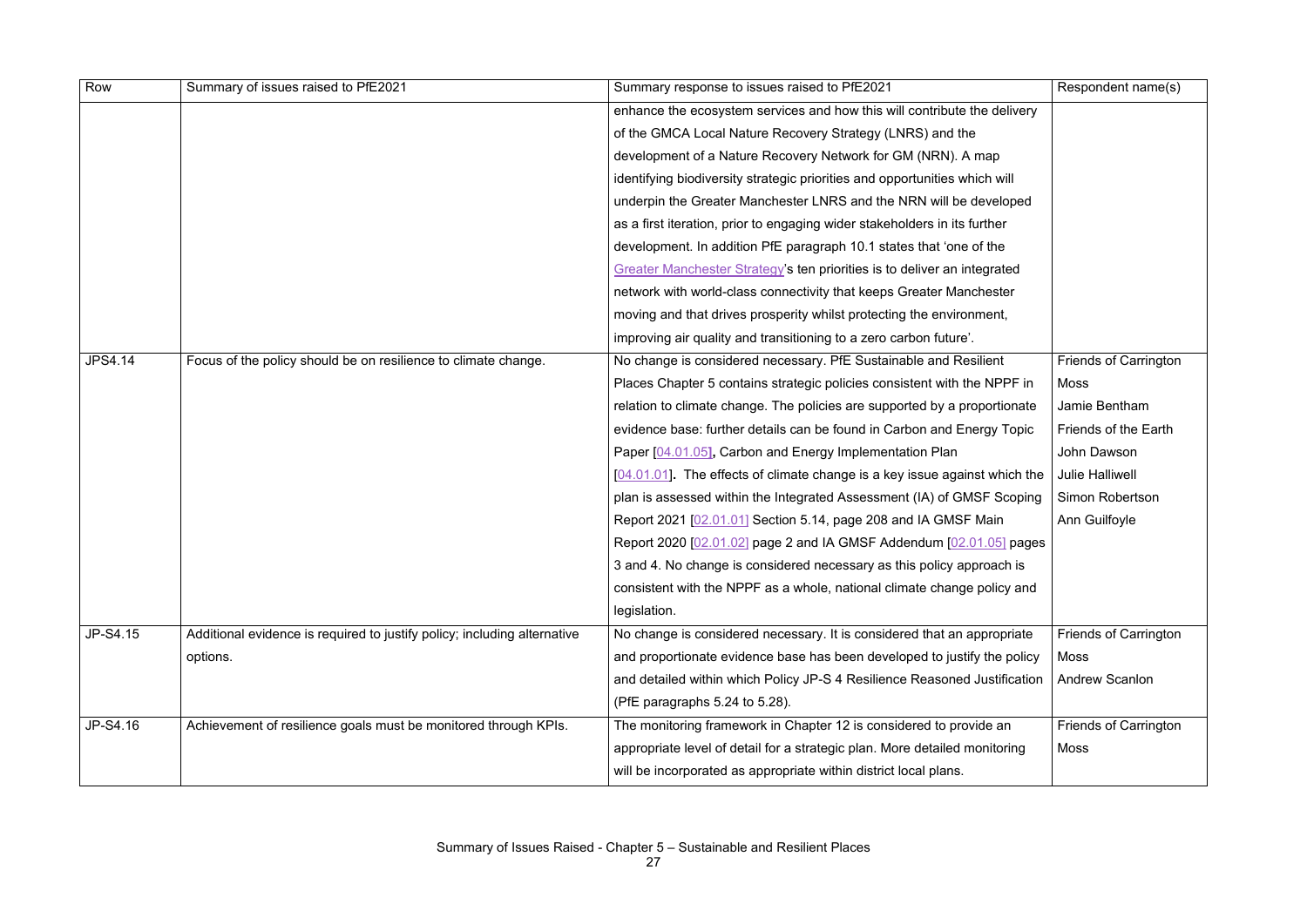| Row | Summary of issues raised to PfE2021 | Summary response to issues raised to PfE2021 | Respondent name(s) |
|---|---|---|---|
| | | enhance the ecosystem services and how this will contribute the delivery of the GMCA Local Nature Recovery Strategy (LNRS) and the development of a Nature Recovery Network for GM (NRN). A map identifying biodiversity strategic priorities and opportunities which will underpin the Greater Manchester LNRS and the NRN will be developed as a first iteration, prior to engaging wider stakeholders in its further development. In addition PfE paragraph 10.1 states that 'one of the Greater Manchester Strategy's ten priorities is to deliver an integrated network with world-class connectivity that keeps Greater Manchester moving and that drives prosperity whilst protecting the environment, improving air quality and transitioning to a zero carbon future'. | |
| JPS4.14 | Focus of the policy should be on resilience to climate change. | No change is considered necessary. PfE Sustainable and Resilient Places Chapter 5 contains strategic policies consistent with the NPPF in relation to climate change. The policies are supported by a proportionate evidence base: further details can be found in Carbon and Energy Topic Paper [04.01.05]**,** Carbon and Energy Implementation Plan [04.01.01]**.** The effects of climate change is a key issue against which the plan is assessed within the Integrated Assessment (IA) of GMSF Scoping Report 2021 [02.01.01] Section 5.14, page 208 and IA GMSF Main Report 2020 [02.01.02] page 2 and IA GMSF Addendum [02.01.05] pages 3 and 4. No change is considered necessary as this policy approach is consistent with the NPPF as a whole, national climate change policy and legislation. | Friends of Carrington Moss<br>Jamie Bentham<br>Friends of the Earth<br>John Dawson<br>Julie Halliwell<br>Simon Robertson<br>Ann Guilfoyle |
| JP-S4.15 | Additional evidence is required to justify policy; including alternative options. | No change is considered necessary. It is considered that an appropriate and proportionate evidence base has been developed to justify the policy and detailed within which Policy JP-S 4 Resilience Reasoned Justification (PfE paragraphs 5.24 to 5.28). | Friends of Carrington Moss<br>Andrew Scanlon |
| JP-S4.16 | Achievement of resilience goals must be monitored through KPIs. | The monitoring framework in Chapter 12 is considered to provide an appropriate level of detail for a strategic plan. More detailed monitoring will be incorporated as appropriate within district local plans. | Friends of Carrington Moss |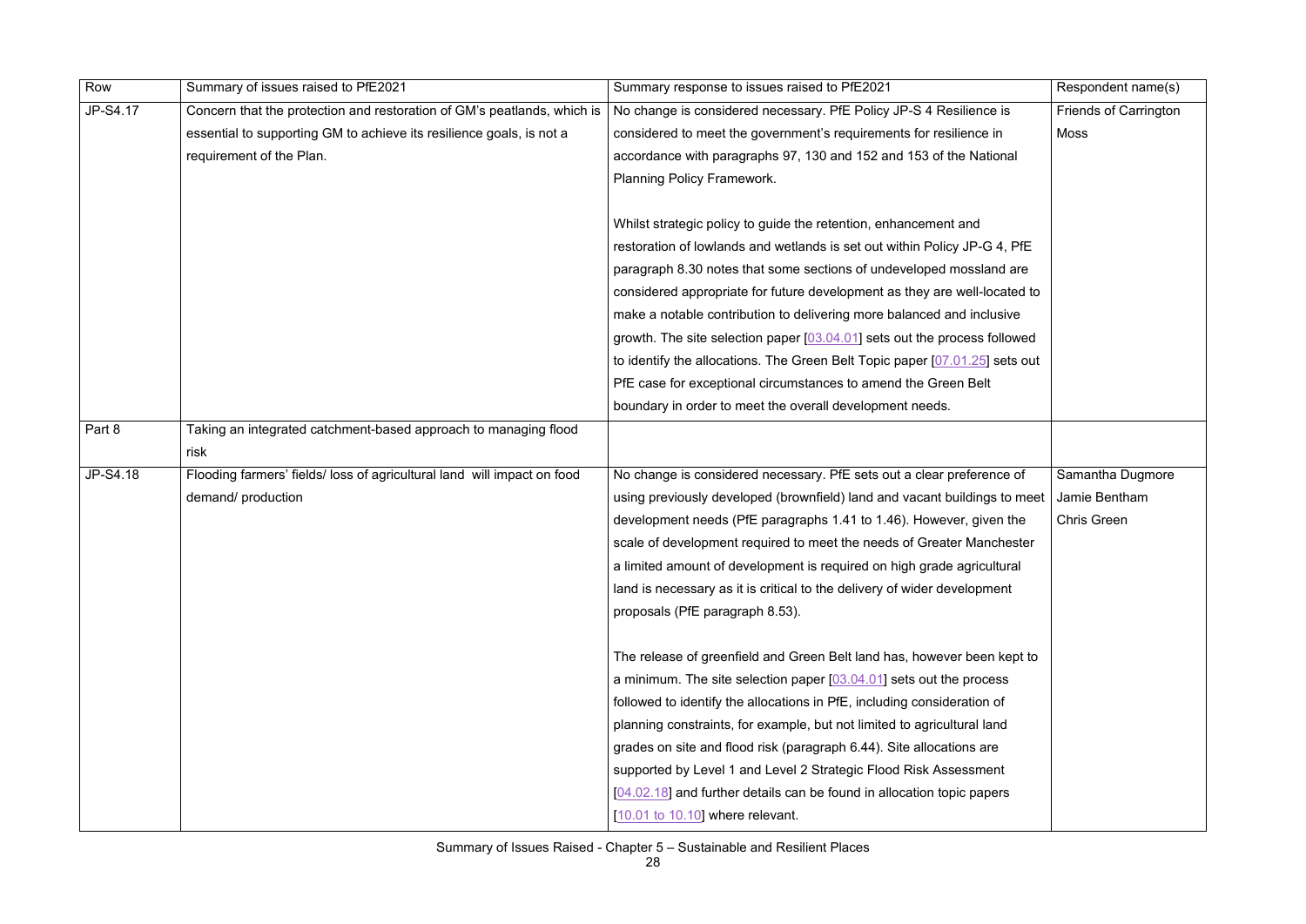| Row | Summary of issues raised to PfE2021 | Summary response to issues raised to PfE2021 | Respondent name(s) |
|---|---|---|---|
| JP-S4.17 | Concern that the protection and restoration of GM's peatlands, which is essential to supporting GM to achieve its resilience goals, is not a requirement of the Plan. | No change is considered necessary. PfE Policy JP-S 4 Resilience is considered to meet the government's requirements for resilience in accordance with paragraphs 97, 130 and 152 and 153 of the National Planning Policy Framework.<br><br>Whilst strategic policy to guide the retention, enhancement and restoration of lowlands and wetlands is set out within Policy JP-G 4, PfE paragraph 8.30 notes that some sections of undeveloped mossland are considered appropriate for future development as they are well-located to make a notable contribution to delivering more balanced and inclusive growth. The site selection paper [03.04.01] sets out the process followed to identify the allocations. The Green Belt Topic paper [07.01.25] sets out PfE case for exceptional circumstances to amend the Green Belt boundary in order to meet the overall development needs. | Friends of Carrington Moss |
| Part 8 | Taking an integrated catchment-based approach to managing flood risk | | |
| JP-S4.18 | Flooding farmers' fields/ loss of agricultural land will impact on food demand/ production | No change is considered necessary. PfE sets out a clear preference of using previously developed (brownfield) land and vacant buildings to meet development needs (PfE paragraphs 1.41 to 1.46). However, given the scale of development required to meet the needs of Greater Manchester a limited amount of development is required on high grade agricultural land is necessary as it is critical to the delivery of wider development proposals (PfE paragraph 8.53).<br><br>The release of greenfield and Green Belt land has, however been kept to a minimum. The site selection paper [03.04.01] sets out the process followed to identify the allocations in PfE, including consideration of planning constraints, for example, but not limited to agricultural land grades on site and flood risk (paragraph 6.44). Site allocations are supported by Level 1 and Level 2 Strategic Flood Risk Assessment [04.02.18] and further details can be found in allocation topic papers [10.01 to 10.10] where relevant. | Samantha Dugmore<br>Jamie Bentham<br>Chris Green |

Summary of Issues Raised - Chapter 5 – Sustainable and Resilient Places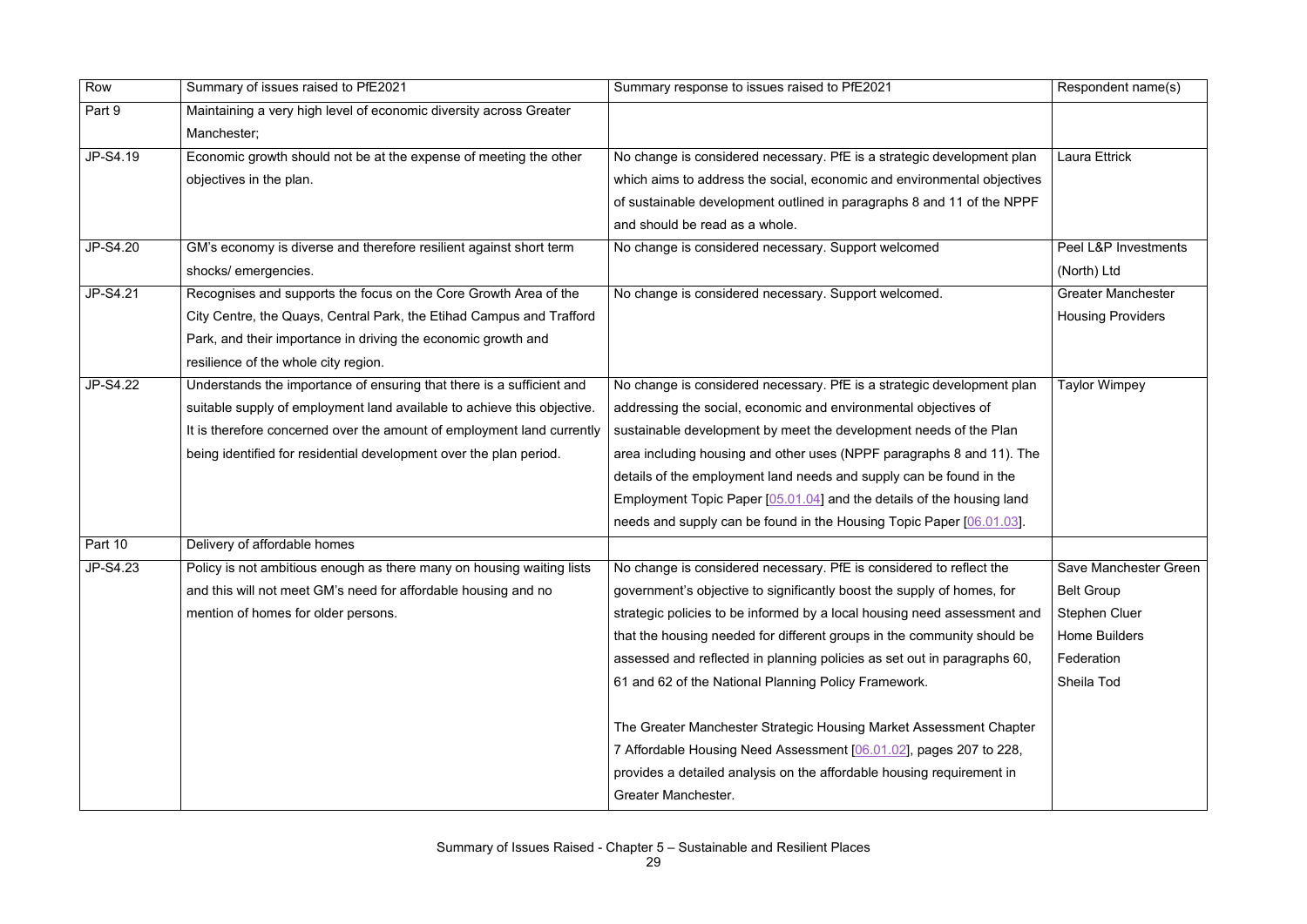| Row | Summary of issues raised to PfE2021 | Summary response to issues raised to PfE2021 | Respondent name(s) |
| --- | --- | --- | --- |
| Part 9 | Maintaining a very high level of economic diversity across Greater Manchester; | | |
| JP-S4.19 | Economic growth should not be at the expense of meeting the other objectives in the plan. | No change is considered necessary. PfE is a strategic development plan which aims to address the social, economic and environmental objectives of sustainable development outlined in paragraphs 8 and 11 of the NPPF and should be read as a whole. | Laura Ettrick |
| JP-S4.20 | GM's economy is diverse and therefore resilient against short term shocks/ emergencies. | No change is considered necessary. Support welcomed | Peel L&P Investments (North) Ltd |
| JP-S4.21 | Recognises and supports the focus on the Core Growth Area of the City Centre, the Quays, Central Park, the Etihad Campus and Trafford Park, and their importance in driving the economic growth and resilience of the whole city region. | No change is considered necessary. Support welcomed. | Greater Manchester Housing Providers |
| JP-S4.22 | Understands the importance of ensuring that there is a sufficient and suitable supply of employment land available to achieve this objective. It is therefore concerned over the amount of employment land currently being identified for residential development over the plan period. | No change is considered necessary. PfE is a strategic development plan addressing the social, economic and environmental objectives of sustainable development by meet the development needs of the Plan area including housing and other uses (NPPF paragraphs 8 and 11). The details of the employment land needs and supply can be found in the Employment Topic Paper [05.01.04] and the details of the housing land needs and supply can be found in the Housing Topic Paper [06.01.03]. | Taylor Wimpey |
| Part 10 | Delivery of affordable homes | | |
| JP-S4.23 | Policy is not ambitious enough as there many on housing waiting lists and this will not meet GM's need for affordable housing and no mention of homes for older persons. | No change is considered necessary. PfE is considered to reflect the government's objective to significantly boost the supply of homes, for strategic policies to be informed by a local housing need assessment and that the housing needed for different groups in the community should be assessed and reflected in planning policies as set out in paragraphs 60, 61 and 62 of the National Planning Policy Framework.<br><br>The Greater Manchester Strategic Housing Market Assessment Chapter 7 Affordable Housing Need Assessment [06.01.02], pages 207 to 228, provides a detailed analysis on the affordable housing requirement in Greater Manchester. | Save Manchester Green Belt Group<br>Stephen Cluer<br>Home Builders Federation<br>Sheila Tod |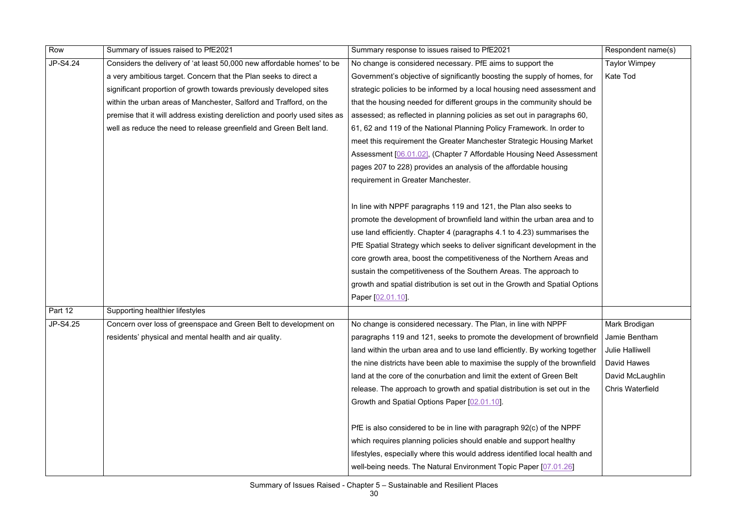| Row | Summary of issues raised to PfE2021 | Summary response to issues raised to PfE2021 | Respondent name(s) |
|---|---|---|---|
| JP-S4.24 | Considers the delivery of 'at least 50,000 new affordable homes' to be a very ambitious target. Concern that the Plan seeks to direct a significant proportion of growth towards previously developed sites within the urban areas of Manchester, Salford and Trafford, on the premise that it will address existing dereliction and poorly used sites as well as reduce the need to release greenfield and Green Belt land. | No change is considered necessary. PfE aims to support the Government's objective of significantly boosting the supply of homes, for strategic policies to be informed by a local housing need assessment and that the housing needed for different groups in the community should be assessed; as reflected in planning policies as set out in paragraphs 60, 61, 62 and 119 of the National Planning Policy Framework. In order to meet this requirement the Greater Manchester Strategic Housing Market Assessment [06.01.02], (Chapter 7 Affordable Housing Need Assessment pages 207 to 228) provides an analysis of the affordable housing requirement in Greater Manchester.<br><br>In line with NPPF paragraphs 119 and 121, the Plan also seeks to promote the development of brownfield land within the urban area and to use land efficiently. Chapter 4 (paragraphs 4.1 to 4.23) summarises the PfE Spatial Strategy which seeks to deliver significant development in the core growth area, boost the competitiveness of the Northern Areas and sustain the competitiveness of the Southern Areas. The approach to growth and spatial distribution is set out in the Growth and Spatial Options Paper [02.01.10]. | Taylor Wimpey<br>Kate Tod |
| Part 12 | Supporting healthier lifestyles | | |
| JP-S4.25 | Concern over loss of greenspace and Green Belt to development on residents' physical and mental health and air quality. | No change is considered necessary. The Plan, in line with NPPF paragraphs 119 and 121, seeks to promote the development of brownfield land within the urban area and to use land efficiently. By working together the nine districts have been able to maximise the supply of the brownfield land at the core of the conurbation and limit the extent of Green Belt release. The approach to growth and spatial distribution is set out in the Growth and Spatial Options Paper [02.01.10].<br><br>PfE is also considered to be in line with paragraph 92(c) of the NPPF which requires planning policies should enable and support healthy lifestyles, especially where this would address identified local health and well-being needs. The Natural Environment Topic Paper [07.01.26] | Mark Brodigan<br>Jamie Bentham<br>Julie Halliwell<br>David Hawes<br>David McLaughlin<br>Chris Waterfield |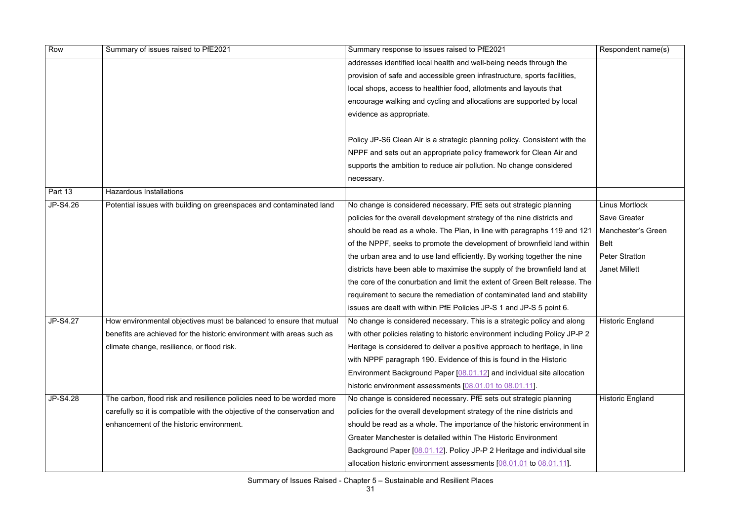| Row | Summary of issues raised to PfE2021 | Summary response to issues raised to PfE2021 | Respondent name(s) |
|---|---|---|---|
| | | addresses identified local health and well-being needs through the provision of safe and accessible green infrastructure, sports facilities, local shops, access to healthier food, allotments and layouts that encourage walking and cycling and allocations are supported by local evidence as appropriate.<br><br>Policy JP-S6 Clean Air is a strategic planning policy. Consistent with the NPPF and sets out an appropriate policy framework for Clean Air and supports the ambition to reduce air pollution. No change considered necessary. | |
| Part 13 | Hazardous Installations | | |
| JP-S4.26 | Potential issues with building on greenspaces and contaminated land | No change is considered necessary. PfE sets out strategic planning policies for the overall development strategy of the nine districts and should be read as a whole. The Plan, in line with paragraphs 119 and 121 of the NPPF, seeks to promote the development of brownfield land within the urban area and to use land efficiently. By working together the nine districts have been able to maximise the supply of the brownfield land at the core of the conurbation and limit the extent of Green Belt release. The requirement to secure the remediation of contaminated land and stability issues are dealt with within PfE Policies JP-S 1 and JP-S 5 point 6. | Linus Mortlock<br>Save Greater Manchester's Green Belt<br>Peter Stratton<br>Janet Millett |
| JP-S4.27 | How environmental objectives must be balanced to ensure that mutual benefits are achieved for the historic environment with areas such as climate change, resilience, or flood risk. | No change is considered necessary. This is a strategic policy and along with other policies relating to historic environment including Policy JP-P 2 Heritage is considered to deliver a positive approach to heritage, in line with NPPF paragraph 190. Evidence of this is found in the Historic Environment Background Paper [08.01.12] and individual site allocation historic environment assessments [08.01.01 to 08.01.11]. | Historic England |
| JP-S4.28 | The carbon, flood risk and resilience policies need to be worded more carefully so it is compatible with the objective of the conservation and enhancement of the historic environment. | No change is considered necessary. PfE sets out strategic planning policies for the overall development strategy of the nine districts and should be read as a whole. The importance of the historic environment in Greater Manchester is detailed within The Historic Environment Background Paper [08.01.12]. Policy JP-P 2 Heritage and individual site allocation historic environment assessments [08.01.01 to 08.01.11]. | Historic England |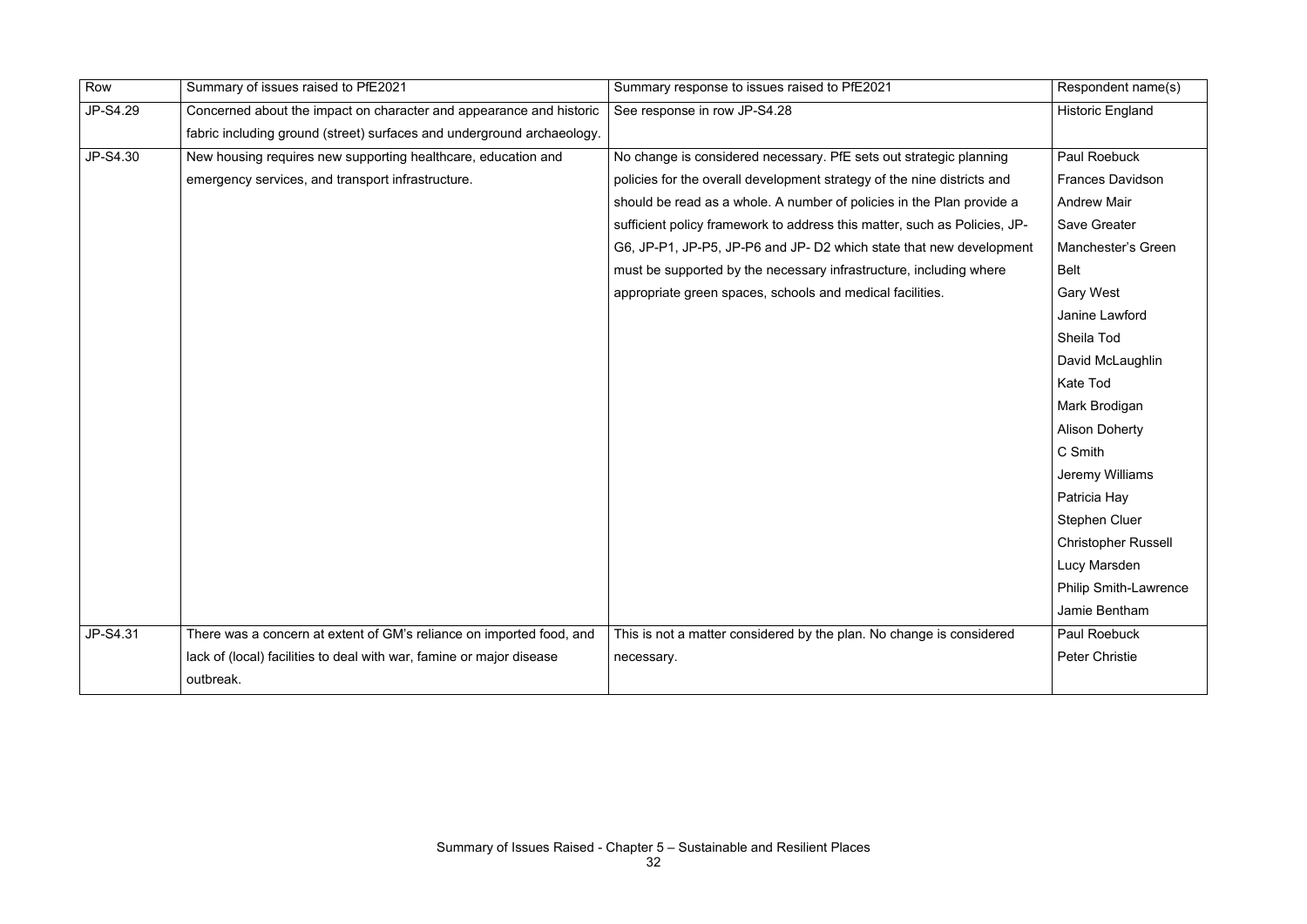| Row | Summary of issues raised to PfE2021 | Summary response to issues raised to PfE2021 | Respondent name(s) |
|---|---|---|---|
| JP-S4.29 | Concerned about the impact on character and appearance and historic fabric including ground (street) surfaces and underground archaeology. | See response in row JP-S4.28 | Historic England |
| JP-S4.30 | New housing requires new supporting healthcare, education and emergency services, and transport infrastructure. | No change is considered necessary. PfE sets out strategic planning policies for the overall development strategy of the nine districts and should be read as a whole. A number of policies in the Plan provide a sufficient policy framework to address this matter, such as Policies, JP-G6, JP-P1, JP-P5, JP-P6 and JP- D2 which state that new development must be supported by the necessary infrastructure, including where appropriate green spaces, schools and medical facilities. | Paul Roebuck<br>Frances Davidson<br>Andrew Mair<br>Save Greater Manchester's Green Belt<br>Gary West<br>Janine Lawford<br>Sheila Tod<br>David McLaughlin<br>Kate Tod<br>Mark Brodigan<br>Alison Doherty<br>C Smith<br>Jeremy Williams<br>Patricia Hay<br>Stephen Cluer<br>Christopher Russell<br>Lucy Marsden<br>Philip Smith-Lawrence<br>Jamie Bentham |
| JP-S4.31 | There was a concern at extent of GM's reliance on imported food, and lack of (local) facilities to deal with war, famine or major disease outbreak. | This is not a matter considered by the plan. No change is considered necessary. | Paul Roebuck<br>Peter Christie |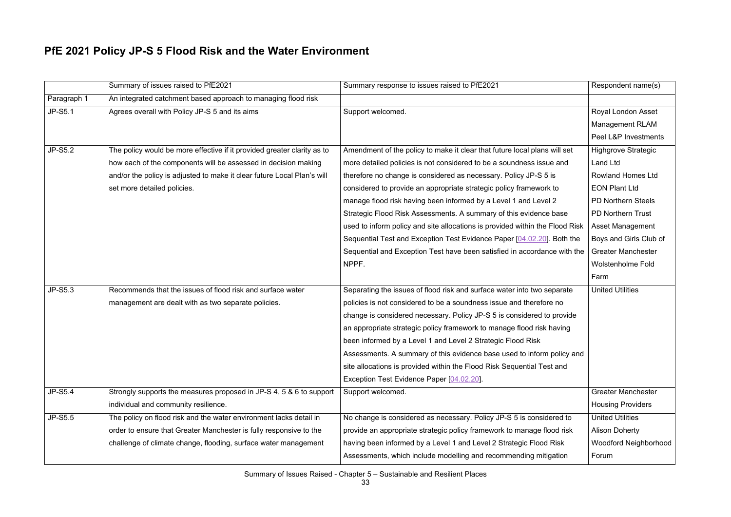# PfE 2021 Policy JP-S 5 Flood Risk and the Water Environment

| | Summary of issues raised to PfE2021 | Summary response to issues raised to PfE2021 | Respondent name(s) |
|---|---|---|---|
| Paragraph 1 | An integrated catchment based approach to managing flood risk | | |
| JP-S5.1 | Agrees overall with Policy JP-S 5 and its aims | Support welcomed. | Royal London Asset Management RLAM<br>Peel L&P Investments |
| JP-S5.2 | The policy would be more effective if it provided greater clarity as to how each of the components will be assessed in decision making and/or the policy is adjusted to make it clear future Local Plan's will set more detailed policies. | Amendment of the policy to make it clear that future local plans will set more detailed policies is not considered to be a soundness issue and therefore no change is considered as necessary. Policy JP-S 5 is considered to provide an appropriate strategic policy framework to manage flood risk having been informed by a Level 1 and Level 2 Strategic Flood Risk Assessments. A summary of this evidence base used to inform policy and site allocations is provided within the Flood Risk Sequential Test and Exception Test Evidence Paper [04.02.20]. Both the Sequential and Exception Test have been satisfied in accordance with the NPPF. | Highgrove Strategic Land Ltd<br>Rowland Homes Ltd<br>EON Plant Ltd<br>PD Northern Steels<br>PD Northern Trust<br>Asset Management<br>Boys and Girls Club of Greater Manchester<br>Wolstenholme Fold Farm |
| JP-S5.3 | Recommends that the issues of flood risk and surface water management are dealt with as two separate policies. | Separating the issues of flood risk and surface water into two separate policies is not considered to be a soundness issue and therefore no change is considered necessary. Policy JP-S 5 is considered to provide an appropriate strategic policy framework to manage flood risk having been informed by a Level 1 and Level 2 Strategic Flood Risk Assessments. A summary of this evidence base used to inform policy and site allocations is provided within the Flood Risk Sequential Test and Exception Test Evidence Paper [04.02.20]. | United Utilities |
| JP-S5.4 | Strongly supports the measures proposed in JP-S 4, 5 & 6 to support individual and community resilience. | Support welcomed. | Greater Manchester Housing Providers |
| JP-S5.5 | The policy on flood risk and the water environment lacks detail in order to ensure that Greater Manchester is fully responsive to the challenge of climate change, flooding, surface water management | No change is considered as necessary. Policy JP-S 5 is considered to provide an appropriate strategic policy framework to manage flood risk having been informed by a Level 1 and Level 2 Strategic Flood Risk Assessments, which include modelling and recommending mitigation | United Utilities<br>Alison Doherty<br>Woodford Neighborhood Forum |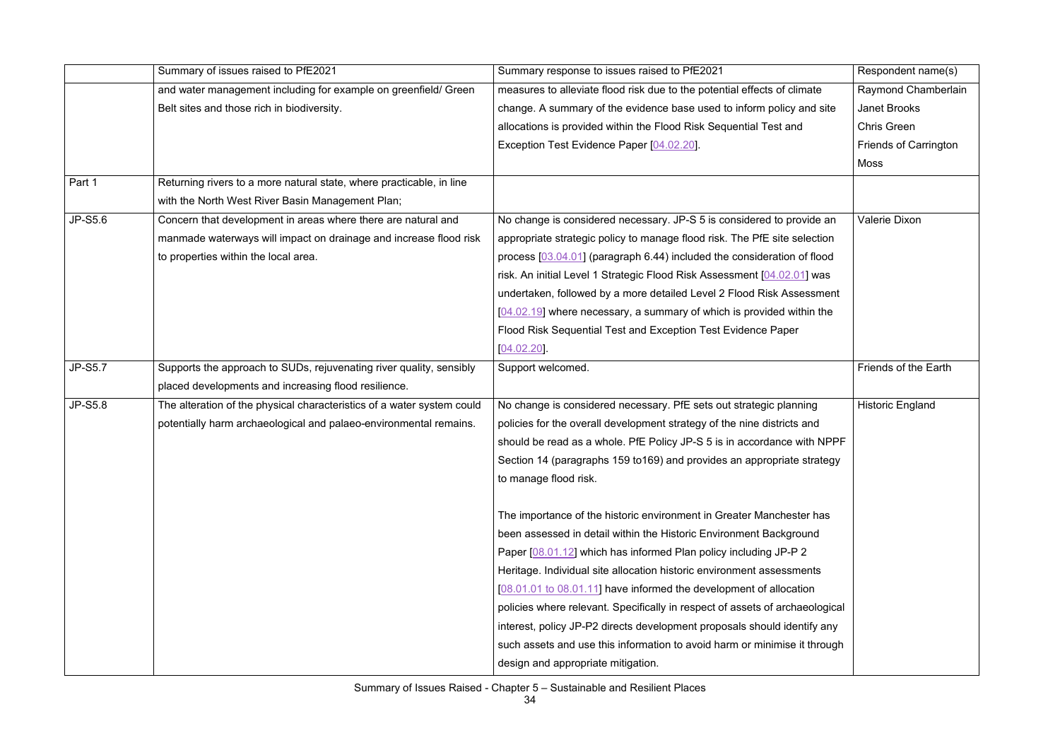|  | Summary of issues raised to PfE2021 | Summary response to issues raised to PfE2021 | Respondent name(s) |
|---|---|---|---|
|  | and water management including for example on greenfield/ Green Belt sites and those rich in biodiversity. | measures to alleviate flood risk due to the potential effects of climate change. A summary of the evidence base used to inform policy and site allocations is provided within the Flood Risk Sequential Test and Exception Test Evidence Paper [04.02.20]. | Raymond Chamberlain<br>Janet Brooks<br>Chris Green<br>Friends of Carrington Moss |
| Part 1 | Returning rivers to a more natural state, where practicable, in line with the North West River Basin Management Plan; |  |  |
| JP-S5.6 | Concern that development in areas where there are natural and manmade waterways will impact on drainage and increase flood risk to properties within the local area. | No change is considered necessary. JP-S 5 is considered to provide an appropriate strategic policy to manage flood risk. The PfE site selection process [03.04.01] (paragraph 6.44) included the consideration of flood risk. An initial Level 1 Strategic Flood Risk Assessment [04.02.01] was undertaken, followed by a more detailed Level 2 Flood Risk Assessment [04.02.19] where necessary, a summary of which is provided within the Flood Risk Sequential Test and Exception Test Evidence Paper [04.02.20]. | Valerie Dixon |
| JP-S5.7 | Supports the approach to SUDs, rejuvenating river quality, sensibly placed developments and increasing flood resilience. | Support welcomed. | Friends of the Earth |
| JP-S5.8 | The alteration of the physical characteristics of a water system could potentially harm archaeological and palaeo-environmental remains. | No change is considered necessary. PfE sets out strategic planning policies for the overall development strategy of the nine districts and should be read as a whole. PfE Policy JP-S 5 is in accordance with NPPF Section 14 (paragraphs 159 to169) and provides an appropriate strategy to manage flood risk.<br><br>The importance of the historic environment in Greater Manchester has been assessed in detail within the Historic Environment Background Paper [08.01.12] which has informed Plan policy including JP-P 2 Heritage. Individual site allocation historic environment assessments [08.01.01 to 08.01.11] have informed the development of allocation policies where relevant. Specifically in respect of assets of archaeological interest, policy JP-P2 directs development proposals should identify any such assets and use this information to avoid harm or minimise it through design and appropriate mitigation. | Historic England |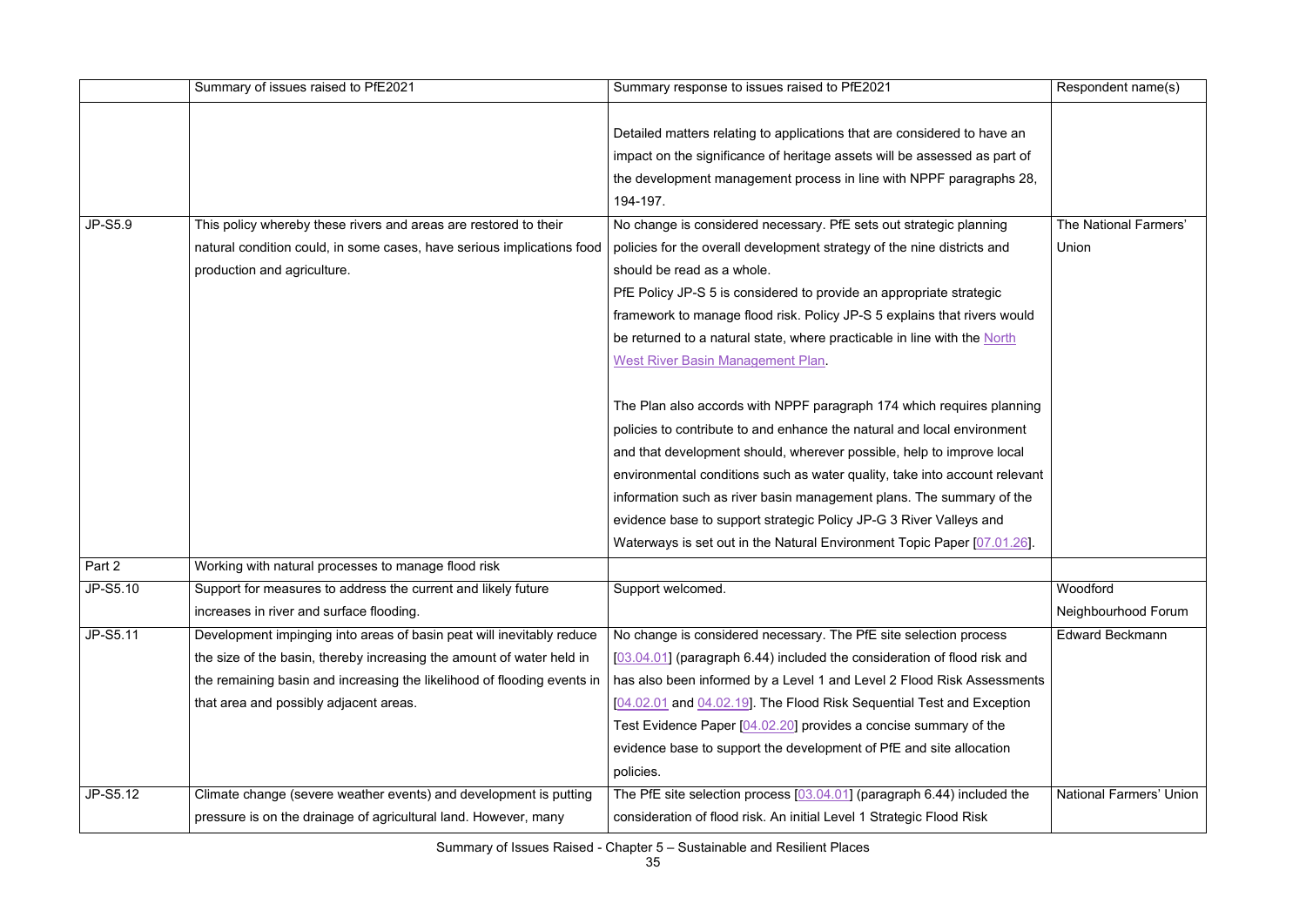|  | Summary of issues raised to PfE2021 | Summary response to issues raised to PfE2021 | Respondent name(s) |
| --- | --- | --- | --- |
|  |  | Detailed matters relating to applications that are considered to have an impact on the significance of heritage assets will be assessed as part of the development management process in line with NPPF paragraphs 28, 194-197. |  |
| JP-S5.9 | This policy whereby these rivers and areas are restored to their natural condition could, in some cases, have serious implications food production and agriculture. | No change is considered necessary. PfE sets out strategic planning policies for the overall development strategy of the nine districts and should be read as a whole.<br>PfE Policy JP-S 5 is considered to provide an appropriate strategic framework to manage flood risk. Policy JP-S 5 explains that rivers would be returned to a natural state, where practicable in line with the North West River Basin Management Plan.<br><br>The Plan also accords with NPPF paragraph 174 which requires planning policies to contribute to and enhance the natural and local environment and that development should, wherever possible, help to improve local environmental conditions such as water quality, take into account relevant information such as river basin management plans. The summary of the evidence base to support strategic Policy JP-G 3 River Valleys and Waterways is set out in the Natural Environment Topic Paper [07.01.26]. | The National Farmers' Union |
| Part 2 | Working with natural processes to manage flood risk |  |  |
| JP-S5.10 | Support for measures to address the current and likely future increases in river and surface flooding. | Support welcomed. | Woodford Neighbourhood Forum |
| JP-S5.11 | Development impinging into areas of basin peat will inevitably reduce the size of the basin, thereby increasing the amount of water held in the remaining basin and increasing the likelihood of flooding events in that area and possibly adjacent areas. | No change is considered necessary. The PfE site selection process [03.04.01] (paragraph 6.44) included the consideration of flood risk and has also been informed by a Level 1 and Level 2 Flood Risk Assessments [04.02.01 and 04.02.19]. The Flood Risk Sequential Test and Exception Test Evidence Paper [04.02.20] provides a concise summary of the evidence base to support the development of PfE and site allocation policies. | Edward Beckmann |
| JP-S5.12 | Climate change (severe weather events) and development is putting pressure is on the drainage of agricultural land. However, many | The PfE site selection process [03.04.01] (paragraph 6.44) included the consideration of flood risk. An initial Level 1 Strategic Flood Risk | National Farmers' Union |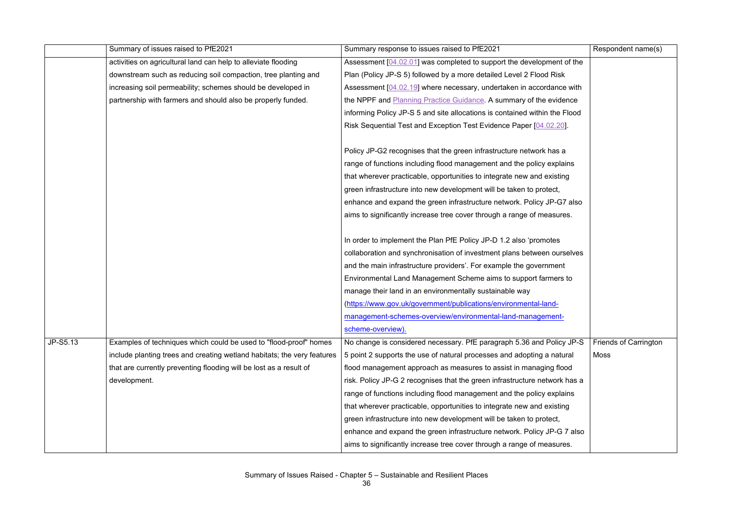|  | Summary of issues raised to PfE2021 | Summary response to issues raised to PfE2021 | Respondent name(s) |
|---|---|---|---|
|  | activities on agricultural land can help to alleviate flooding downstream such as reducing soil compaction, tree planting and increasing soil permeability; schemes should be developed in partnership with farmers and should also be properly funded. | Assessment [04.02.01] was completed to support the development of the Plan (Policy JP-S 5) followed by a more detailed Level 2 Flood Risk Assessment [04.02.19] where necessary, undertaken in accordance with the NPPF and Planning Practice Guidance. A summary of the evidence informing Policy JP-S 5 and site allocations is contained within the Flood Risk Sequential Test and Exception Test Evidence Paper [04.02.20].<br><br>Policy JP-G2 recognises that the green infrastructure network has a range of functions including flood management and the policy explains that wherever practicable, opportunities to integrate new and existing green infrastructure into new development will be taken to protect, enhance and expand the green infrastructure network. Policy JP-G7 also aims to significantly increase tree cover through a range of measures.<br><br>In order to implement the Plan PfE Policy JP-D 1.2 also 'promotes collaboration and synchronisation of investment plans between ourselves and the main infrastructure providers'. For example the government Environmental Land Management Scheme aims to support farmers to manage their land in an environmentally sustainable way (https://www.gov.uk/government/publications/environmental-land-management-schemes-overview/environmental-land-management-scheme-overview). |  |
| JP-S5.13 | Examples of techniques which could be used to "flood-proof" homes include planting trees and creating wetland habitats; the very features that are currently preventing flooding will be lost as a result of development. | No change is considered necessary. PfE paragraph 5.36 and Policy JP-S 5 point 2 supports the use of natural processes and adopting a natural flood management approach as measures to assist in managing flood risk. Policy JP-G 2 recognises that the green infrastructure network has a range of functions including flood management and the policy explains that wherever practicable, opportunities to integrate new and existing green infrastructure into new development will be taken to protect, enhance and expand the green infrastructure network. Policy JP-G 7 also aims to significantly increase tree cover through a range of measures. | Friends of Carrington Moss |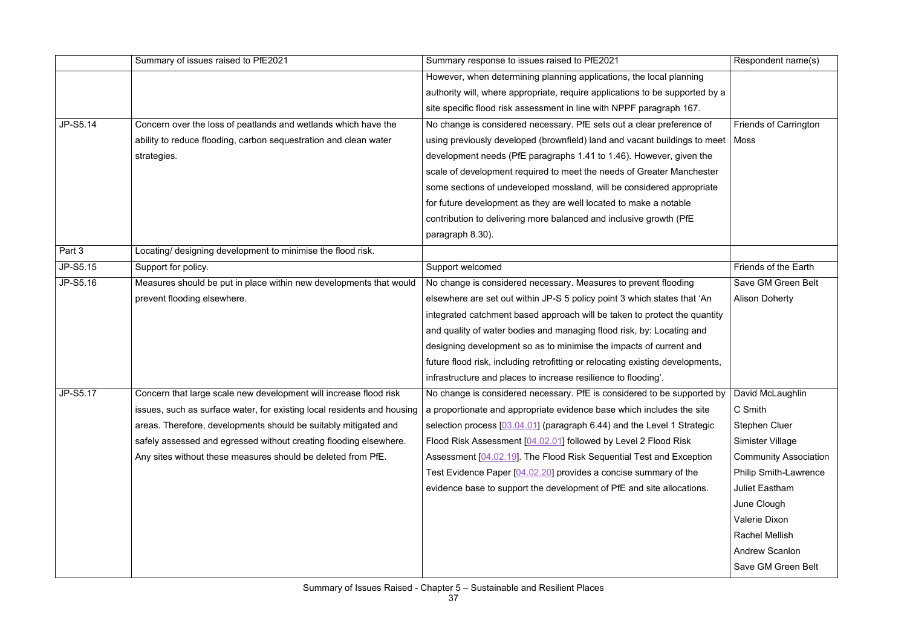|  | Summary of issues raised to PfE2021 | Summary response to issues raised to PfE2021 | Respondent name(s) |
|---|---|---|---|
|  |  | However, when determining planning applications, the local planning authority will, where appropriate, require applications to be supported by a site specific flood risk assessment in line with NPPF paragraph 167. |  |
| JP-S5.14 | Concern over the loss of peatlands and wetlands which have the ability to reduce flooding, carbon sequestration and clean water strategies. | No change is considered necessary. PfE sets out a clear preference of using previously developed (brownfield) land and vacant buildings to meet development needs (PfE paragraphs 1.41 to 1.46). However, given the scale of development required to meet the needs of Greater Manchester some sections of undeveloped mossland, will be considered appropriate for future development as they are well located to make a notable contribution to delivering more balanced and inclusive growth (PfE paragraph 8.30). | Friends of Carrington Moss |
| Part 3 | Locating/ designing development to minimise the flood risk. |  |  |
| JP-S5.15 | Support for policy. | Support welcomed | Friends of the Earth |
| JP-S5.16 | Measures should be put in place within new developments that would prevent flooding elsewhere. | No change is considered necessary. Measures to prevent flooding elsewhere are set out within JP-S 5 policy point 3 which states that 'An integrated catchment based approach will be taken to protect the quantity and quality of water bodies and managing flood risk, by: Locating and designing development so as to minimise the impacts of current and future flood risk, including retrofitting or relocating existing developments, infrastructure and places to increase resilience to flooding'. | Save GM Green Belt<br>Alison Doherty |
| JP-S5.17 | Concern that large scale new development will increase flood risk issues, such as surface water, for existing local residents and housing areas. Therefore, developments should be suitably mitigated and safely assessed and egressed without creating flooding elsewhere. Any sites without these measures should be deleted from PfE. | No change is considered necessary. PfE is considered to be supported by a proportionate and appropriate evidence base which includes the site selection process [03.04.01] (paragraph 6.44) and the Level 1 Strategic Flood Risk Assessment [04.02.01] followed by Level 2 Flood Risk Assessment [04.02.19]. The Flood Risk Sequential Test and Exception Test Evidence Paper [04.02.20] provides a concise summary of the evidence base to support the development of PfE and site allocations. | David McLaughlin<br>C Smith<br>Stephen Cluer<br>Simister Village<br>Community Association<br>Philip Smith-Lawrence<br>Juliet Eastham<br>June Clough<br>Valerie Dixon<br>Rachel Mellish<br>Andrew Scanlon<br>Save GM Green Belt |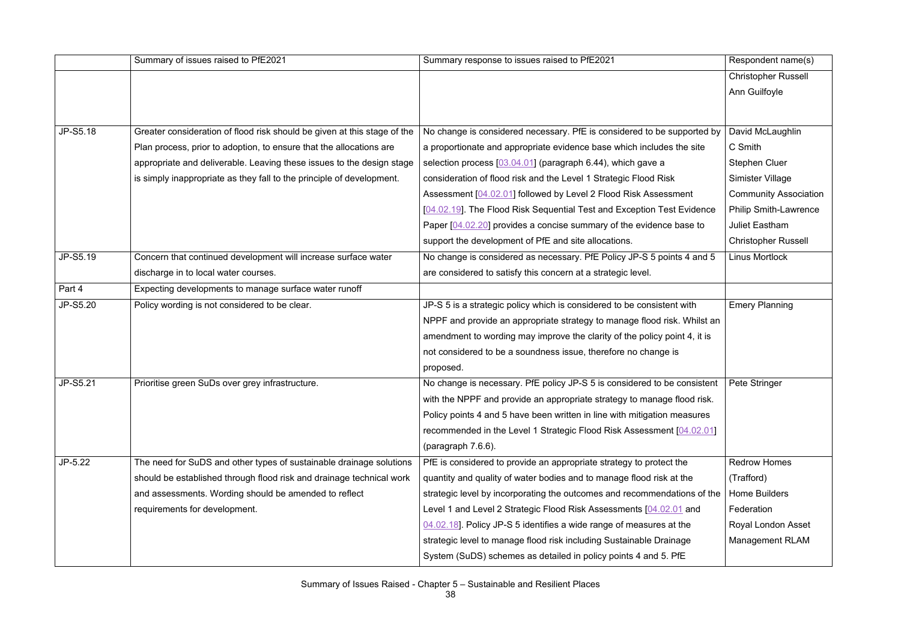| | Summary of issues raised to PfE2021 | Summary response to issues raised to PfE2021 | Respondent name(s) |
|---|---|---|---|
| | | | Christopher Russell<br>Ann Guilfoyle |
| JP-S5.18 | Greater consideration of flood risk should be given at this stage of the Plan process, prior to adoption, to ensure that the allocations are appropriate and deliverable. Leaving these issues to the design stage is simply inappropriate as they fall to the principle of development. | No change is considered necessary. PfE is considered to be supported by a proportionate and appropriate evidence base which includes the site selection process [03.04.01] (paragraph 6.44), which gave a consideration of flood risk and the Level 1 Strategic Flood Risk Assessment [04.02.01] followed by Level 2 Flood Risk Assessment [04.02.19]. The Flood Risk Sequential Test and Exception Test Evidence Paper [04.02.20] provides a concise summary of the evidence base to support the development of PfE and site allocations. | David McLaughlin<br>C Smith<br>Stephen Cluer<br>Simister Village Community Association<br>Philip Smith-Lawrence<br>Juliet Eastham<br>Christopher Russell |
| JP-S5.19 | Concern that continued development will increase surface water discharge in to local water courses. | No change is considered as necessary. PfE Policy JP-S 5 points 4 and 5 are considered to satisfy this concern at a strategic level. | Linus Mortlock |
| Part 4 | Expecting developments to manage surface water runoff | | |
| JP-S5.20 | Policy wording is not considered to be clear. | JP-S 5 is a strategic policy which is considered to be consistent with NPPF and provide an appropriate strategy to manage flood risk. Whilst an amendment to wording may improve the clarity of the policy point 4, it is not considered to be a soundness issue, therefore no change is proposed. | Emery Planning |
| JP-S5.21 | Prioritise green SuDs over grey infrastructure. | No change is necessary. PfE policy JP-S 5 is considered to be consistent with the NPPF and provide an appropriate strategy to manage flood risk. Policy points 4 and 5 have been written in line with mitigation measures recommended in the Level 1 Strategic Flood Risk Assessment [04.02.01] (paragraph 7.6.6). | Pete Stringer |
| JP-5.22 | The need for SuDS and other types of sustainable drainage solutions should be established through flood risk and drainage technical work and assessments. Wording should be amended to reflect requirements for development. | PfE is considered to provide an appropriate strategy to protect the quantity and quality of water bodies and to manage flood risk at the strategic level by incorporating the outcomes and recommendations of the Level 1 and Level 2 Strategic Flood Risk Assessments [04.02.01 and 04.02.18]. Policy JP-S 5 identifies a wide range of measures at the strategic level to manage flood risk including Sustainable Drainage System (SuDS) schemes as detailed in policy points 4 and 5. PfE | Redrow Homes (Trafford)<br>Home Builders Federation<br>Royal London Asset Management RLAM |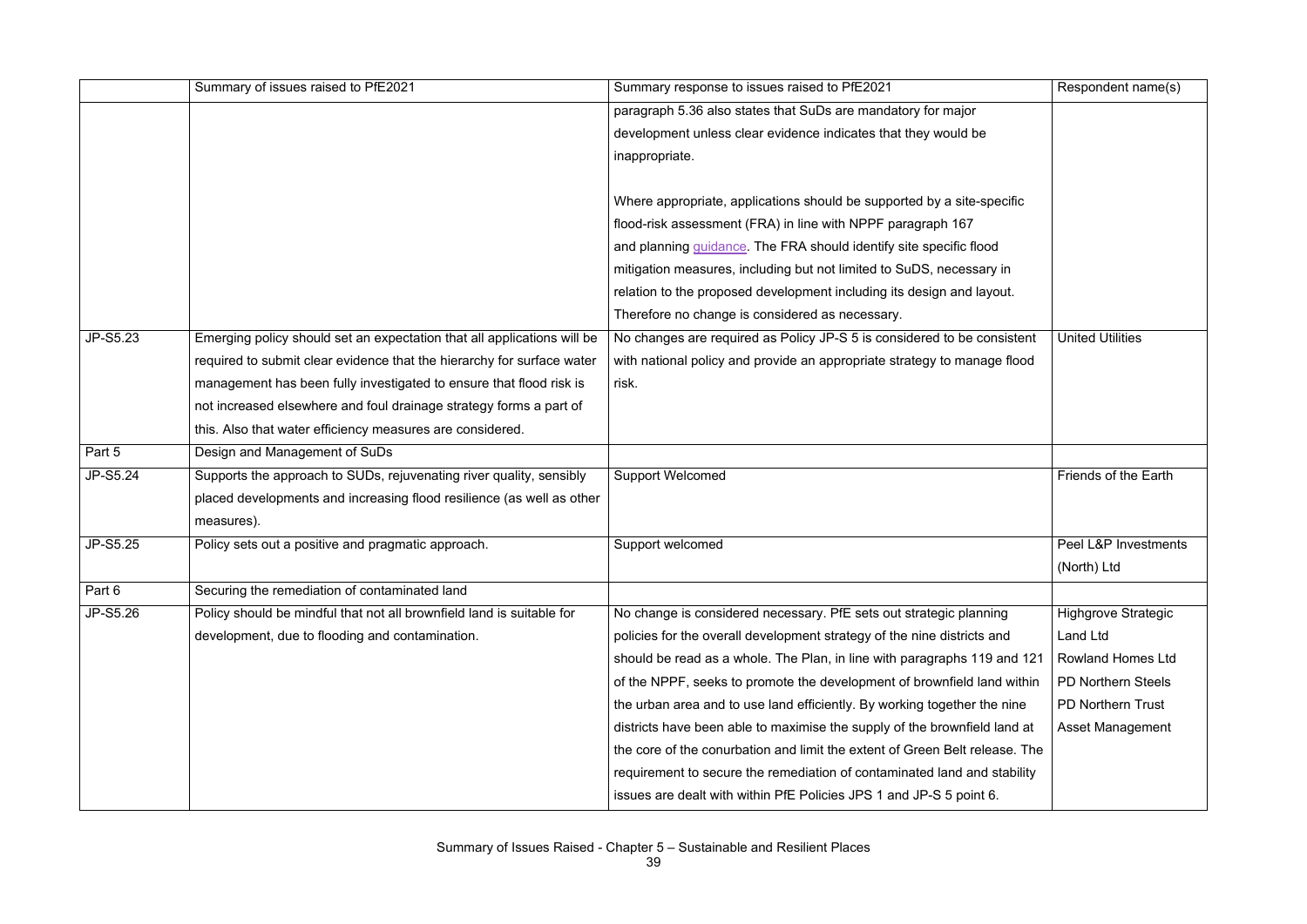| | Summary of issues raised to PfE2021 | Summary response to issues raised to PfE2021 | Respondent name(s) |
|---|---|---|---|
| | | paragraph 5.36 also states that SuDs are mandatory for major development unless clear evidence indicates that they would be inappropriate.<br><br>Where appropriate, applications should be supported by a site-specific flood-risk assessment (FRA) in line with NPPF paragraph 167 and planning guidance. The FRA should identify site specific flood mitigation measures, including but not limited to SuDS, necessary in relation to the proposed development including its design and layout. Therefore no change is considered as necessary. | |
| JP-S5.23 | Emerging policy should set an expectation that all applications will be required to submit clear evidence that the hierarchy for surface water management has been fully investigated to ensure that flood risk is not increased elsewhere and foul drainage strategy forms a part of this. Also that water efficiency measures are considered. | No changes are required as Policy JP-S 5 is considered to be consistent with national policy and provide an appropriate strategy to manage flood risk. | United Utilities |
| Part 5 | Design and Management of SuDs | | |
| JP-S5.24 | Supports the approach to SUDs, rejuvenating river quality, sensibly placed developments and increasing flood resilience (as well as other measures). | Support Welcomed | Friends of the Earth |
| JP-S5.25 | Policy sets out a positive and pragmatic approach. | Support welcomed | Peel L&P Investments (North) Ltd |
| Part 6 | Securing the remediation of contaminated land | | |
| JP-S5.26 | Policy should be mindful that not all brownfield land is suitable for development, due to flooding and contamination. | No change is considered necessary. PfE sets out strategic planning policies for the overall development strategy of the nine districts and should be read as a whole. The Plan, in line with paragraphs 119 and 121 of the NPPF, seeks to promote the development of brownfield land within the urban area and to use land efficiently. By working together the nine districts have been able to maximise the supply of the brownfield land at the core of the conurbation and limit the extent of Green Belt release. The requirement to secure the remediation of contaminated land and stability issues are dealt with within PfE Policies JPS 1 and JP-S 5 point 6. | Highgrove Strategic Land Ltd<br>Rowland Homes Ltd<br>PD Northern Steels<br>PD Northern Trust<br>Asset Management |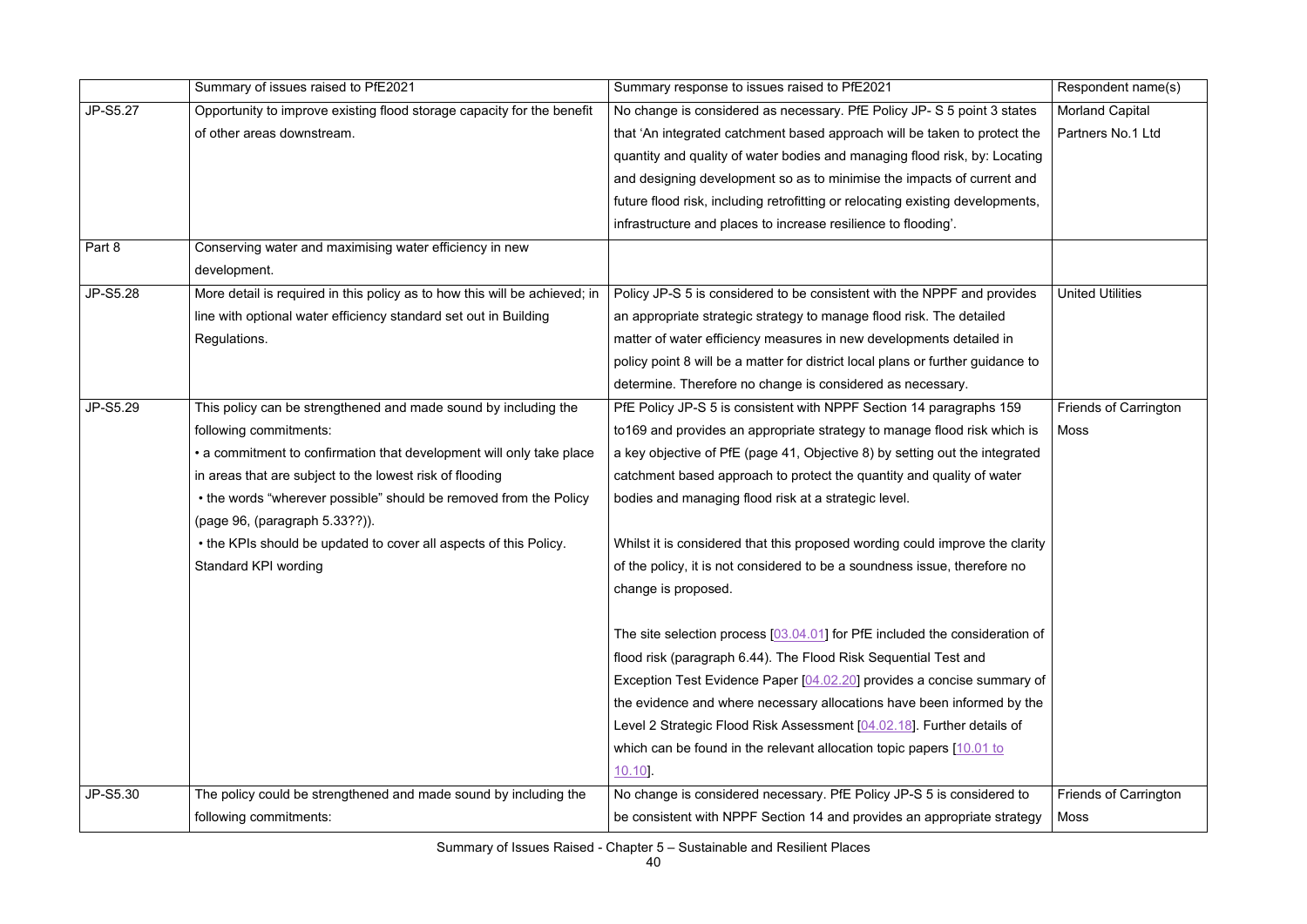|  | Summary of issues raised to PfE2021 | Summary response to issues raised to PfE2021 | Respondent name(s) |
|---|---|---|---|
| JP-S5.27 | Opportunity to improve existing flood storage capacity for the benefit of other areas downstream. | No change is considered as necessary. PfE Policy JP- S 5 point 3 states that 'An integrated catchment based approach will be taken to protect the quantity and quality of water bodies and managing flood risk, by: Locating and designing development so as to minimise the impacts of current and future flood risk, including retrofitting or relocating existing developments, infrastructure and places to increase resilience to flooding'. | Morland Capital Partners No.1 Ltd |
| Part 8 | Conserving water and maximising water efficiency in new development. | | |
| JP-S5.28 | More detail is required in this policy as to how this will be achieved; in line with optional water efficiency standard set out in Building Regulations. | Policy JP-S 5 is considered to be consistent with the NPPF and provides an appropriate strategic strategy to manage flood risk. The detailed matter of water efficiency measures in new developments detailed in policy point 8 will be a matter for district local plans or further guidance to determine. Therefore no change is considered as necessary. | United Utilities |
| JP-S5.29 | This policy can be strengthened and made sound by including the following commitments:<br>• a commitment to confirmation that development will only take place in areas that are subject to the lowest risk of flooding<br>• the words "wherever possible" should be removed from the Policy (page 96, (paragraph 5.33??)).<br>• the KPIs should be updated to cover all aspects of this Policy. Standard KPI wording | PfE Policy JP-S 5 is consistent with NPPF Section 14 paragraphs 159 to169 and provides an appropriate strategy to manage flood risk which is a key objective of PfE (page 41, Objective 8) by setting out the integrated catchment based approach to protect the quantity and quality of water bodies and managing flood risk at a strategic level.<br><br>Whilst it is considered that this proposed wording could improve the clarity of the policy, it is not considered to be a soundness issue, therefore no change is proposed.<br><br>The site selection process [03.04.01] for PfE included the consideration of flood risk (paragraph 6.44). The Flood Risk Sequential Test and Exception Test Evidence Paper [04.02.20] provides a concise summary of the evidence and where necessary allocations have been informed by the Level 2 Strategic Flood Risk Assessment [04.02.18]. Further details of which can be found in the relevant allocation topic papers [10.01 to 10.10]. | Friends of Carrington Moss |
| JP-S5.30 | The policy could be strengthened and made sound by including the following commitments: | No change is considered necessary. PfE Policy JP-S 5 is considered to be consistent with NPPF Section 14 and provides an appropriate strategy | Friends of Carrington Moss |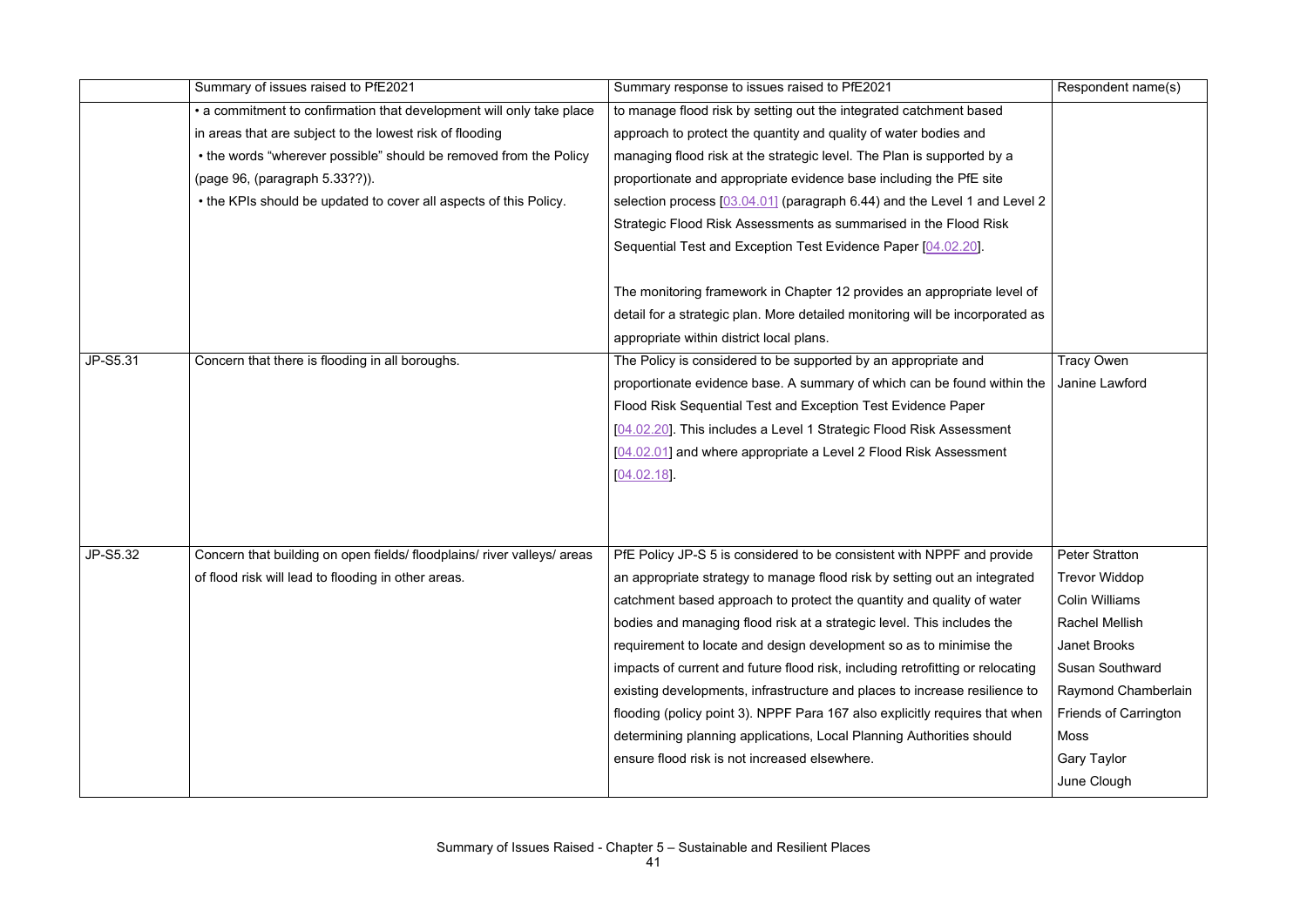|  | Summary of issues raised to PfE2021 | Summary response to issues raised to PfE2021 | Respondent name(s) |
|---|---|---|---|
|  | • a commitment to confirmation that development will only take place in areas that are subject to the lowest risk of flooding<br>• the words "wherever possible" should be removed from the Policy (page 96, (paragraph 5.33??)).<br>• the KPIs should be updated to cover all aspects of this Policy. | to manage flood risk by setting out the integrated catchment based approach to protect the quantity and quality of water bodies and managing flood risk at the strategic level. The Plan is supported by a proportionate and appropriate evidence base including the PfE site selection process [03.04.01] (paragraph 6.44) and the Level 1 and Level 2 Strategic Flood Risk Assessments as summarised in the Flood Risk Sequential Test and Exception Test Evidence Paper [04.02.20].<br><br>The monitoring framework in Chapter 12 provides an appropriate level of detail for a strategic plan. More detailed monitoring will be incorporated as appropriate within district local plans. |  |
| JP-S5.31 | Concern that there is flooding in all boroughs. | The Policy is considered to be supported by an appropriate and proportionate evidence base. A summary of which can be found within the Flood Risk Sequential Test and Exception Test Evidence Paper [04.02.20]. This includes a Level 1 Strategic Flood Risk Assessment [04.02.01] and where appropriate a Level 2 Flood Risk Assessment [04.02.18]. | Tracy Owen<br>Janine Lawford |
| JP-S5.32 | Concern that building on open fields/ floodplains/ river valleys/ areas of flood risk will lead to flooding in other areas. | PfE Policy JP-S 5 is considered to be consistent with NPPF and provide an appropriate strategy to manage flood risk by setting out an integrated catchment based approach to protect the quantity and quality of water bodies and managing flood risk at a strategic level. This includes the requirement to locate and design development so as to minimise the impacts of current and future flood risk, including retrofitting or relocating existing developments, infrastructure and places to increase resilience to flooding (policy point 3). NPPF Para 167 also explicitly requires that when determining planning applications, Local Planning Authorities should ensure flood risk is not increased elsewhere. | Peter Stratton<br>Trevor Widdop<br>Colin Williams<br>Rachel Mellish<br>Janet Brooks<br>Susan Southward<br>Raymond Chamberlain<br>Friends of Carrington Moss<br>Gary Taylor<br>June Clough |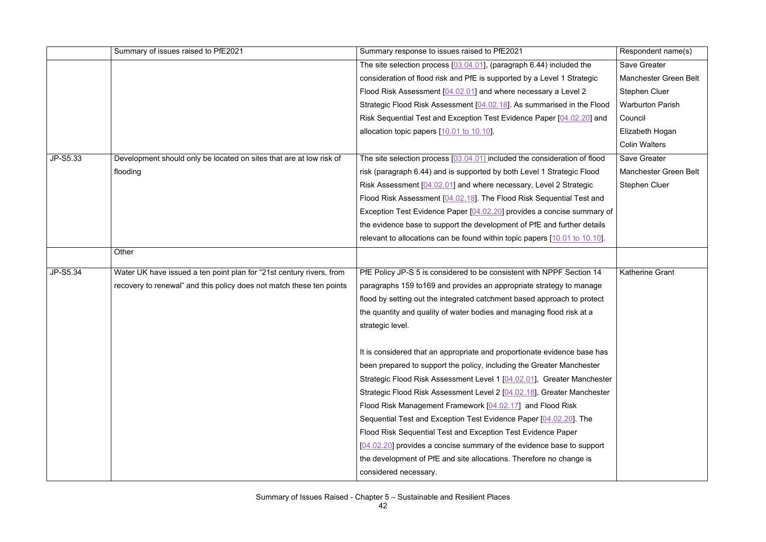| | Summary of issues raised to PfE2021 | Summary response to issues raised to PfE2021 | Respondent name(s) |
|---|---|---|---|
| | | The site selection process [03.04.01], (paragraph 6.44) included the consideration of flood risk and PfE is supported by a Level 1 Strategic Flood Risk Assessment [04.02.01] and where necessary a Level 2 Strategic Flood Risk Assessment [04.02.18]. As summarised in the Flood Risk Sequential Test and Exception Test Evidence Paper [04.02.20] and allocation topic papers [10.01 to 10.10]. | Save Greater Manchester Green Belt<br>Stephen Cluer<br>Warburton Parish Council<br>Elizabeth Hogan<br>Colin Walters |
| JP-S5.33 | Development should only be located on sites that are at low risk of flooding | The site selection process [03.04.01] included the consideration of flood risk (paragraph 6.44) and is supported by both Level 1 Strategic Flood Risk Assessment [04.02.01] and where necessary, Level 2 Strategic Flood Risk Assessment [04.02.18]. The Flood Risk Sequential Test and Exception Test Evidence Paper [04.02.20] provides a concise summary of the evidence base to support the development of PfE and further details relevant to allocations can be found within topic papers [10.01 to 10.10]. | Save Greater Manchester Green Belt<br>Stephen Cluer |
| | Other | | |
| JP-S5.34 | Water UK have issued a ten point plan for "21st century rivers, from recovery to renewal" and this policy does not match these ten points | PfE Policy JP-S 5 is considered to be consistent with NPPF Section 14 paragraphs 159 to169 and provides an appropriate strategy to manage flood by setting out the integrated catchment based approach to protect the quantity and quality of water bodies and managing flood risk at a strategic level.<br><br>It is considered that an appropriate and proportionate evidence base has been prepared to support the policy, including the Greater Manchester Strategic Flood Risk Assessment Level 1 [04.02.01], Greater Manchester Strategic Flood Risk Assessment Level 2 [04.02.18], Greater Manchester Flood Risk Management Framework [04.02.17] and Flood Risk Sequential Test and Exception Test Evidence Paper [04.02.20]. The Flood Risk Sequential Test and Exception Test Evidence Paper [04.02.20] provides a concise summary of the evidence base to support the development of PfE and site allocations. Therefore no change is considered necessary. | Katherine Grant |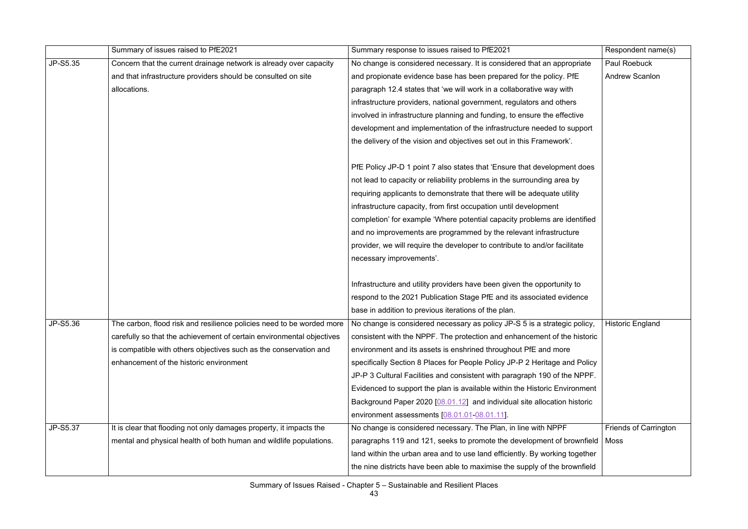| | Summary of issues raised to PfE2021 | Summary response to issues raised to PfE2021 | Respondent name(s) |
|---|---|---|---|
| JP-S5.35 | Concern that the current drainage network is already over capacity and that infrastructure providers should be consulted on site allocations. | No change is considered necessary. It is considered that an appropriate and propionate evidence base has been prepared for the policy. PfE paragraph 12.4 states that 'we will work in a collaborative way with infrastructure providers, national government, regulators and others involved in infrastructure planning and funding, to ensure the effective development and implementation of the infrastructure needed to support the delivery of the vision and objectives set out in this Framework'.<br><br>PfE Policy JP-D 1 point 7 also states that 'Ensure that development does not lead to capacity or reliability problems in the surrounding area by requiring applicants to demonstrate that there will be adequate utility infrastructure capacity, from first occupation until development completion' for example 'Where potential capacity problems are identified and no improvements are programmed by the relevant infrastructure provider, we will require the developer to contribute to and/or facilitate necessary improvements'.<br><br>Infrastructure and utility providers have been given the opportunity to respond to the 2021 Publication Stage PfE and its associated evidence base in addition to previous iterations of the plan. | Paul Roebuck<br>Andrew Scanlon |
| JP-S5.36 | The carbon, flood risk and resilience policies need to be worded more carefully so that the achievement of certain environmental objectives is compatible with others objectives such as the conservation and enhancement of the historic environment | No change is considered necessary as policy JP-S 5 is a strategic policy, consistent with the NPPF. The protection and enhancement of the historic environment and its assets is enshrined throughout PfE and more specifically Section 8 Places for People Policy JP-P 2 Heritage and Policy JP-P 3 Cultural Facilities and consistent with paragraph 190 of the NPPF. Evidenced to support the plan is available within the Historic Environment Background Paper 2020 [08.01.12] and individual site allocation historic environment assessments [08.01.01-08.01.11]. | Historic England |
| JP-S5.37 | It is clear that flooding not only damages property, it impacts the mental and physical health of both human and wildlife populations. | No change is considered necessary. The Plan, in line with NPPF paragraphs 119 and 121, seeks to promote the development of brownfield land within the urban area and to use land efficiently. By working together the nine districts have been able to maximise the supply of the brownfield | Friends of Carrington Moss |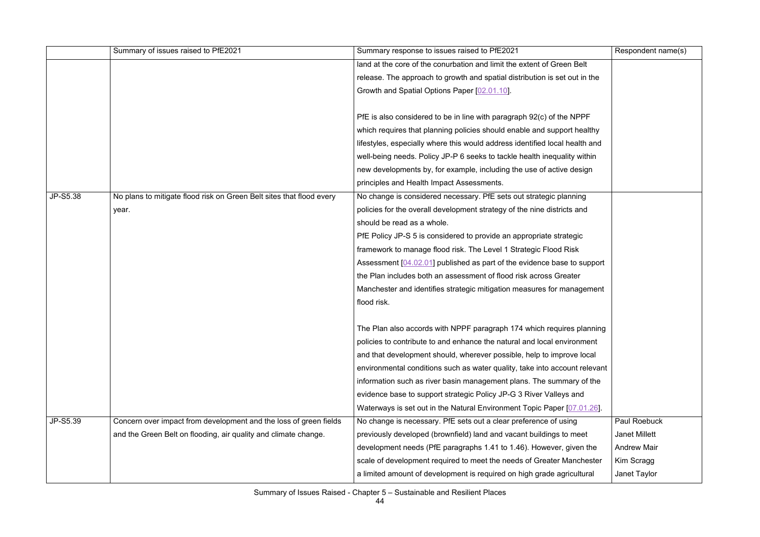| | Summary of issues raised to PfE2021 | Summary response to issues raised to PfE2021 | Respondent name(s) |
|---|---|---|---|
| | | land at the core of the conurbation and limit the extent of Green Belt release. The approach to growth and spatial distribution is set out in the Growth and Spatial Options Paper [02.01.10].<br><br>PfE is also considered to be in line with paragraph 92(c) of the NPPF which requires that planning policies should enable and support healthy lifestyles, especially where this would address identified local health and well-being needs. Policy JP-P 6 seeks to tackle health inequality within new developments by, for example, including the use of active design principles and Health Impact Assessments. | |
| JP-S5.38 | No plans to mitigate flood risk on Green Belt sites that flood every year. | No change is considered necessary. PfE sets out strategic planning policies for the overall development strategy of the nine districts and should be read as a whole.<br>PfE Policy JP-S 5 is considered to provide an appropriate strategic framework to manage flood risk. The Level 1 Strategic Flood Risk Assessment [04.02.01] published as part of the evidence base to support the Plan includes both an assessment of flood risk across Greater Manchester and identifies strategic mitigation measures for management flood risk.<br><br>The Plan also accords with NPPF paragraph 174 which requires planning policies to contribute to and enhance the natural and local environment and that development should, wherever possible, help to improve local environmental conditions such as water quality, take into account relevant information such as river basin management plans. The summary of the evidence base to support strategic Policy JP-G 3 River Valleys and Waterways is set out in the Natural Environment Topic Paper [07.01.26]. | |
| JP-S5.39 | Concern over impact from development and the loss of green fields and the Green Belt on flooding, air quality and climate change. | No change is necessary. PfE sets out a clear preference of using previously developed (brownfield) land and vacant buildings to meet development needs (PfE paragraphs 1.41 to 1.46). However, given the scale of development required to meet the needs of Greater Manchester a limited amount of development is required on high grade agricultural | Paul Roebuck<br>Janet Millett<br>Andrew Mair<br>Kim Scragg<br>Janet Taylor |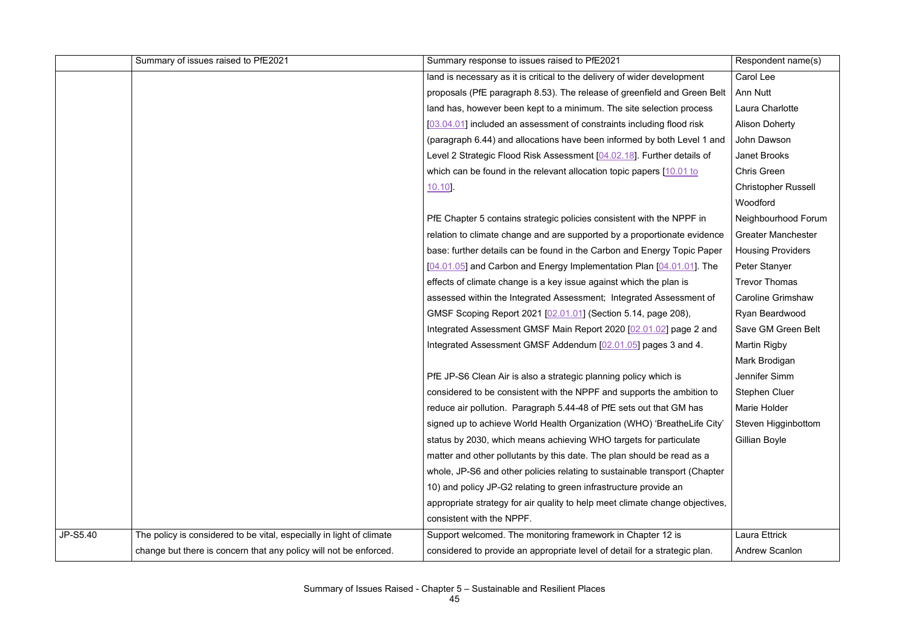|  | Summary of issues raised to PfE2021 | Summary response to issues raised to PfE2021 | Respondent name(s) |
|---|---|---|---|
|  |  | land is necessary as it is critical to the delivery of wider development proposals (PfE paragraph 8.53). The release of greenfield and Green Belt land has, however been kept to a minimum. The site selection process [03.04.01] included an assessment of constraints including flood risk (paragraph 6.44) and allocations have been informed by both Level 1 and Level 2 Strategic Flood Risk Assessment [04.02.18]. Further details of which can be found in the relevant allocation topic papers [10.01 to 10.10].<br><br>PfE Chapter 5 contains strategic policies consistent with the NPPF in relation to climate change and are supported by a proportionate evidence base: further details can be found in the Carbon and Energy Topic Paper [04.01.05] and Carbon and Energy Implementation Plan [04.01.01]. The effects of climate change is a key issue against which the plan is assessed within the Integrated Assessment; Integrated Assessment of GMSF Scoping Report 2021 [02.01.01] (Section 5.14, page 208), Integrated Assessment GMSF Main Report 2020 [02.01.02] page 2 and Integrated Assessment GMSF Addendum [02.01.05] pages 3 and 4.<br><br>PfE JP-S6 Clean Air is also a strategic planning policy which is considered to be consistent with the NPPF and supports the ambition to reduce air pollution. Paragraph 5.44-48 of PfE sets out that GM has signed up to achieve World Health Organization (WHO) 'BreatheLife City' status by 2030, which means achieving WHO targets for particulate matter and other pollutants by this date. The plan should be read as a whole, JP-S6 and other policies relating to sustainable transport (Chapter 10) and policy JP-G2 relating to green infrastructure provide an appropriate strategy for air quality to help meet climate change objectives, consistent with the NPPF. | Carol Lee<br>Ann Nutt<br>Laura Charlotte<br>Alison Doherty<br>John Dawson<br>Janet Brooks<br>Chris Green<br>Christopher Russell<br>Woodford Neighbourhood Forum<br>Greater Manchester Housing Providers<br>Peter Stanyer<br>Trevor Thomas<br>Caroline Grimshaw<br>Ryan Beardwood<br>Save GM Green Belt<br>Martin Rigby<br>Mark Brodigan<br>Jennifer Simm<br>Stephen Cluer<br>Marie Holder<br>Steven Higginbottom<br>Gillian Boyle |
| JP-S5.40 | The policy is considered to be vital, especially in light of climate change but there is concern that any policy will not be enforced. | Support welcomed. The monitoring framework in Chapter 12 is considered to provide an appropriate level of detail for a strategic plan. | Laura Ettrick<br>Andrew Scanlon |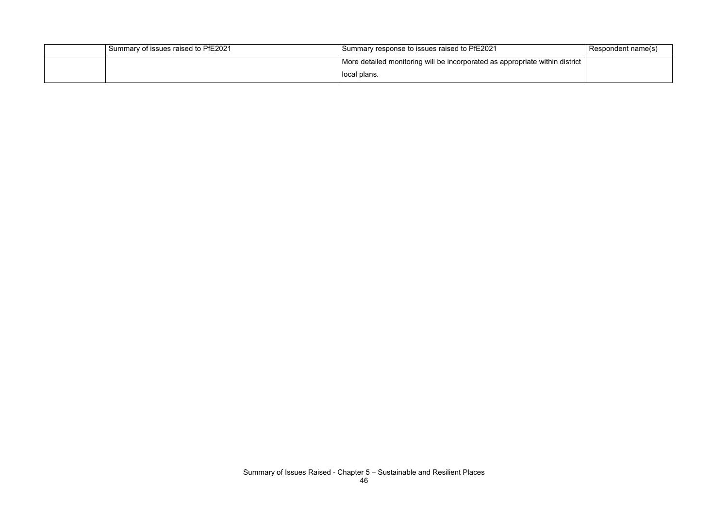|  | Summary of issues raised to PfE2021 | Summary response to issues raised to PfE2021 | Respondent name(s) |
| --- | --- | --- | --- |
|  |  | More detailed monitoring will be incorporated as appropriate within district local plans. |  |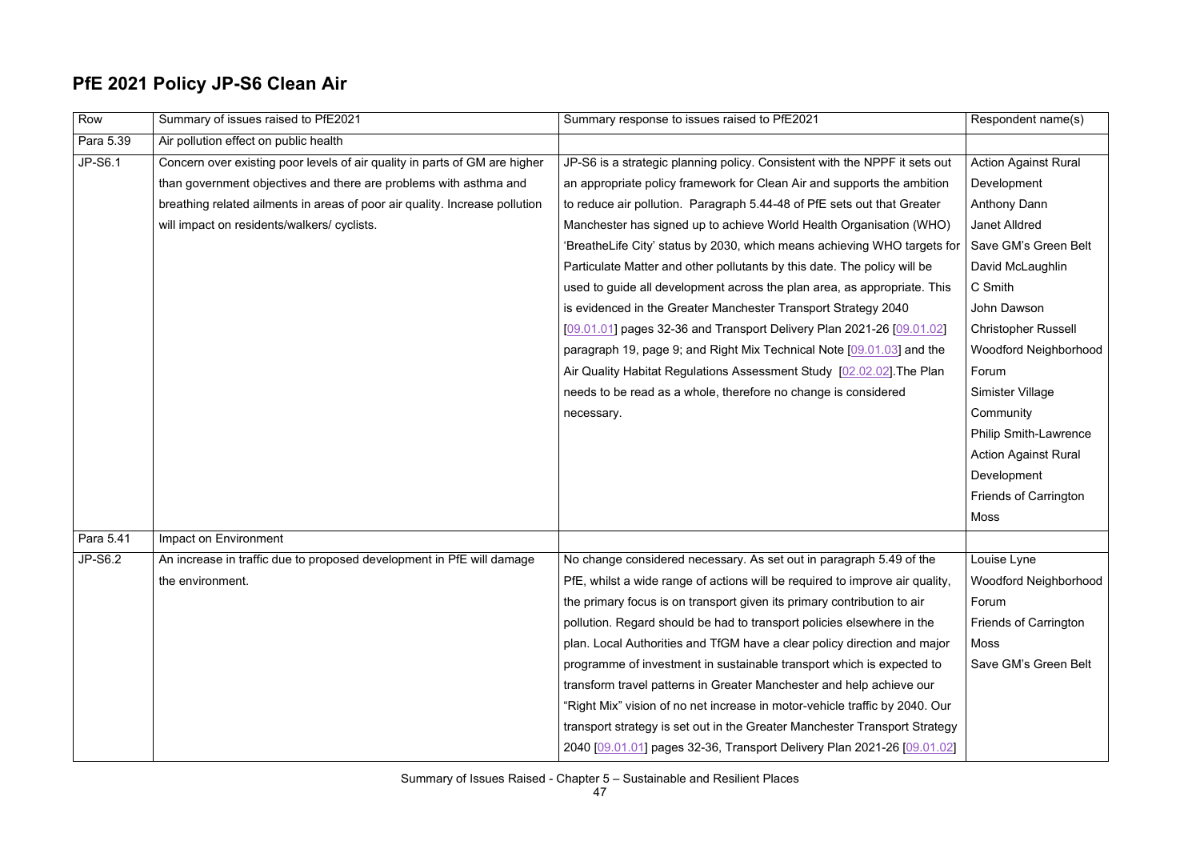## PfE 2021 Policy JP-S6 Clean Air

| Row | Summary of issues raised to PfE2021 | Summary response to issues raised to PfE2021 | Respondent name(s) |
|---|---|---|---|
| Para 5.39 | Air pollution effect on public health | | |
| JP-S6.1 | Concern over existing poor levels of air quality in parts of GM are higher than government objectives and there are problems with asthma and breathing related ailments in areas of poor air quality. Increase pollution will impact on residents/walkers/ cyclists. | JP-S6 is a strategic planning policy. Consistent with the NPPF it sets out an appropriate policy framework for Clean Air and supports the ambition to reduce air pollution. Paragraph 5.44-48 of PfE sets out that Greater Manchester has signed up to achieve World Health Organisation (WHO) 'BreatheLife City' status by 2030, which means achieving WHO targets for Particulate Matter and other pollutants by this date. The policy will be used to guide all development across the plan area, as appropriate. This is evidenced in the Greater Manchester Transport Strategy 2040 [09.01.01] pages 32-36 and Transport Delivery Plan 2021-26 [09.01.02] paragraph 19, page 9; and Right Mix Technical Note [09.01.03] and the Air Quality Habitat Regulations Assessment Study [02.02.02].The Plan needs to be read as a whole, therefore no change is considered necessary. | Action Against Rural Development<br>Anthony Dann<br>Janet Alldred<br>Save GM's Green Belt<br>David McLaughlin<br>C Smith<br>John Dawson<br>Christopher Russell<br>Woodford Neighborhood Forum<br>Simister Village Community<br>Philip Smith-Lawrence<br>Action Against Rural Development<br>Friends of Carrington Moss |
| Para 5.41 | Impact on Environment | | |
| JP-S6.2 | An increase in traffic due to proposed development in PfE will damage the environment. | No change considered necessary. As set out in paragraph 5.49 of the PfE, whilst a wide range of actions will be required to improve air quality, the primary focus is on transport given its primary contribution to air pollution. Regard should be had to transport policies elsewhere in the plan. Local Authorities and TfGM have a clear policy direction and major programme of investment in sustainable transport which is expected to transform travel patterns in Greater Manchester and help achieve our "Right Mix" vision of no net increase in motor-vehicle traffic by 2040. Our transport strategy is set out in the Greater Manchester Transport Strategy 2040 [09.01.01] pages 32-36, Transport Delivery Plan 2021-26 [09.01.02] | Louise Lyne<br>Woodford Neighborhood Forum<br>Friends of Carrington Moss<br>Save GM's Green Belt |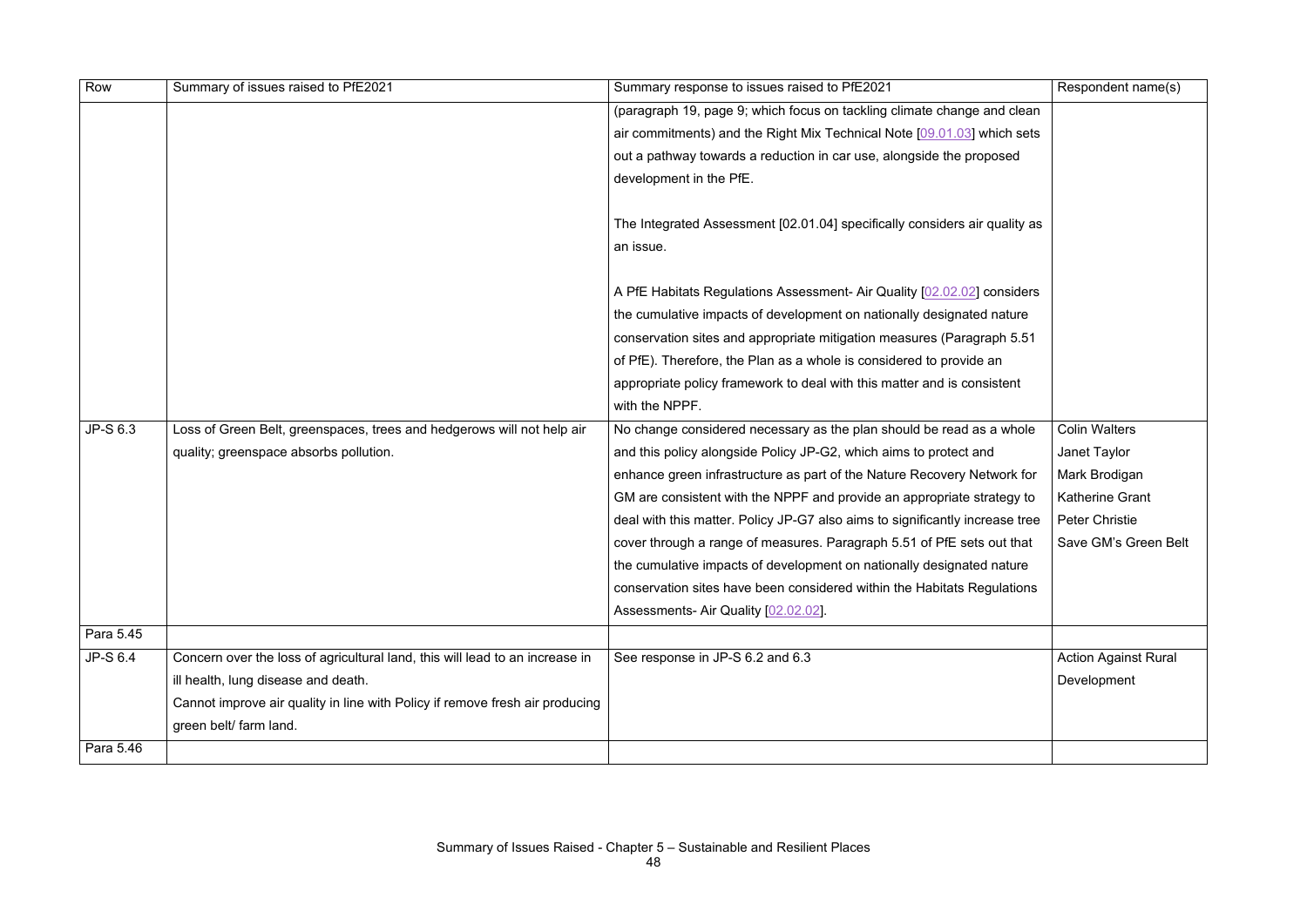| Row | Summary of issues raised to PfE2021 | Summary response to issues raised to PfE2021 | Respondent name(s) |
|---|---|---|---|
| | | (paragraph 19, page 9; which focus on tackling climate change and clean air commitments) and the Right Mix Technical Note [09.01.03] which sets out a pathway towards a reduction in car use, alongside the proposed development in the PfE.<br><br>The Integrated Assessment [02.01.04] specifically considers air quality as an issue.<br><br>A PfE Habitats Regulations Assessment- Air Quality [02.02.02] considers the cumulative impacts of development on nationally designated nature conservation sites and appropriate mitigation measures (Paragraph 5.51 of PfE). Therefore, the Plan as a whole is considered to provide an appropriate policy framework to deal with this matter and is consistent with the NPPF. | |
| JP-S 6.3 | Loss of Green Belt, greenspaces, trees and hedgerows will not help air quality; greenspace absorbs pollution. | No change considered necessary as the plan should be read as a whole and this policy alongside Policy JP-G2, which aims to protect and enhance green infrastructure as part of the Nature Recovery Network for GM are consistent with the NPPF and provide an appropriate strategy to deal with this matter. Policy JP-G7 also aims to significantly increase tree cover through a range of measures. Paragraph 5.51 of PfE sets out that the cumulative impacts of development on nationally designated nature conservation sites have been considered within the Habitats Regulations Assessments- Air Quality [02.02.02]. | Colin Walters<br>Janet Taylor<br>Mark Brodigan<br>Katherine Grant<br>Peter Christie<br>Save GM's Green Belt |
| Para 5.45 | | | |
| JP-S 6.4 | Concern over the loss of agricultural land, this will lead to an increase in ill health, lung disease and death.<br>Cannot improve air quality in line with Policy if remove fresh air producing green belt/ farm land. | See response in JP-S 6.2 and 6.3 | Action Against Rural Development |
| Para 5.46 | | | |

Summary of Issues Raised - Chapter 5 – Sustainable and Resilient Places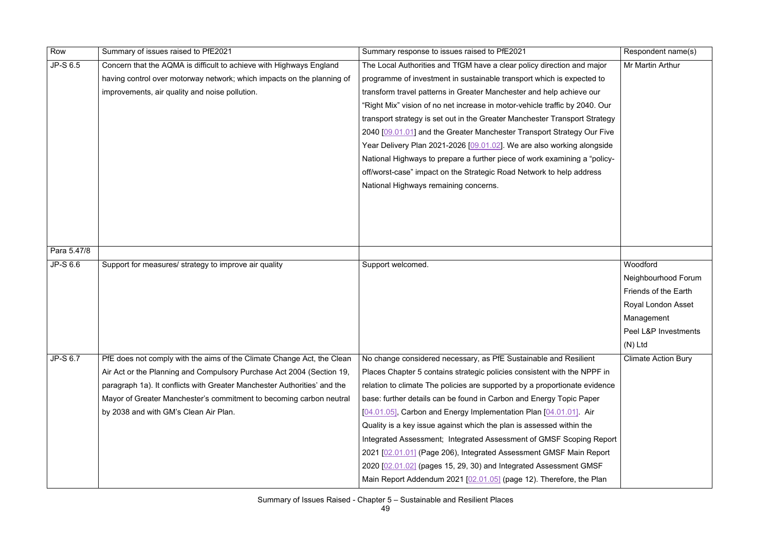| Row | Summary of issues raised to PfE2021 | Summary response to issues raised to PfE2021 | Respondent name(s) |
|---|---|---|---|
| JP-S 6.5 | Concern that the AQMA is difficult to achieve with Highways England having control over motorway network; which impacts on the planning of improvements, air quality and noise pollution. | The Local Authorities and TfGM have a clear policy direction and major programme of investment in sustainable transport which is expected to transform travel patterns in Greater Manchester and help achieve our "Right Mix" vision of no net increase in motor-vehicle traffic by 2040. Our transport strategy is set out in the Greater Manchester Transport Strategy 2040 [09.01.01] and the Greater Manchester Transport Strategy Our Five Year Delivery Plan 2021-2026 [09.01.02]. We are also working alongside National Highways to prepare a further piece of work examining a "policy-off/worst-case" impact on the Strategic Road Network to help address National Highways remaining concerns. | Mr Martin Arthur |
| Para 5.47/8 | | | |
| JP-S 6.6 | Support for measures/ strategy to improve air quality | Support welcomed. | Woodford Neighbourhood Forum<br>Friends of the Earth<br>Royal London Asset Management<br>Peel L&P Investments (N) Ltd |
| JP-S 6.7 | PfE does not comply with the aims of the Climate Change Act, the Clean Air Act or the Planning and Compulsory Purchase Act 2004 (Section 19, paragraph 1a). It conflicts with Greater Manchester Authorities' and the Mayor of Greater Manchester's commitment to becoming carbon neutral by 2038 and with GM's Clean Air Plan. | No change considered necessary, as PfE Sustainable and Resilient Places Chapter 5 contains strategic policies consistent with the NPPF in relation to climate The policies are supported by a proportionate evidence base: further details can be found in Carbon and Energy Topic Paper [04.01.05], Carbon and Energy Implementation Plan [04.01.01]. Air Quality is a key issue against which the plan is assessed within the Integrated Assessment; Integrated Assessment of GMSF Scoping Report 2021 [02.01.01] (Page 206), Integrated Assessment GMSF Main Report 2020 [02.01.02] (pages 15, 29, 30) and Integrated Assessment GMSF Main Report Addendum 2021 [02.01.05] (page 12). Therefore, the Plan | Climate Action Bury |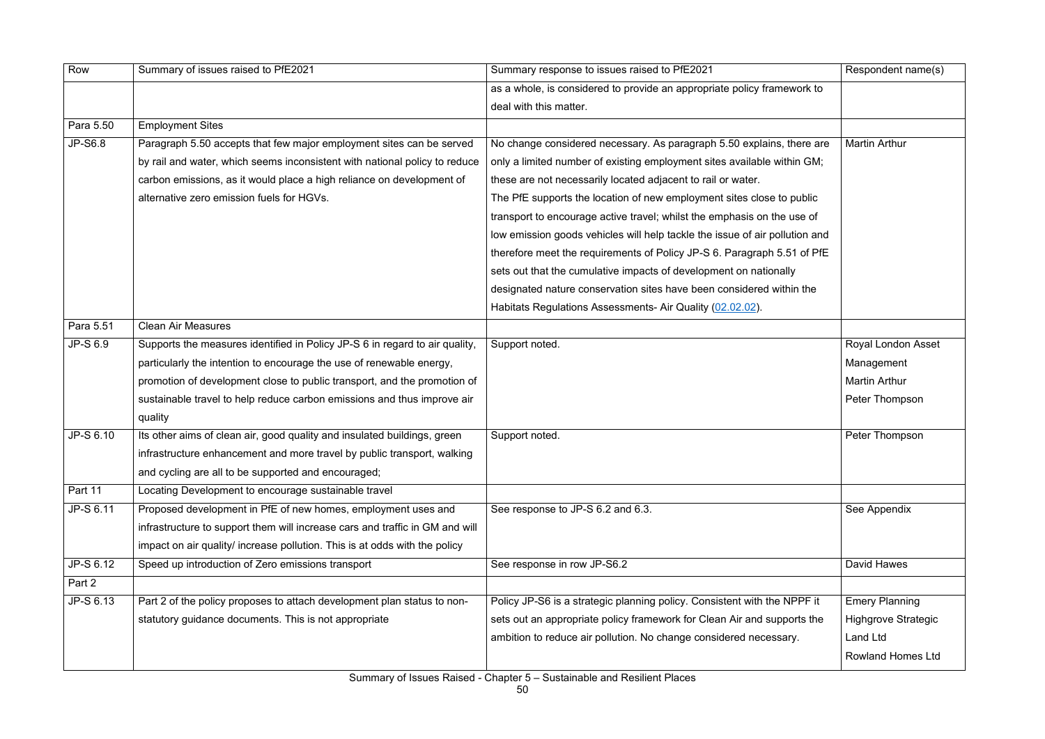| Row | Summary of issues raised to PfE2021 | Summary response to issues raised to PfE2021 | Respondent name(s) |
|---|---|---|---|
| | | as a whole, is considered to provide an appropriate policy framework to deal with this matter. | |
| Para 5.50 | Employment Sites | | |
| JP-S6.8 | Paragraph 5.50 accepts that few major employment sites can be served by rail and water, which seems inconsistent with national policy to reduce carbon emissions, as it would place a high reliance on development of alternative zero emission fuels for HGVs. | No change considered necessary. As paragraph 5.50 explains, there are only a limited number of existing employment sites available within GM; these are not necessarily located adjacent to rail or water.<br>The PfE supports the location of new employment sites close to public transport to encourage active travel; whilst the emphasis on the use of low emission goods vehicles will help tackle the issue of air pollution and therefore meet the requirements of Policy JP-S 6. Paragraph 5.51 of PfE sets out that the cumulative impacts of development on nationally designated nature conservation sites have been considered within the Habitats Regulations Assessments- Air Quality (02.02.02). | Martin Arthur |
| Para 5.51 | Clean Air Measures | | |
| JP-S 6.9 | Supports the measures identified in Policy JP-S 6 in regard to air quality, particularly the intention to encourage the use of renewable energy, promotion of development close to public transport, and the promotion of sustainable travel to help reduce carbon emissions and thus improve air quality | Support noted. | Royal London Asset Management<br>Martin Arthur<br>Peter Thompson |
| JP-S 6.10 | Its other aims of clean air, good quality and insulated buildings, green infrastructure enhancement and more travel by public transport, walking and cycling are all to be supported and encouraged; | Support noted. | Peter Thompson |
| Part 11 | Locating Development to encourage sustainable travel | | |
| JP-S 6.11 | Proposed development in PfE of new homes, employment uses and infrastructure to support them will increase cars and traffic in GM and will impact on air quality/ increase pollution. This is at odds with the policy | See response to JP-S 6.2 and 6.3. | See Appendix |
| JP-S 6.12 | Speed up introduction of Zero emissions transport | See response in row JP-S6.2 | David Hawes |
| Part 2 | | | |
| JP-S 6.13 | Part 2 of the policy proposes to attach development plan status to non-statutory guidance documents. This is not appropriate | Policy JP-S6 is a strategic planning policy. Consistent with the NPPF it sets out an appropriate policy framework for Clean Air and supports the ambition to reduce air pollution. No change considered necessary. | Emery Planning<br>Highgrove Strategic Land Ltd<br>Rowland Homes Ltd |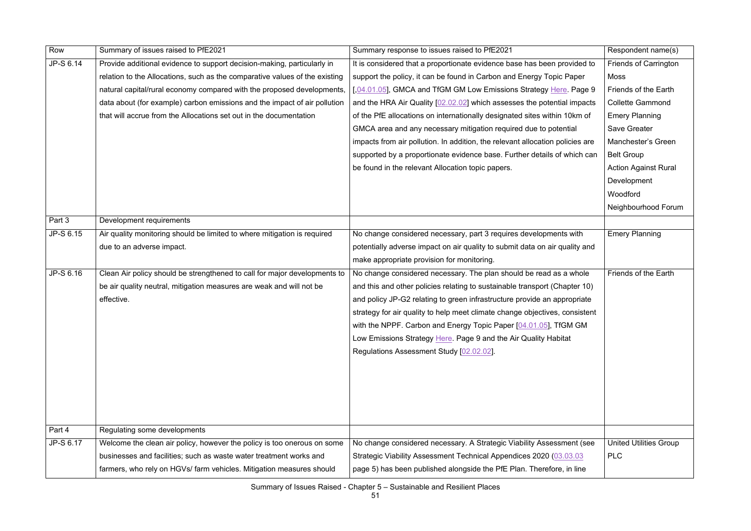| Row | Summary of issues raised to PfE2021 | Summary response to issues raised to PfE2021 | Respondent name(s) |
|---|---|---|---|
| JP-S 6.14 | Provide additional evidence to support decision-making, particularly in relation to the Allocations, such as the comparative values of the existing natural capital/rural economy compared with the proposed developments, data about (for example) carbon emissions and the impact of air pollution that will accrue from the Allocations set out in the documentation | It is considered that a proportionate evidence base has been provided to support the policy, it can be found in Carbon and Energy Topic Paper [,04.01.05], GMCA and TfGM GM Low Emissions Strategy Here. Page 9 and the HRA Air Quality [02.02.02] which assesses the potential impacts of the PfE allocations on internationally designated sites within 10km of GMCA area and any necessary mitigation required due to potential impacts from air pollution. In addition, the relevant allocation policies are supported by a proportionate evidence base. Further details of which can be found in the relevant Allocation topic papers. | Friends of Carrington Moss<br>Friends of the Earth<br>Collette Gammond<br>Emery Planning<br>Save Greater Manchester's Green Belt Group<br>Action Against Rural Development<br>Woodford Neighbourhood Forum |
| Part 3 | Development requirements | | |
| JP-S 6.15 | Air quality monitoring should be limited to where mitigation is required due to an adverse impact. | No change considered necessary, part 3 requires developments with potentially adverse impact on air quality to submit data on air quality and make appropriate provision for monitoring. | Emery Planning |
| JP-S 6.16 | Clean Air policy should be strengthened to call for major developments to be air quality neutral, mitigation measures are weak and will not be effective. | No change considered necessary. The plan should be read as a whole and this and other policies relating to sustainable transport (Chapter 10) and policy JP-G2 relating to green infrastructure provide an appropriate strategy for air quality to help meet climate change objectives, consistent with the NPPF. Carbon and Energy Topic Paper [04.01.05], TfGM GM Low Emissions Strategy Here. Page 9 and the Air Quality Habitat Regulations Assessment Study [02.02.02]. | Friends of the Earth |
| Part 4 | Regulating some developments | | |
| JP-S 6.17 | Welcome the clean air policy, however the policy is too onerous on some businesses and facilities; such as waste water treatment works and farmers, who rely on HGVs/ farm vehicles. Mitigation measures should | No change considered necessary. A Strategic Viability Assessment (see Strategic Viability Assessment Technical Appendices 2020 (03.03.03 page 5) has been published alongside the PfE Plan. Therefore, in line | United Utilities Group PLC |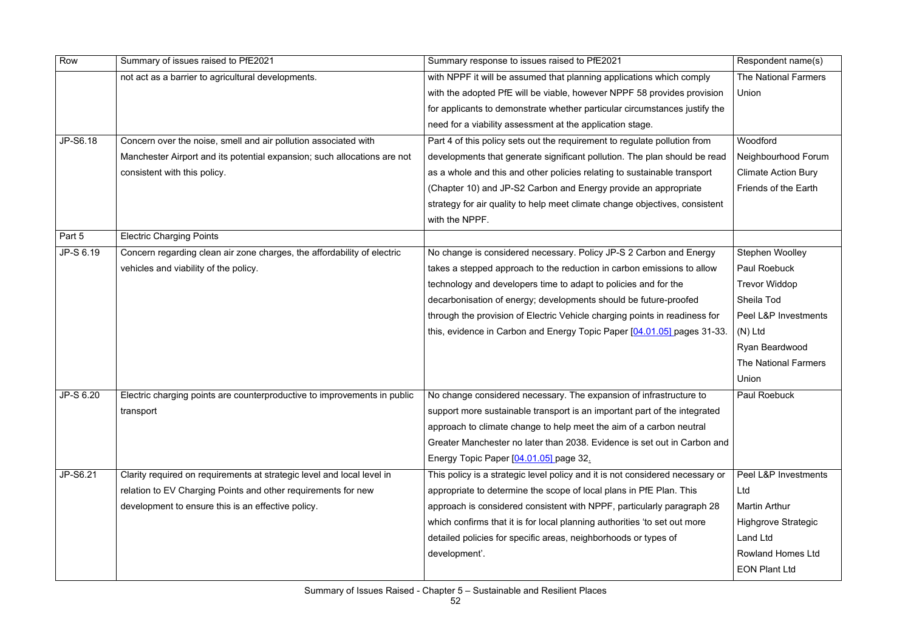| Row | Summary of issues raised to PfE2021 | Summary response to issues raised to PfE2021 | Respondent name(s) |
|---|---|---|---|
| | not act as a barrier to agricultural developments. | with NPPF it will be assumed that planning applications which comply with the adopted PfE will be viable, however NPPF 58 provides provision for applicants to demonstrate whether particular circumstances justify the need for a viability assessment at the application stage. | The National Farmers Union |
| JP-S6.18 | Concern over the noise, smell and air pollution associated with Manchester Airport and its potential expansion; such allocations are not consistent with this policy. | Part 4 of this policy sets out the requirement to regulate pollution from developments that generate significant pollution. The plan should be read as a whole and this and other policies relating to sustainable transport (Chapter 10) and JP-S2 Carbon and Energy provide an appropriate strategy for air quality to help meet climate change objectives, consistent with the NPPF. | Woodford Neighbourhood Forum<br>Climate Action Bury<br>Friends of the Earth |
| Part 5 | Electric Charging Points | | |
| JP-S 6.19 | Concern regarding clean air zone charges, the affordability of electric vehicles and viability of the policy. | No change is considered necessary. Policy JP-S 2 Carbon and Energy takes a stepped approach to the reduction in carbon emissions to allow technology and developers time to adapt to policies and for the decarbonisation of energy; developments should be future-proofed through the provision of Electric Vehicle charging points in readiness for this, evidence in Carbon and Energy Topic Paper [04.01.05] pages 31-33. | Stephen Woolley<br>Paul Roebuck<br>Trevor Widdop<br>Sheila Tod<br>Peel L&P Investments (N) Ltd<br>Ryan Beardwood<br>The National Farmers Union |
| JP-S 6.20 | Electric charging points are counterproductive to improvements in public transport | No change considered necessary. The expansion of infrastructure to support more sustainable transport is an important part of the integrated approach to climate change to help meet the aim of a carbon neutral Greater Manchester no later than 2038. Evidence is set out in Carbon and Energy Topic Paper [04.01.05] page 32. | Paul Roebuck |
| JP-S6.21 | Clarity required on requirements at strategic level and local level in relation to EV Charging Points and other requirements for new development to ensure this is an effective policy. | This policy is a strategic level policy and it is not considered necessary or appropriate to determine the scope of local plans in PfE Plan. This approach is considered consistent with NPPF, particularly paragraph 28 which confirms that it is for local planning authorities 'to set out more detailed policies for specific areas, neighborhoods or types of development'. | Peel L&P Investments Ltd<br>Martin Arthur<br>Highgrove Strategic Land Ltd<br>Rowland Homes Ltd<br>EON Plant Ltd |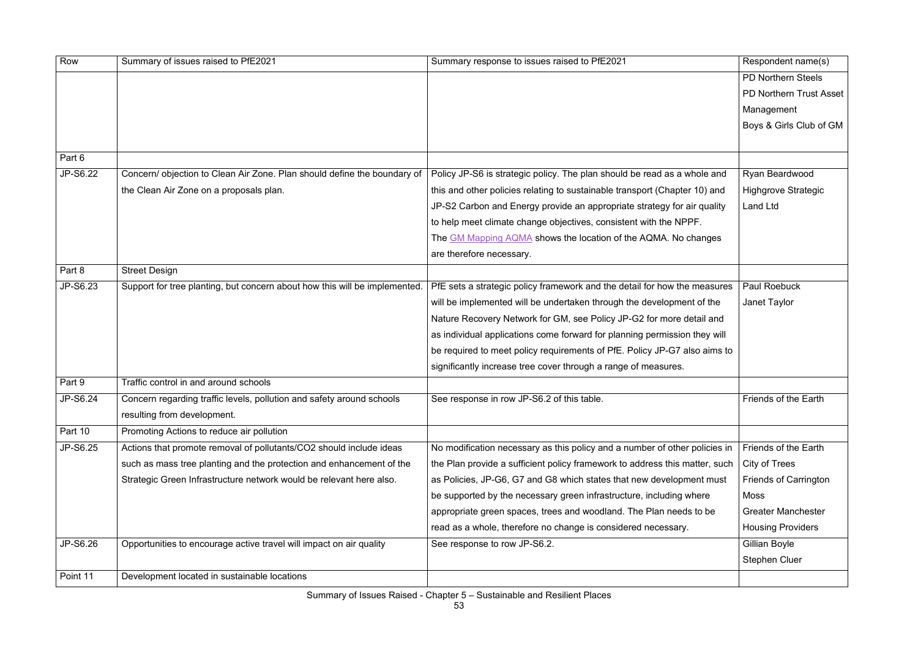| Row | Summary of issues raised to PfE2021 | Summary response to issues raised to PfE2021 | Respondent name(s) |
|---|---|---|---|
| | | | PD Northern Steels<br>PD Northern Trust Asset Management<br>Boys & Girls Club of GM |
| Part 6 | | | |
| JP-S6.22 | Concern/ objection to Clean Air Zone. Plan should define the boundary of the Clean Air Zone on a proposals plan. | Policy JP-S6 is strategic policy. The plan should be read as a whole and this and other policies relating to sustainable transport (Chapter 10) and JP-S2 Carbon and Energy provide an appropriate strategy for air quality to help meet climate change objectives, consistent with the NPPF.<br>The GM Mapping AQMA shows the location of the AQMA. No changes are therefore necessary. | Ryan Beardwood<br>Highgrove Strategic Land Ltd |
| Part 8 | Street Design | | |
| JP-S6.23 | Support for tree planting, but concern about how this will be implemented. | PfE sets a strategic policy framework and the detail for how the measures will be implemented will be undertaken through the development of the Nature Recovery Network for GM, see Policy JP-G2 for more detail and as individual applications come forward for planning permission they will be required to meet policy requirements of PfE. Policy JP-G7 also aims to significantly increase tree cover through a range of measures. | Paul Roebuck<br>Janet Taylor |
| Part 9 | Traffic control in and around schools | | |
| JP-S6.24 | Concern regarding traffic levels, pollution and safety around schools resulting from development. | See response in row JP-S6.2 of this table. | Friends of the Earth |
| Part 10 | Promoting Actions to reduce air pollution | | |
| JP-S6.25 | Actions that promote removal of pollutants/CO2 should include ideas such as mass tree planting and the protection and enhancement of the Strategic Green Infrastructure network would be relevant here also. | No modification necessary as this policy and a number of other policies in the Plan provide a sufficient policy framework to address this matter, such as Policies, JP-G6, G7 and G8 which states that new development must be supported by the necessary green infrastructure, including where appropriate green spaces, trees and woodland. The Plan needs to be read as a whole, therefore no change is considered necessary. | Friends of the Earth<br>City of Trees<br>Friends of Carrington Moss<br>Greater Manchester Housing Providers |
| JP-S6.26 | Opportunities to encourage active travel will impact on air quality | See response to row JP-S6.2. | Gillian Boyle<br>Stephen Cluer |
| Point 11 | Development located in sustainable locations | | |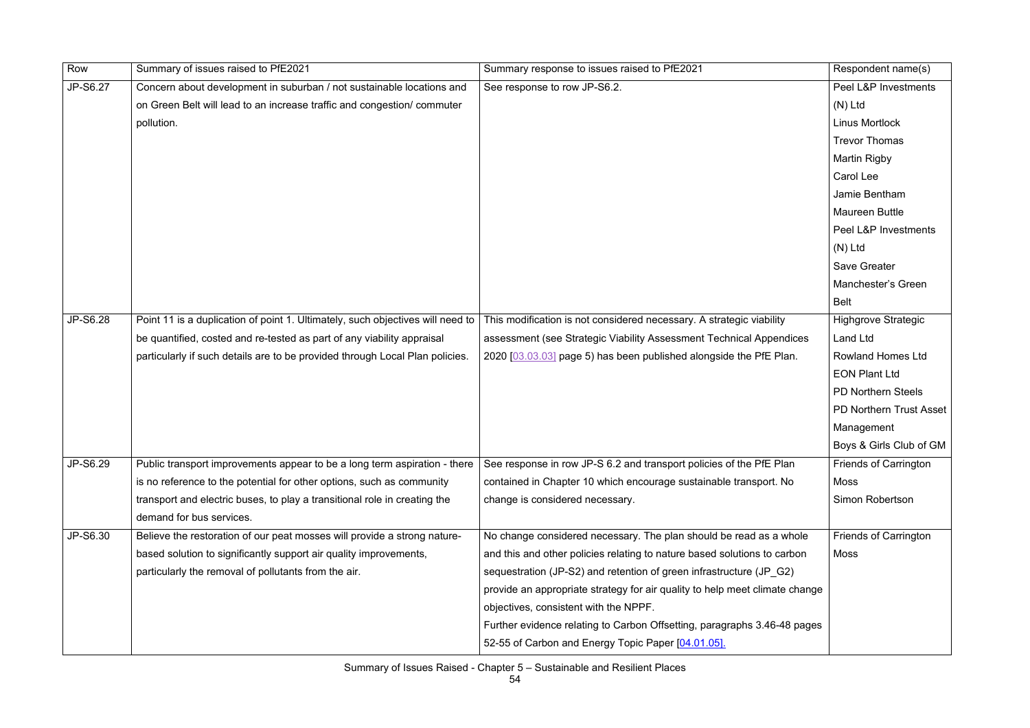| Row | Summary of issues raised to PfE2021 | Summary response to issues raised to PfE2021 | Respondent name(s) |
|---|---|---|---|
| JP-S6.27 | Concern about development in suburban / not sustainable locations and on Green Belt will lead to an increase traffic and congestion/ commuter pollution. | See response to row JP-S6.2. | Peel L&P Investments (N) Ltd<br>Linus Mortlock<br>Trevor Thomas<br>Martin Rigby<br>Carol Lee<br>Jamie Bentham<br>Maureen Buttle<br>Peel L&P Investments (N) Ltd<br>Save Greater Manchester's Green Belt |
| JP-S6.28 | Point 11 is a duplication of point 1. Ultimately, such objectives will need to be quantified, costed and re-tested as part of any viability appraisal particularly if such details are to be provided through Local Plan policies. | This modification is not considered necessary. A strategic viability assessment (see Strategic Viability Assessment Technical Appendices 2020 [03.03.03] page 5) has been published alongside the PfE Plan. | Highgrove Strategic Land Ltd<br>Rowland Homes Ltd<br>EON Plant Ltd<br>PD Northern Steels<br>PD Northern Trust Asset Management<br>Boys & Girls Club of GM |
| JP-S6.29 | Public transport improvements appear to be a long term aspiration - there is no reference to the potential for other options, such as community transport and electric buses, to play a transitional role in creating the demand for bus services. | See response in row JP-S 6.2 and transport policies of the PfE Plan contained in Chapter 10 which encourage sustainable transport. No change is considered necessary. | Friends of Carrington Moss<br>Simon Robertson |
| JP-S6.30 | Believe the restoration of our peat mosses will provide a strong nature-based solution to significantly support air quality improvements, particularly the removal of pollutants from the air. | No change considered necessary. The plan should be read as a whole and this and other policies relating to nature based solutions to carbon sequestration (JP-S2) and retention of green infrastructure (JP_G2) provide an appropriate strategy for air quality to help meet climate change objectives, consistent with the NPPF.<br>Further evidence relating to Carbon Offsetting, paragraphs 3.46-48 pages 52-55 of Carbon and Energy Topic Paper [04.01.05]. | Friends of Carrington Moss |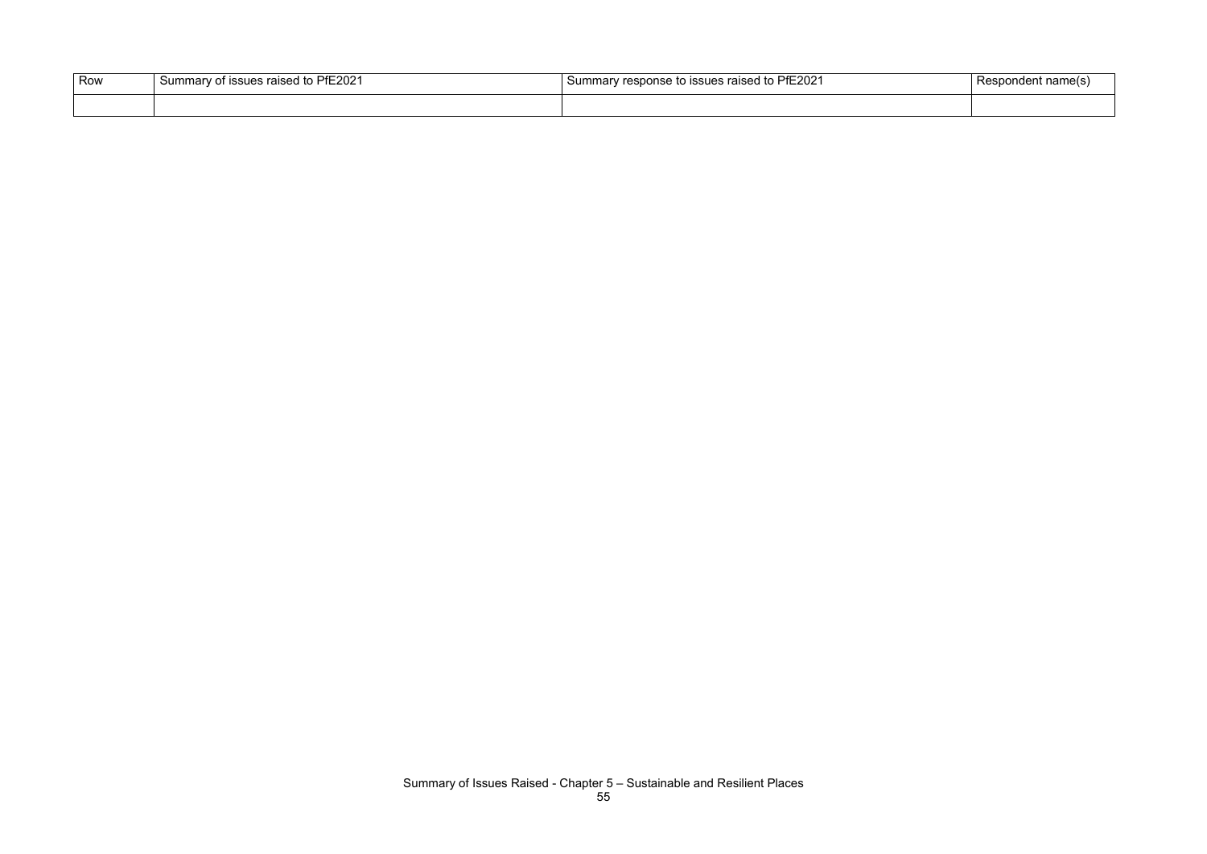| Row | Summary of issues raised to PfE2021 | Summary response to issues raised to PfE2021 | Respondent name(s) |
|---|---|---|---|
| | | | |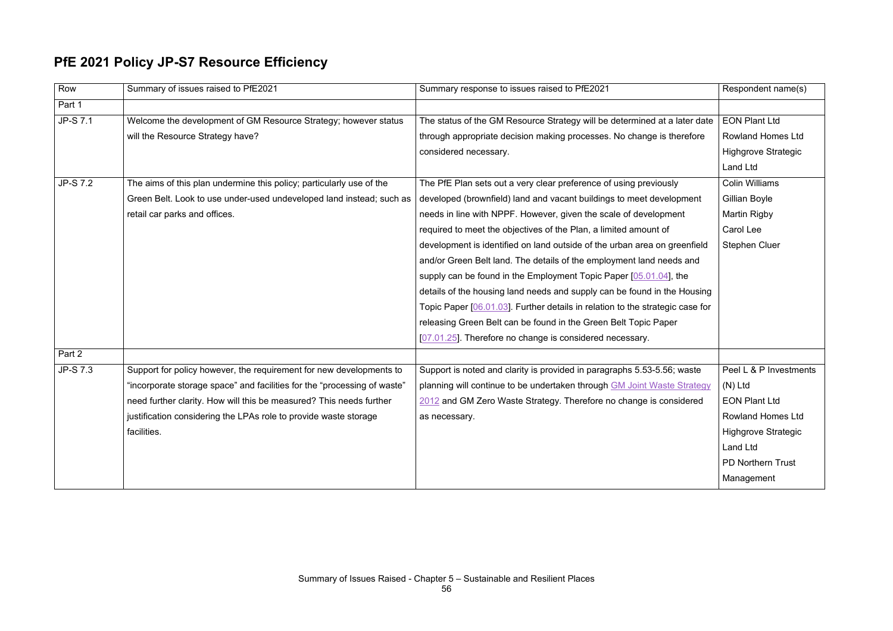## PfE 2021 Policy JP-S7 Resource Efficiency

| Row | Summary of issues raised to PfE2021 | Summary response to issues raised to PfE2021 | Respondent name(s) |
|---|---|---|---|
| Part 1 | | | |
| JP-S 7.1 | Welcome the development of GM Resource Strategy; however status will the Resource Strategy have? | The status of the GM Resource Strategy will be determined at a later date through appropriate decision making processes. No change is therefore considered necessary. | EON Plant Ltd<br>Rowland Homes Ltd<br>Highgrove Strategic Land Ltd |
| JP-S 7.2 | The aims of this plan undermine this policy; particularly use of the Green Belt. Look to use under-used undeveloped land instead; such as retail car parks and offices. | The PfE Plan sets out a very clear preference of using previously developed (brownfield) land and vacant buildings to meet development needs in line with NPPF. However, given the scale of development required to meet the objectives of the Plan, a limited amount of development is identified on land outside of the urban area on greenfield and/or Green Belt land. The details of the employment land needs and supply can be found in the Employment Topic Paper [05.01.04], the details of the housing land needs and supply can be found in the Housing Topic Paper [06.01.03]. Further details in relation to the strategic case for releasing Green Belt can be found in the Green Belt Topic Paper [07.01.25]. Therefore no change is considered necessary. | Colin Williams<br>Gillian Boyle<br>Martin Rigby<br>Carol Lee<br>Stephen Cluer |
| Part 2 | | | |
| JP-S 7.3 | Support for policy however, the requirement for new developments to "incorporate storage space" and facilities for the "processing of waste" need further clarity. How will this be measured? This needs further justification considering the LPAs role to provide waste storage facilities. | Support is noted and clarity is provided in paragraphs 5.53-5.56; waste planning will continue to be undertaken through GM Joint Waste Strategy 2012 and GM Zero Waste Strategy. Therefore no change is considered as necessary. | Peel L & P Investments (N) Ltd<br>EON Plant Ltd<br>Rowland Homes Ltd<br>Highgrove Strategic Land Ltd<br>PD Northern Trust Management |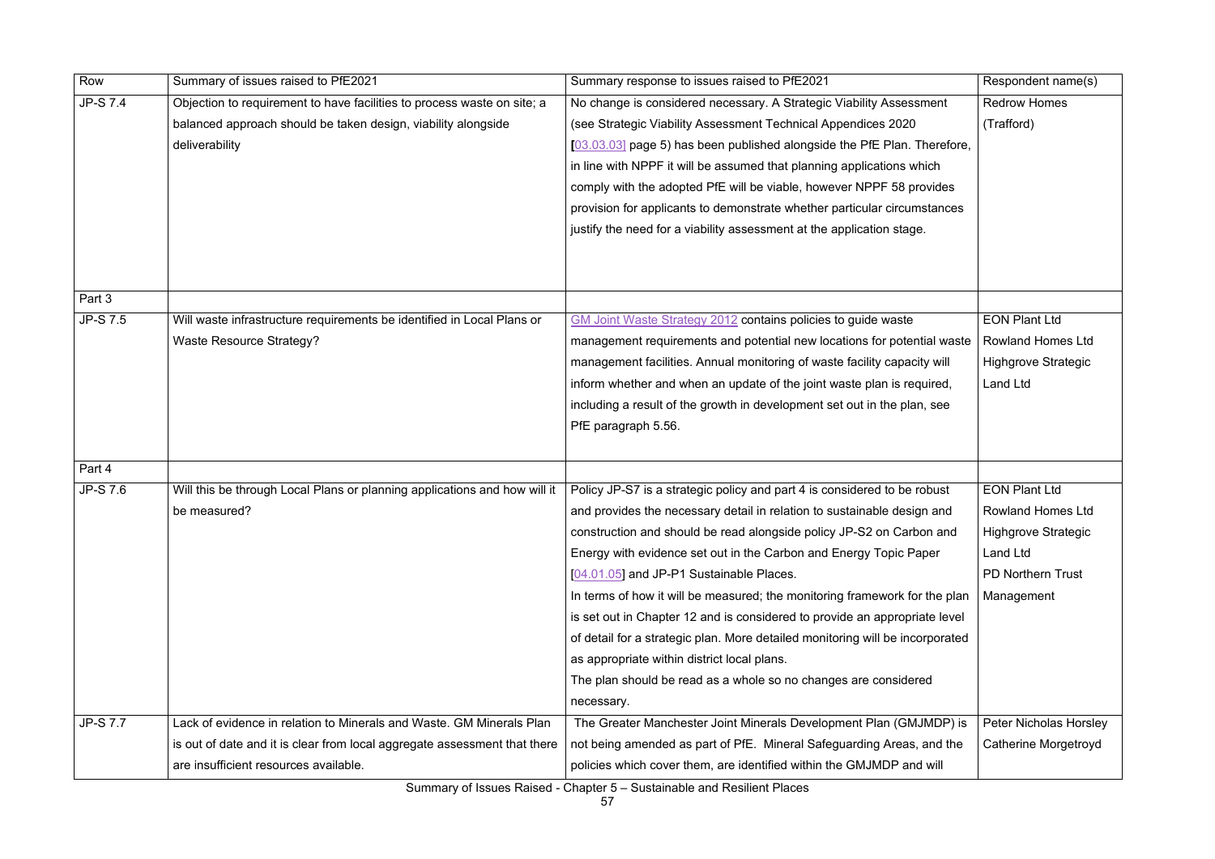| Row | Summary of issues raised to PfE2021 | Summary response to issues raised to PfE2021 | Respondent name(s) |
|---|---|---|---|
| JP-S 7.4 | Objection to requirement to have facilities to process waste on site; a balanced approach should be taken design, viability alongside deliverability | No change is considered necessary. A Strategic Viability Assessment (see Strategic Viability Assessment Technical Appendices 2020 [03.03.03] page 5) has been published alongside the PfE Plan. Therefore, in line with NPPF it will be assumed that planning applications which comply with the adopted PfE will be viable, however NPPF 58 provides provision for applicants to demonstrate whether particular circumstances justify the need for a viability assessment at the application stage. | Redrow Homes (Trafford) |
| Part 3 | | | |
| JP-S 7.5 | Will waste infrastructure requirements be identified in Local Plans or Waste Resource Strategy? | GM Joint Waste Strategy 2012 contains policies to guide waste management requirements and potential new locations for potential waste management facilities. Annual monitoring of waste facility capacity will inform whether and when an update of the joint waste plan is required, including a result of the growth in development set out in the plan, see PfE paragraph 5.56. | EON Plant Ltd<br>Rowland Homes Ltd<br>Highgrove Strategic Land Ltd |
| Part 4 | | | |
| JP-S 7.6 | Will this be through Local Plans or planning applications and how will it be measured? | Policy JP-S7 is a strategic policy and part 4 is considered to be robust and provides the necessary detail in relation to sustainable design and construction and should be read alongside policy JP-S2 on Carbon and Energy with evidence set out in the Carbon and Energy Topic Paper [04.01.05] and JP-P1 Sustainable Places.<br>In terms of how it will be measured; the monitoring framework for the plan is set out in Chapter 12 and is considered to provide an appropriate level of detail for a strategic plan. More detailed monitoring will be incorporated as appropriate within district local plans.<br>The plan should be read as a whole so no changes are considered necessary. | EON Plant Ltd<br>Rowland Homes Ltd<br>Highgrove Strategic Land Ltd<br>PD Northern Trust Management |
| JP-S 7.7 | Lack of evidence in relation to Minerals and Waste. GM Minerals Plan is out of date and it is clear from local aggregate assessment that there are insufficient resources available. | The Greater Manchester Joint Minerals Development Plan (GMJMDP) is not being amended as part of PfE. Mineral Safeguarding Areas, and the policies which cover them, are identified within the GMJMDP and will | Peter Nicholas Horsley<br>Catherine Morgetroyd |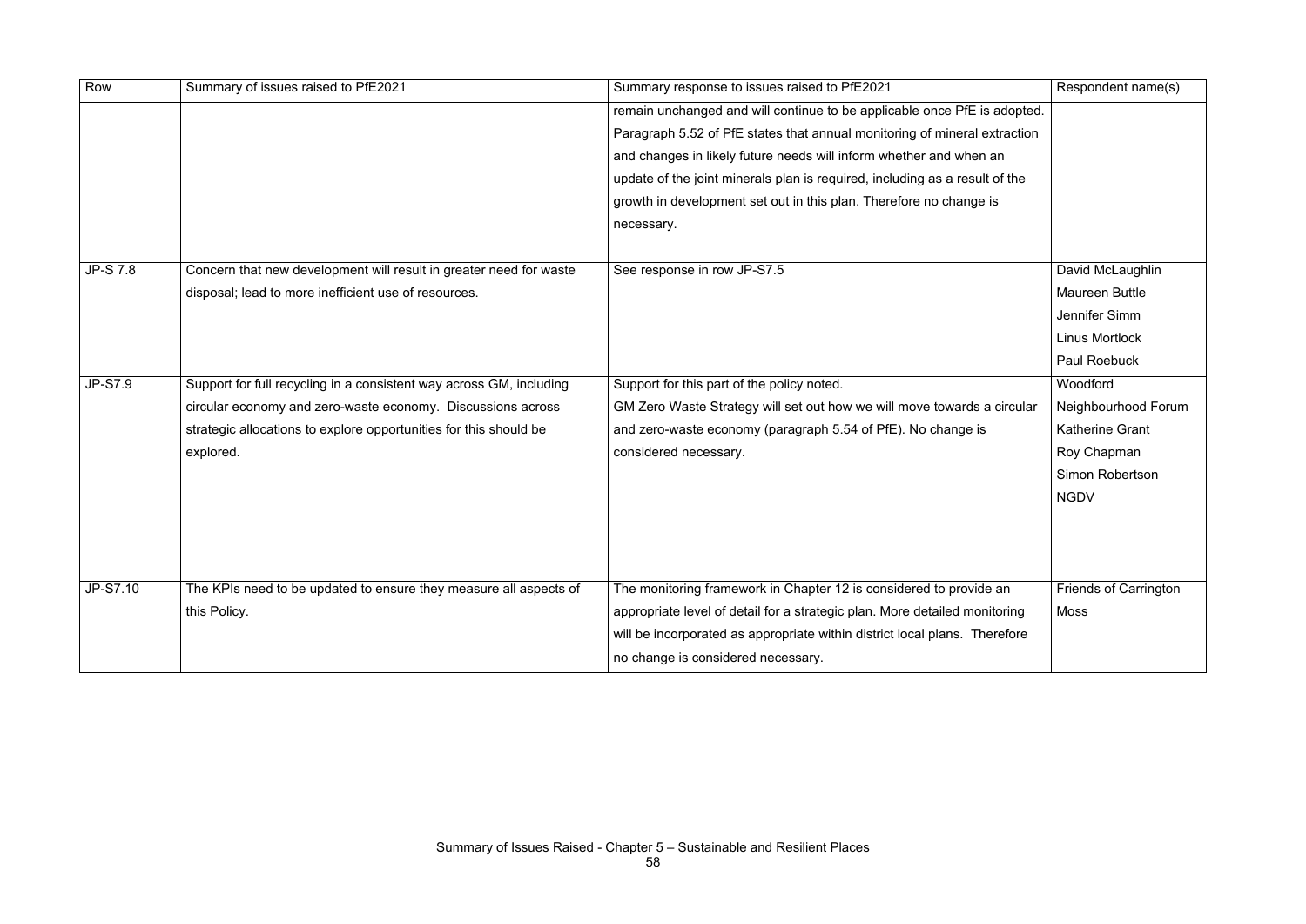| Row | Summary of issues raised to PfE2021 | Summary response to issues raised to PfE2021 | Respondent name(s) |
|---|---|---|---|
| | | remain unchanged and will continue to be applicable once PfE is adopted. Paragraph 5.52 of PfE states that annual monitoring of mineral extraction and changes in likely future needs will inform whether and when an update of the joint minerals plan is required, including as a result of the growth in development set out in this plan. Therefore no change is necessary. | |
| JP-S 7.8 | Concern that new development will result in greater need for waste disposal; lead to more inefficient use of resources. | See response in row JP-S7.5 | David McLaughlin<br>Maureen Buttle<br>Jennifer Simm<br>Linus Mortlock<br>Paul Roebuck |
| JP-S7.9 | Support for full recycling in a consistent way across GM, including circular economy and zero-waste economy. Discussions across strategic allocations to explore opportunities for this should be explored. | Support for this part of the policy noted.<br>GM Zero Waste Strategy will set out how we will move towards a circular and zero-waste economy (paragraph 5.54 of PfE). No change is considered necessary. | Woodford Neighbourhood Forum<br>Katherine Grant<br>Roy Chapman<br>Simon Robertson<br>NGDV |
| JP-S7.10 | The KPIs need to be updated to ensure they measure all aspects of this Policy. | The monitoring framework in Chapter 12 is considered to provide an appropriate level of detail for a strategic plan. More detailed monitoring will be incorporated as appropriate within district local plans. Therefore no change is considered necessary. | Friends of Carrington Moss |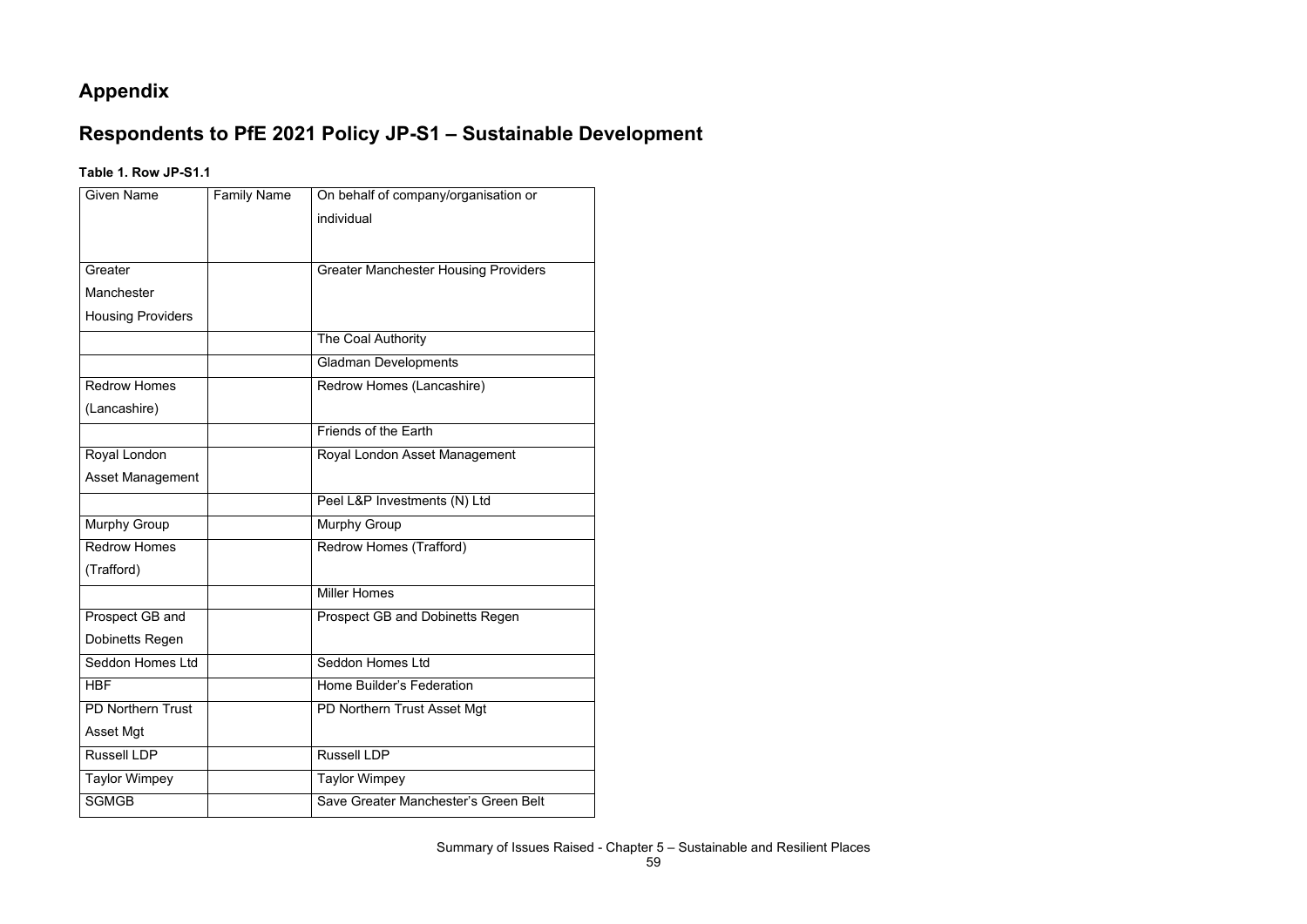# Appendix

## Respondents to PfE 2021 Policy JP-S1 – Sustainable Development

**Table 1. Row JP-S1.1**

| Given Name | Family Name | On behalf of company/organisation or individual |
|---|---|---|
| Greater Manchester Housing Providers | | Greater Manchester Housing Providers |
| | | The Coal Authority |
| | | Gladman Developments |
| Redrow Homes (Lancashire) | | Redrow Homes (Lancashire) |
| | | Friends of the Earth |
| Royal London Asset Management | | Royal London Asset Management |
| | | Peel L&P Investments (N) Ltd |
| Murphy Group | | Murphy Group |
| Redrow Homes (Trafford) | | Redrow Homes (Trafford) |
| | | Miller Homes |
| Prospect GB and Dobinetts Regen | | Prospect GB and Dobinetts Regen |
| Seddon Homes Ltd | | Seddon Homes Ltd |
| HBF | | Home Builder's Federation |
| PD Northern Trust Asset Mgt | | PD Northern Trust Asset Mgt |
| Russell LDP | | Russell LDP |
| Taylor Wimpey | | Taylor Wimpey |
| SGMGB | | Save Greater Manchester's Green Belt |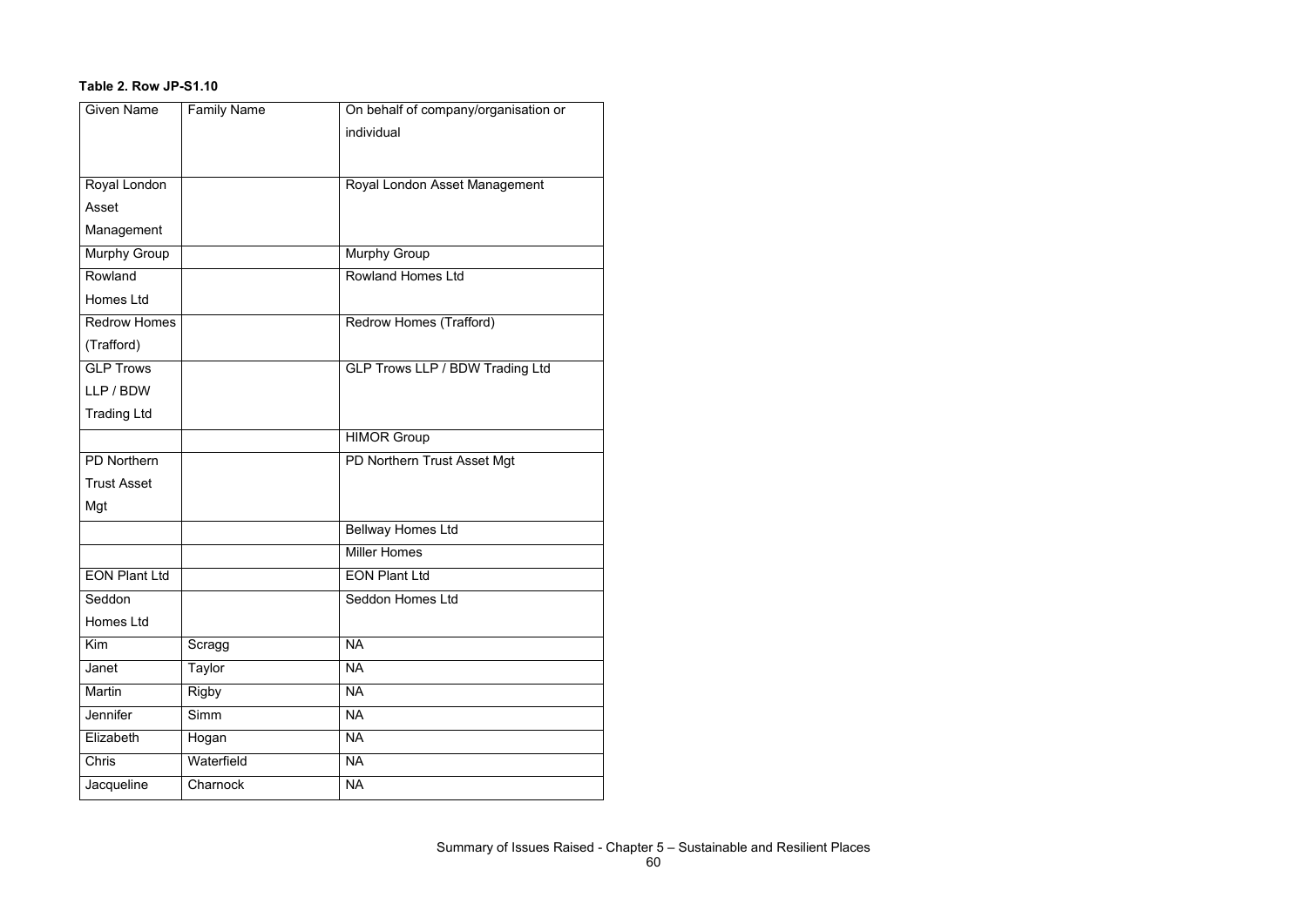**Table 2. Row JP-S1.10**

| Given Name | Family Name | On behalf of company/organisation or individual |
| --- | --- | --- |
| Royal London Asset Management | | Royal London Asset Management |
| Murphy Group | | Murphy Group |
| Rowland Homes Ltd | | Rowland Homes Ltd |
| Redrow Homes (Trafford) | | Redrow Homes (Trafford) |
| GLP Trows LLP / BDW Trading Ltd | | GLP Trows LLP / BDW Trading Ltd |
| | | HIMOR Group |
| PD Northern Trust Asset Mgt | | PD Northern Trust Asset Mgt |
| | | Bellway Homes Ltd |
| | | Miller Homes |
| EON Plant Ltd | | EON Plant Ltd |
| Seddon Homes Ltd | | Seddon Homes Ltd |
| Kim | Scragg | NA |
| Janet | Taylor | NA |
| Martin | Rigby | NA |
| Jennifer | Simm | NA |
| Elizabeth | Hogan | NA |
| Chris | Waterfield | NA |
| Jacqueline | Charnock | NA |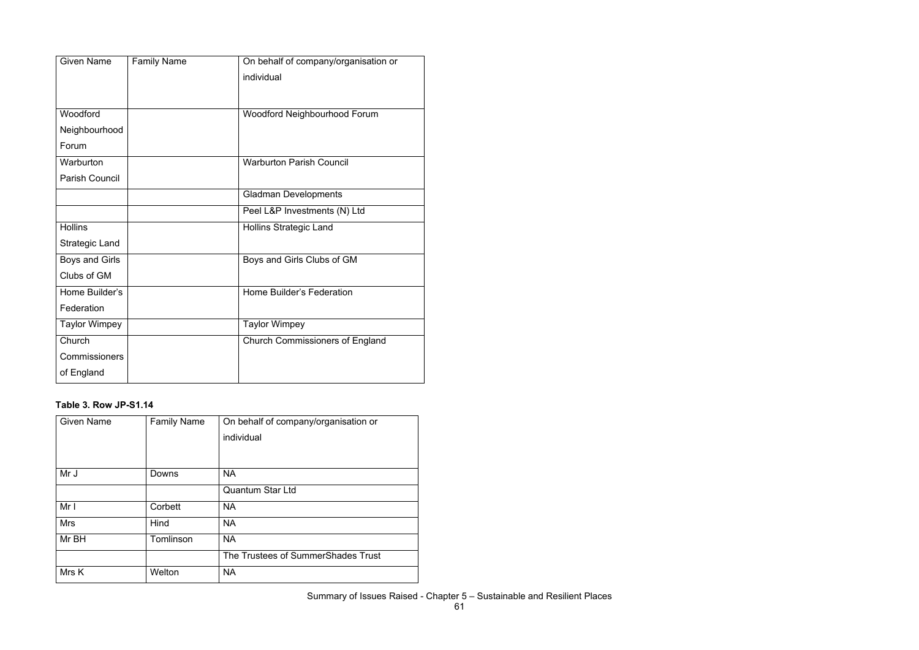| Given Name | Family Name | On behalf of company/organisation or individual |
|---|---|---|
| Woodford Neighbourhood Forum | | Woodford Neighbourhood Forum |
| Warburton Parish Council | | Warburton Parish Council |
| | | Gladman Developments |
| | | Peel L&P Investments (N) Ltd |
| Hollins Strategic Land | | Hollins Strategic Land |
| Boys and Girls Clubs of GM | | Boys and Girls Clubs of GM |
| Home Builder's Federation | | Home Builder's Federation |
| Taylor Wimpey | | Taylor Wimpey |
| Church Commissioners of England | | Church Commissioners of England |

**Table 3. Row JP-S1.14**

| Given Name | Family Name | On behalf of company/organisation or individual |
|---|---|---|
| Mr J | Downs | NA |
| | | Quantum Star Ltd |
| Mr I | Corbett | NA |
| Mrs | Hind | NA |
| Mr BH | Tomlinson | NA |
| | | The Trustees of SummerShades Trust |
| Mrs K | Welton | NA |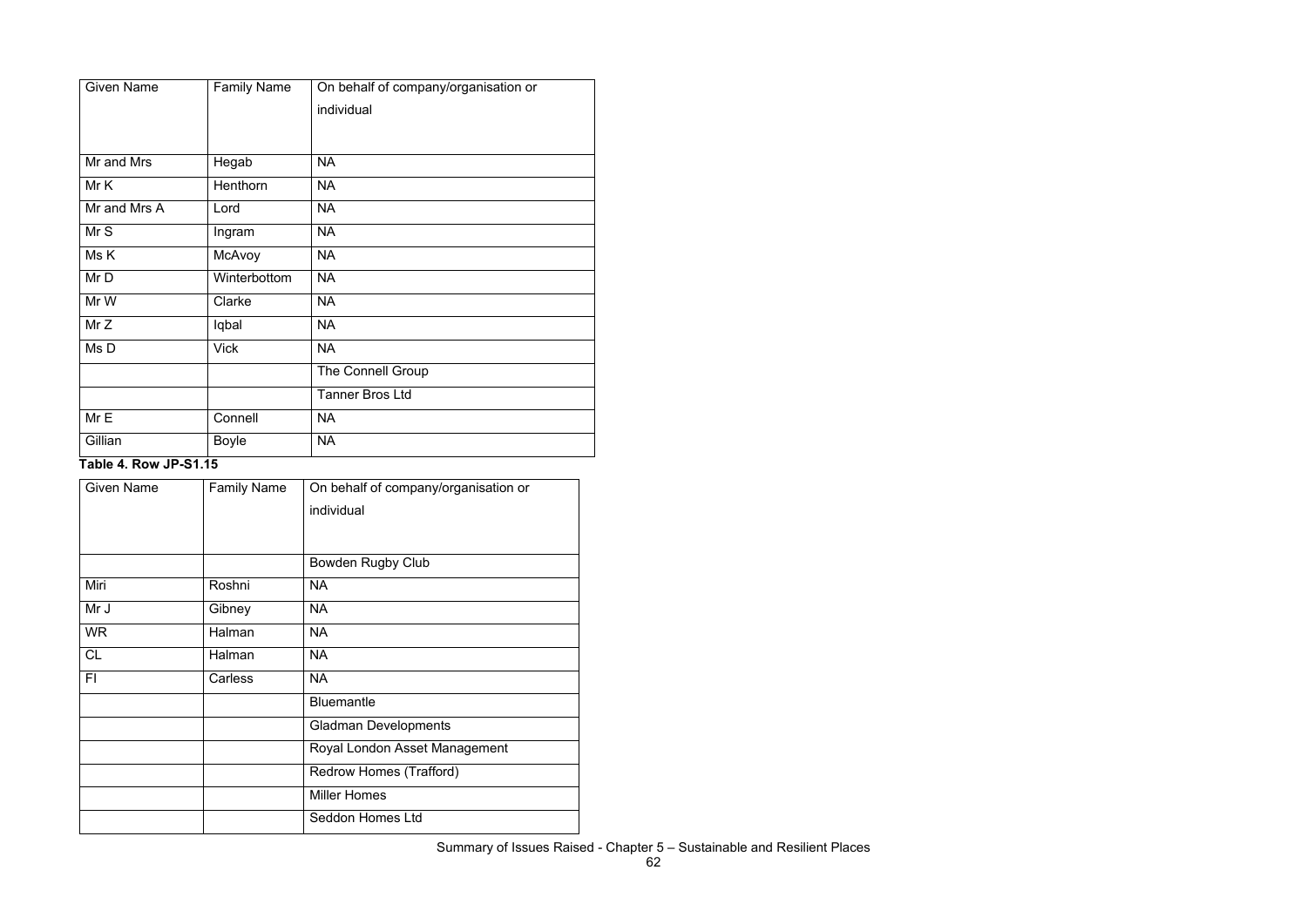| Given Name | Family Name | On behalf of company/organisation or individual |
|---|---|---|
| Mr and Mrs | Hegab | NA |
| Mr K | Henthorn | NA |
| Mr and Mrs A | Lord | NA |
| Mr S | Ingram | NA |
| Ms K | McAvoy | NA |
| Mr D | Winterbottom | NA |
| Mr W | Clarke | NA |
| Mr Z | Iqbal | NA |
| Ms D | Vick | NA |
| | | The Connell Group |
| | | Tanner Bros Ltd |
| Mr E | Connell | NA |
| Gillian | Boyle | NA |

**Table 4. Row JP-S1.15**

| Given Name | Family Name | On behalf of company/organisation or individual |
|---|---|---|
| | | Bowden Rugby Club |
| Miri | Roshni | NA |
| Mr J | Gibney | NA |
| WR | Halman | NA |
| CL | Halman | NA |
| FI | Carless | NA |
| | | Bluemantle |
| | | Gladman Developments |
| | | Royal London Asset Management |
| | | Redrow Homes (Trafford) |
| | | Miller Homes |
| | | Seddon Homes Ltd |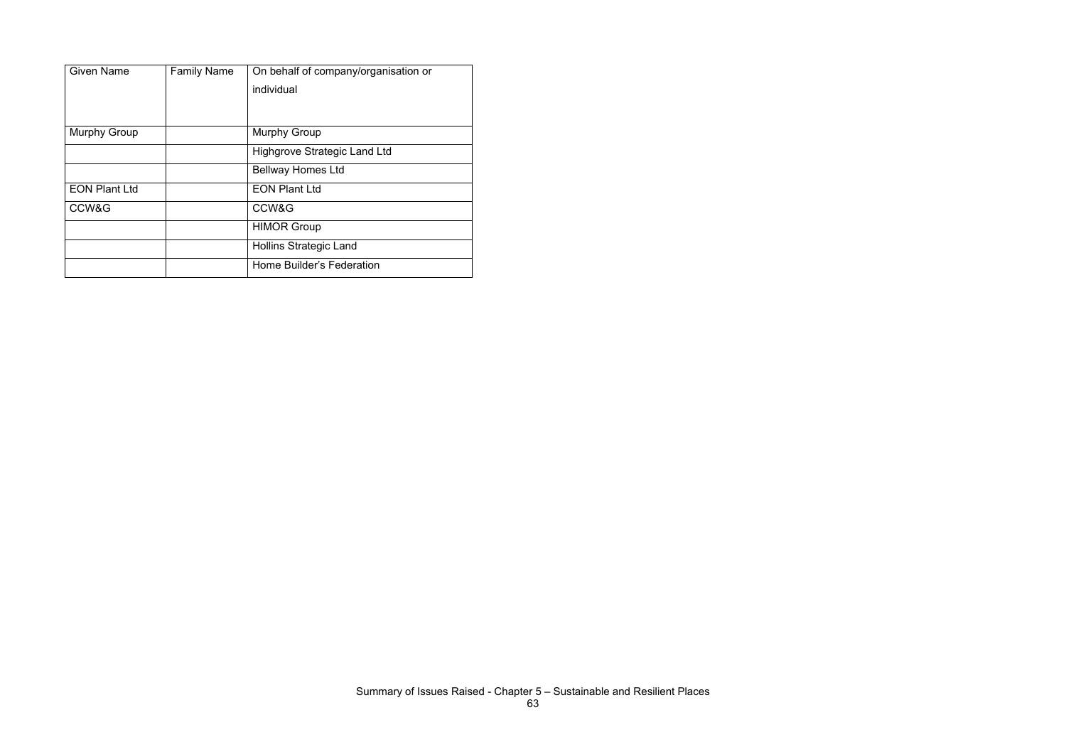| Given Name | Family Name | On behalf of company/organisation or individual |
| --- | --- | --- |
| Murphy Group | | Murphy Group |
| | | Highgrove Strategic Land Ltd |
| | | Bellway Homes Ltd |
| EON Plant Ltd | | EON Plant Ltd |
| CCW&G | | CCW&G |
| | | HIMOR Group |
| | | Hollins Strategic Land |
| | | Home Builder's Federation |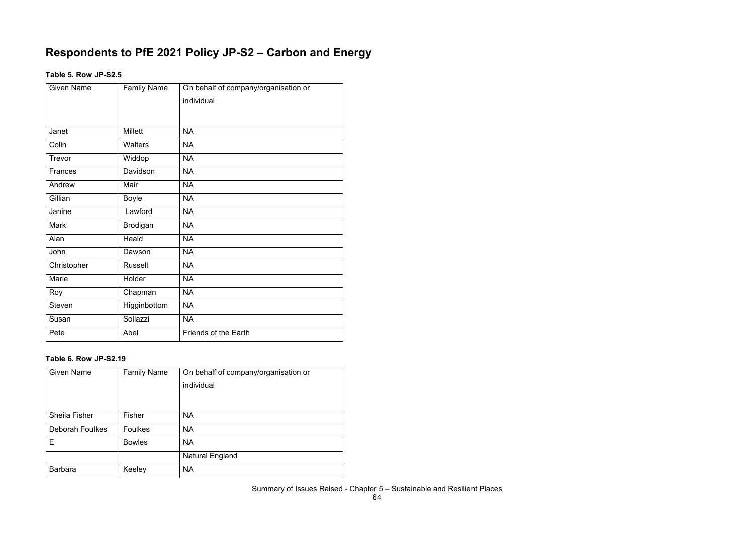# Respondents to PfE 2021 Policy JP-S2 – Carbon and Energy

**Table 5. Row JP-S2.5**

| Given Name | Family Name | On behalf of company/organisation or individual |
|---|---|---|
| Janet | Millett | NA |
| Colin | Walters | NA |
| Trevor | Widdop | NA |
| Frances | Davidson | NA |
| Andrew | Mair | NA |
| Gillian | Boyle | NA |
| Janine | Lawford | NA |
| Mark | Brodigan | NA |
| Alan | Heald | NA |
| John | Dawson | NA |
| Christopher | Russell | NA |
| Marie | Holder | NA |
| Roy | Chapman | NA |
| Steven | Higginbottom | NA |
| Susan | Sollazzi | NA |
| Pete | Abel | Friends of the Earth |

**Table 6. Row JP-S2.19**

| Given Name | Family Name | On behalf of company/organisation or individual |
|---|---|---|
| Sheila Fisher | Fisher | NA |
| Deborah Foulkes | Foulkes | NA |
| E | Bowles | NA |
| | | Natural England |
| Barbara | Keeley | NA |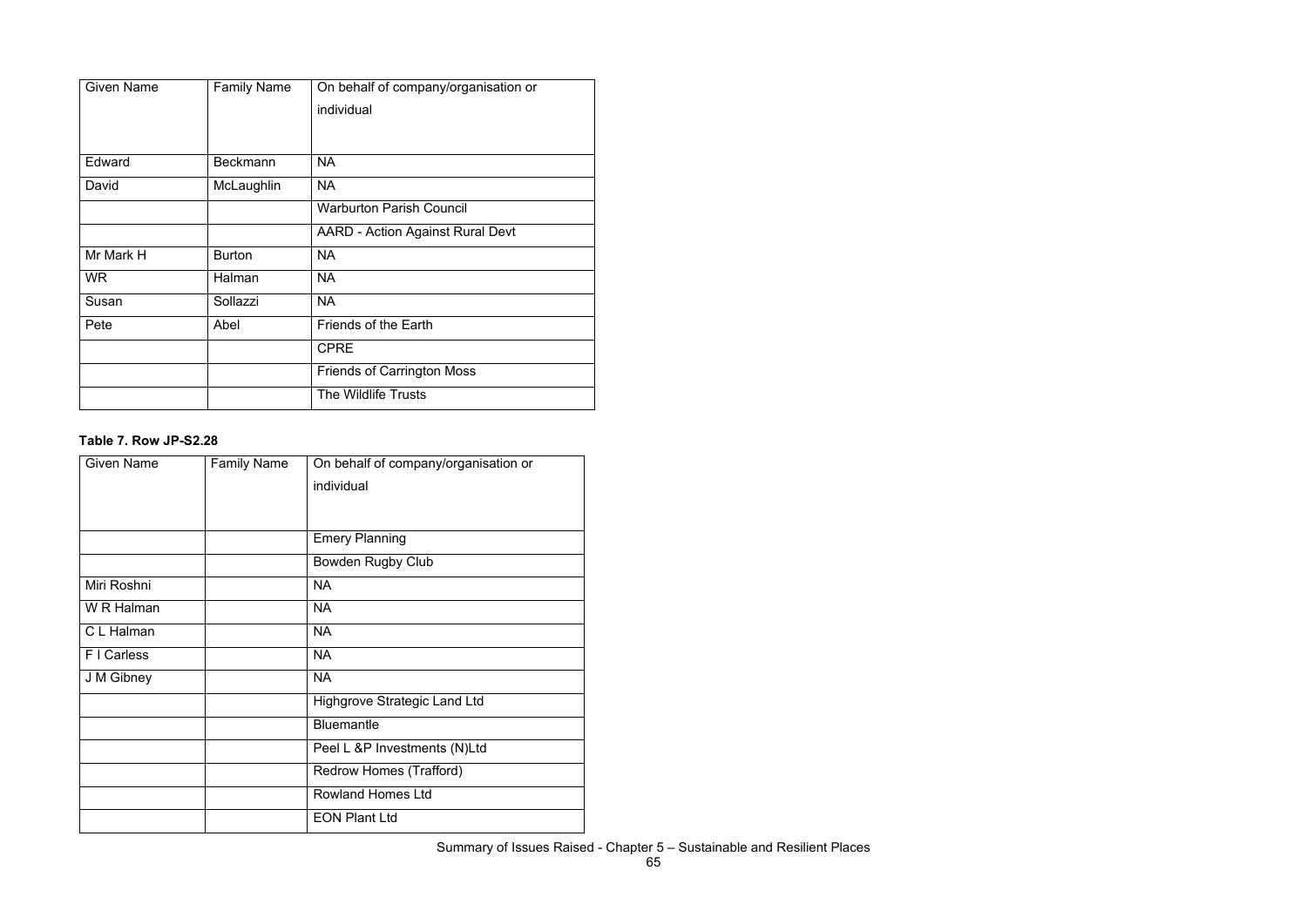| Given Name | Family Name | On behalf of company/organisation or individual |
| --- | --- | --- |
| Edward | Beckmann | NA |
| David | McLaughlin | NA |
| | | Warburton Parish Council |
| | | AARD - Action Against Rural Devt |
| Mr Mark H | Burton | NA |
| WR | Halman | NA |
| Susan | Sollazzi | NA |
| Pete | Abel | Friends of the Earth |
| | | CPRE |
| | | Friends of Carrington Moss |
| | | The Wildlife Trusts |

**Table 7. Row JP-S2.28**

| Given Name | Family Name | On behalf of company/organisation or individual |
| --- | --- | --- |
| | | Emery Planning |
| | | Bowden Rugby Club |
| Miri Roshni | | NA |
| W R Halman | | NA |
| C L Halman | | NA |
| F I Carless | | NA |
| J M Gibney | | NA |
| | | Highgrove Strategic Land Ltd |
| | | Bluemantle |
| | | Peel L &P Investments (N)Ltd |
| | | Redrow Homes (Trafford) |
| | | Rowland Homes Ltd |
| | | EON Plant Ltd |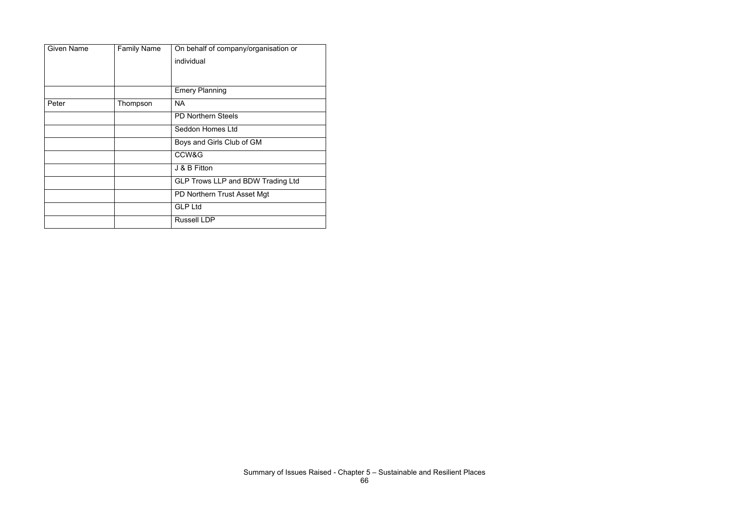| Given Name | Family Name | On behalf of company/organisation or individual |
| --- | --- | --- |
| | | Emery Planning |
| Peter | Thompson | NA |
| | | PD Northern Steels |
| | | Seddon Homes Ltd |
| | | Boys and Girls Club of GM |
| | | CCW&G |
| | | J & B Fitton |
| | | GLP Trows LLP and BDW Trading Ltd |
| | | PD Northern Trust Asset Mgt |
| | | GLP Ltd |
| | | Russell LDP |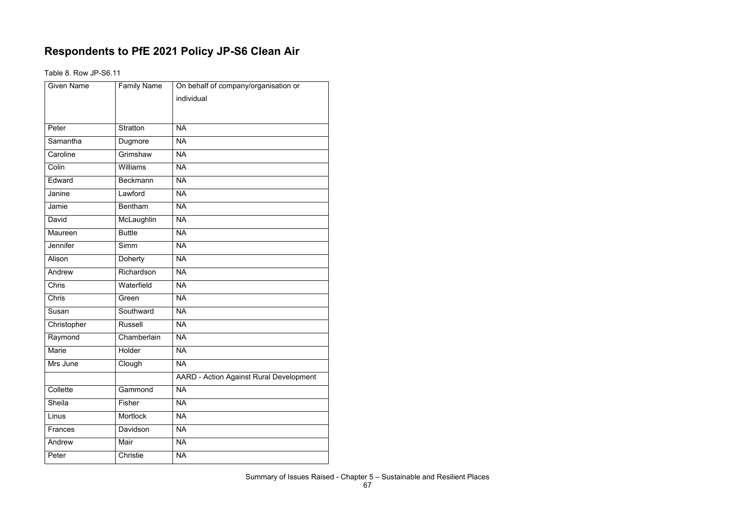# Respondents to PfE 2021 Policy JP-S6 Clean Air

Table 8. Row JP-S6.11

| Given Name | Family Name | On behalf of company/organisation or individual |
|---|---|---|
| Peter | Stratton | NA |
| Samantha | Dugmore | NA |
| Caroline | Grimshaw | NA |
| Colin | Williams | NA |
| Edward | Beckmann | NA |
| Janine | Lawford | NA |
| Jamie | Bentham | NA |
| David | McLaughlin | NA |
| Maureen | Buttle | NA |
| Jennifer | Simm | NA |
| Alison | Doherty | NA |
| Andrew | Richardson | NA |
| Chris | Waterfield | NA |
| Chris | Green | NA |
| Susan | Southward | NA |
| Christopher | Russell | NA |
| Raymond | Chamberlain | NA |
| Marie | Holder | NA |
| Mrs June | Clough | NA |
| | | AARD - Action Against Rural Development |
| Collette | Gammond | NA |
| Sheila | Fisher | NA |
| Linus | Mortlock | NA |
| Frances | Davidson | NA |
| Andrew | Mair | NA |
| Peter | Christie | NA |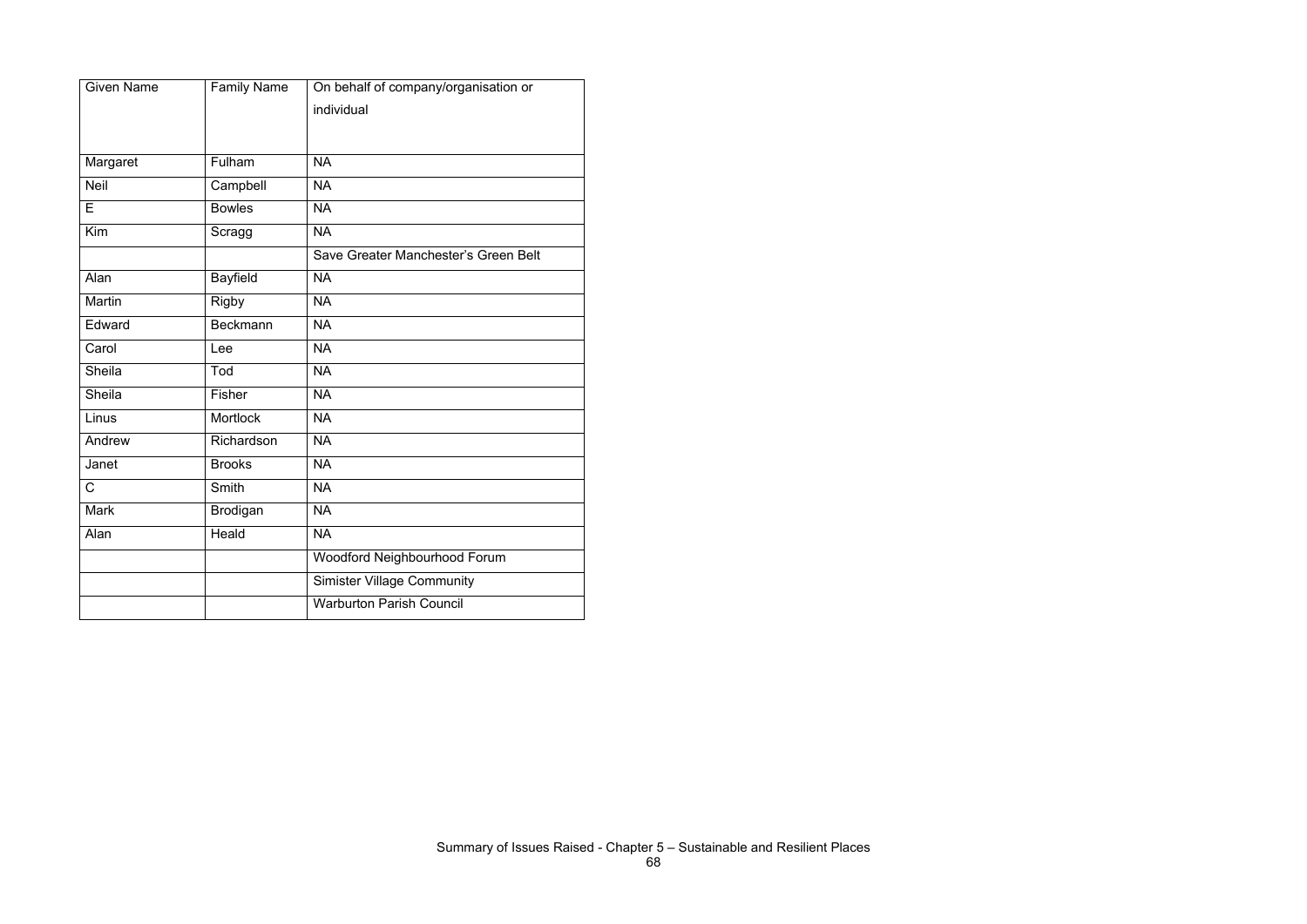| Given Name | Family Name | On behalf of company/organisation or individual |
|---|---|---|
| Margaret | Fulham | NA |
| Neil | Campbell | NA |
| E | Bowles | NA |
| Kim | Scragg | NA |
| | | Save Greater Manchester's Green Belt |
| Alan | Bayfield | NA |
| Martin | Rigby | NA |
| Edward | Beckmann | NA |
| Carol | Lee | NA |
| Sheila | Tod | NA |
| Sheila | Fisher | NA |
| Linus | Mortlock | NA |
| Andrew | Richardson | NA |
| Janet | Brooks | NA |
| C | Smith | NA |
| Mark | Brodigan | NA |
| Alan | Heald | NA |
| | | Woodford Neighbourhood Forum |
| | | Simister Village Community |
| | | Warburton Parish Council |